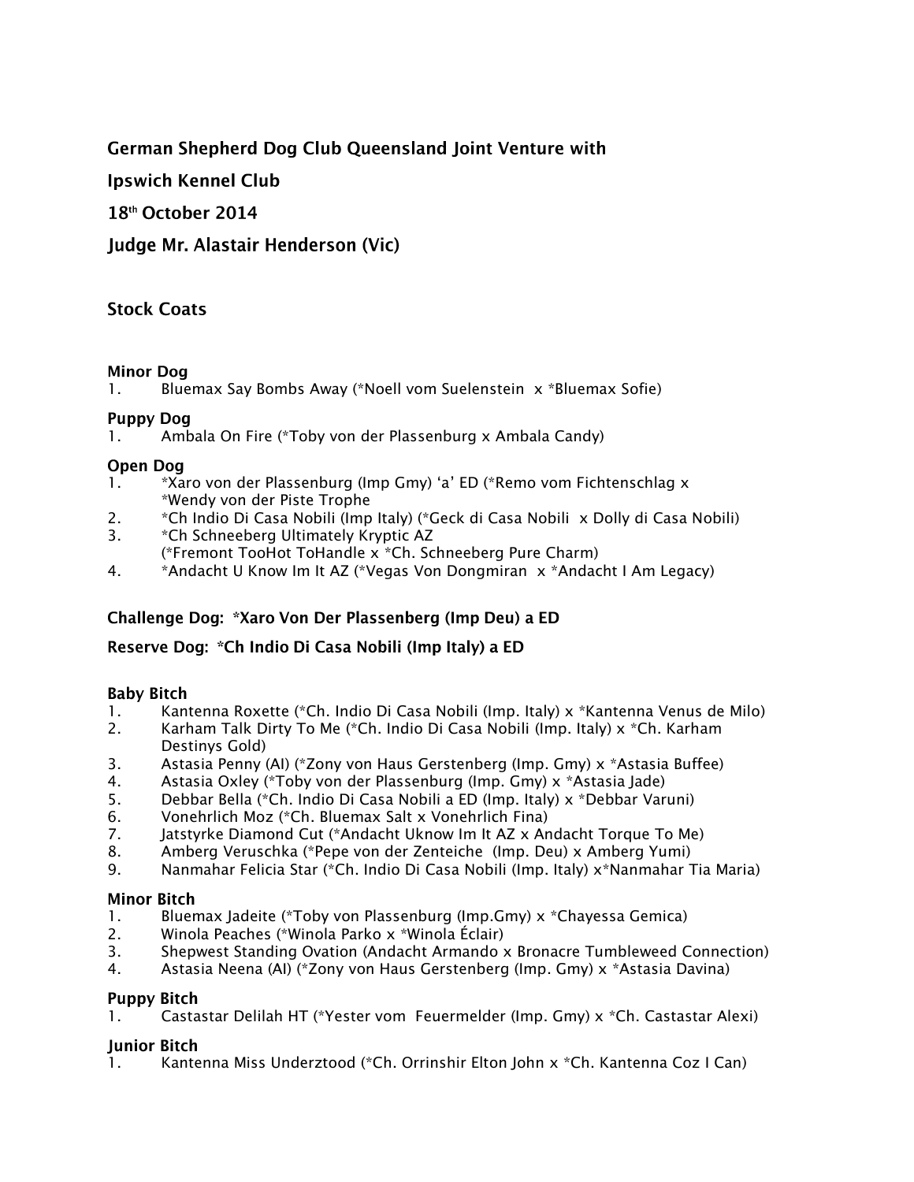**German Shepherd Dog Club Queensland Joint Venture with**

**Ipswich Kennel Club**

**18th October 2014**

**Judge Mr. Alastair Henderson (Vic)**

## Stock Coats

**Minor Dog**
1. Bluemax Say Bombs Away (*Noell vom Suelenstein x *Bluemax Sofie)

**Puppy Dog**
1. Ambala On Fire (*Toby von der Plassenburg x Ambala Candy)

**Open Dog**
1. *Xaro von der Plassenburg (Imp Gmy) 'a' ED (*Remo vom Fichtenschlag x *Wendy von der Piste Trophe
2. *Ch Indio Di Casa Nobili (Imp Italy) (*Geck di Casa Nobili x Dolly di Casa Nobili)
3. *Ch Schneeberg Ultimately Kryptic AZ (*Fremont TooHot ToHandle x *Ch. Schneeberg Pure Charm)
4. *Andacht U Know Im It AZ (*Vegas Von Dongmiran x *Andacht I Am Legacy)

**Challenge Dog: *Xaro Von Der Plassenberg (Imp Deu) a ED**

**Reserve Dog: *Ch Indio Di Casa Nobili (Imp Italy) a ED**

**Baby Bitch**
1. Kantenna Roxette (*Ch. Indio Di Casa Nobili (Imp. Italy) x *Kantenna Venus de Milo)
2. Karham Talk Dirty To Me (*Ch. Indio Di Casa Nobili (Imp. Italy) x *Ch. Karham Destinys Gold)
3. Astasia Penny (AI) (*Zony von Haus Gerstenberg (Imp. Gmy) x *Astasia Buffee)
4. Astasia Oxley (*Toby von der Plassenburg (Imp. Gmy) x *Astasia Jade)
5. Debbar Bella (*Ch. Indio Di Casa Nobili a ED (Imp. Italy) x *Debbar Varuni)
6. Vonehrlich Moz (*Ch. Bluemax Salt x Vonehrlich Fina)
7. Jatstyrke Diamond Cut (*Andacht Uknow Im It AZ x Andacht Torque To Me)
8. Amberg Veruschka (*Pepe von der Zenteiche (Imp. Deu) x Amberg Yumi)
9. Nanmahar Felicia Star (*Ch. Indio Di Casa Nobili (Imp. Italy) x*Nanmahar Tia Maria)

**Minor Bitch**
1. Bluemax Jadeite (*Toby von Plassenburg (Imp.Gmy) x *Chayessa Gemica)
2. Winola Peaches (*Winola Parko x *Winola Éclair)
3. Shepwest Standing Ovation (Andacht Armando x Bronacre Tumbleweed Connection)
4. Astasia Neena (AI) (*Zony von Haus Gerstenberg (Imp. Gmy) x *Astasia Davina)

**Puppy Bitch**
1. Castastar Delilah HT (*Yester vom Feuermelder (Imp. Gmy) x *Ch. Castastar Alexi)

**Junior Bitch**
1. Kantenna Miss Underztood (*Ch. Orrinshir Elton John x *Ch. Kantenna Coz I Can)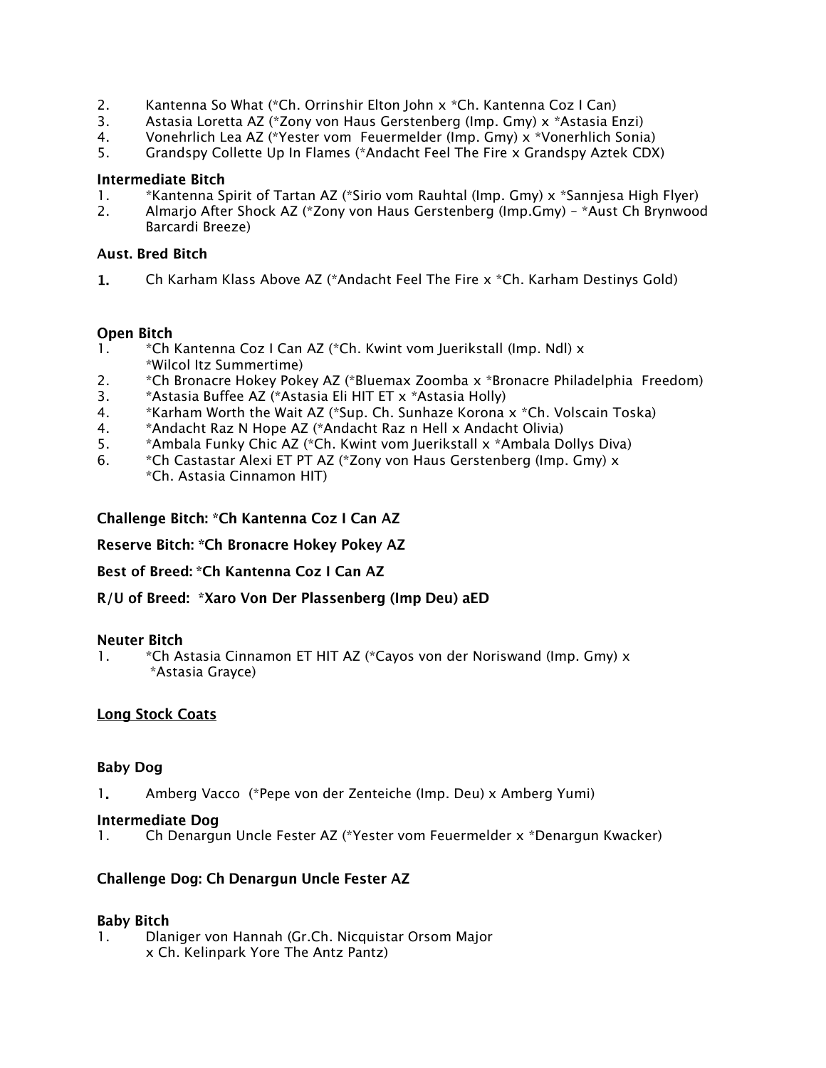2. Kantenna So What (*Ch. Orrinshir Elton John x *Ch. Kantenna Coz I Can)
3. Astasia Loretta AZ (*Zony von Haus Gerstenberg (Imp. Gmy) x *Astasia Enzi)
4. Vonehrlich Lea AZ (*Yester vom Feuermelder (Imp. Gmy) x *Vonerhlich Sonia)
5. Grandspy Collette Up In Flames (*Andacht Feel The Fire x Grandspy Aztek CDX)

**Intermediate Bitch**

1. *Kantenna Spirit of Tartan AZ (*Sirio vom Rauhtal (Imp. Gmy) x *Sannjesa High Flyer)
2. Almarjo After Shock AZ (*Zony von Haus Gerstenberg (Imp.Gmy) – *Aust Ch Brynwood Barcardi Breeze)

**Aust. Bred Bitch**

1. Ch Karham Klass Above AZ (*Andacht Feel The Fire x *Ch. Karham Destinys Gold)

**Open Bitch**

1. *Ch Kantenna Coz I Can AZ (*Ch. Kwint vom Juerikstall (Imp. Ndl) x *Wilcol Itz Summertime)
2. *Ch Bronacre Hokey Pokey AZ (*Bluemax Zoomba x *Bronacre Philadelphia Freedom)
3. *Astasia Buffee AZ (*Astasia Eli HIT ET x *Astasia Holly)
4. *Karham Worth the Wait AZ (*Sup. Ch. Sunhaze Korona x *Ch. Volscain Toska)
4. *Andacht Raz N Hope AZ (*Andacht Raz n Hell x Andacht Olivia)
5. *Ambala Funky Chic AZ (*Ch. Kwint vom Juerikstall x *Ambala Dollys Diva)
6. *Ch Castastar Alexi ET PT AZ (*Zony von Haus Gerstenberg (Imp. Gmy) x *Ch. Astasia Cinnamon HIT)

**Challenge Bitch: *Ch Kantenna Coz I Can AZ**

**Reserve Bitch: *Ch Bronacre Hokey Pokey AZ**

**Best of Breed: *Ch Kantenna Coz I Can AZ**

**R/U of Breed: *Xaro Von Der Plassenberg (Imp Deu) aED**

**Neuter Bitch**

1. *Ch Astasia Cinnamon ET HIT AZ (*Cayos von der Noriswand (Imp. Gmy) x *Astasia Grayce)

<u>**Long Stock Coats**</u>

**Baby Dog**

1. Amberg Vacco (*Pepe von der Zenteiche (Imp. Deu) x Amberg Yumi)

**Intermediate Dog**

1. Ch Denargun Uncle Fester AZ (*Yester vom Feuermelder x *Denargun Kwacker)

**Challenge Dog: Ch Denargun Uncle Fester AZ**

**Baby Bitch**

1. Dlaniger von Hannah (Gr.Ch. Nicquistar Orsom Major x Ch. Kelinpark Yore The Antz Pantz)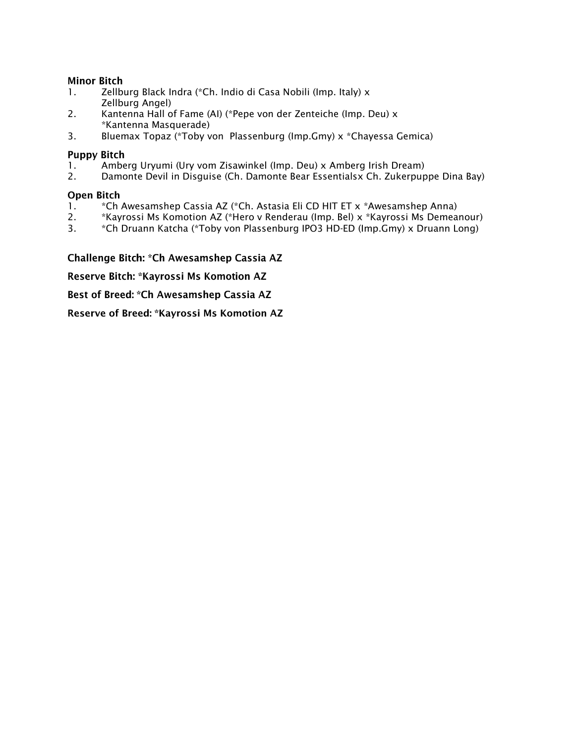**Minor Bitch**

1. Zellburg Black Indra (*Ch. Indio di Casa Nobili (Imp. Italy) x Zellburg Angel)
2. Kantenna Hall of Fame (AI) (*Pepe von der Zenteiche (Imp. Deu) x *Kantenna Masquerade)
3. Bluemax Topaz (*Toby von Plassenburg (Imp.Gmy) x *Chayessa Gemica)

**Puppy Bitch**

1. Amberg Uryumi (Ury vom Zisawinkel (Imp. Deu) x Amberg Irish Dream)
2. Damonte Devil in Disguise (Ch. Damonte Bear Essentialsx Ch. Zukerpuppe Dina Bay)

**Open Bitch**

1. *Ch Awesamshep Cassia AZ (*Ch. Astasia Eli CD HIT ET x *Awesamshep Anna)
2. *Kayrossi Ms Komotion AZ (*Hero v Renderau (Imp. Bel) x *Kayrossi Ms Demeanour)
3. *Ch Druann Katcha (*Toby von Plassenburg IPO3 HD-ED (Imp.Gmy) x Druann Long)

**Challenge Bitch: *Ch Awesamshep Cassia AZ**

**Reserve Bitch: *Kayrossi Ms Komotion AZ**

**Best of Breed: *Ch Awesamshep Cassia AZ**

**Reserve of Breed: *Kayrossi Ms Komotion AZ**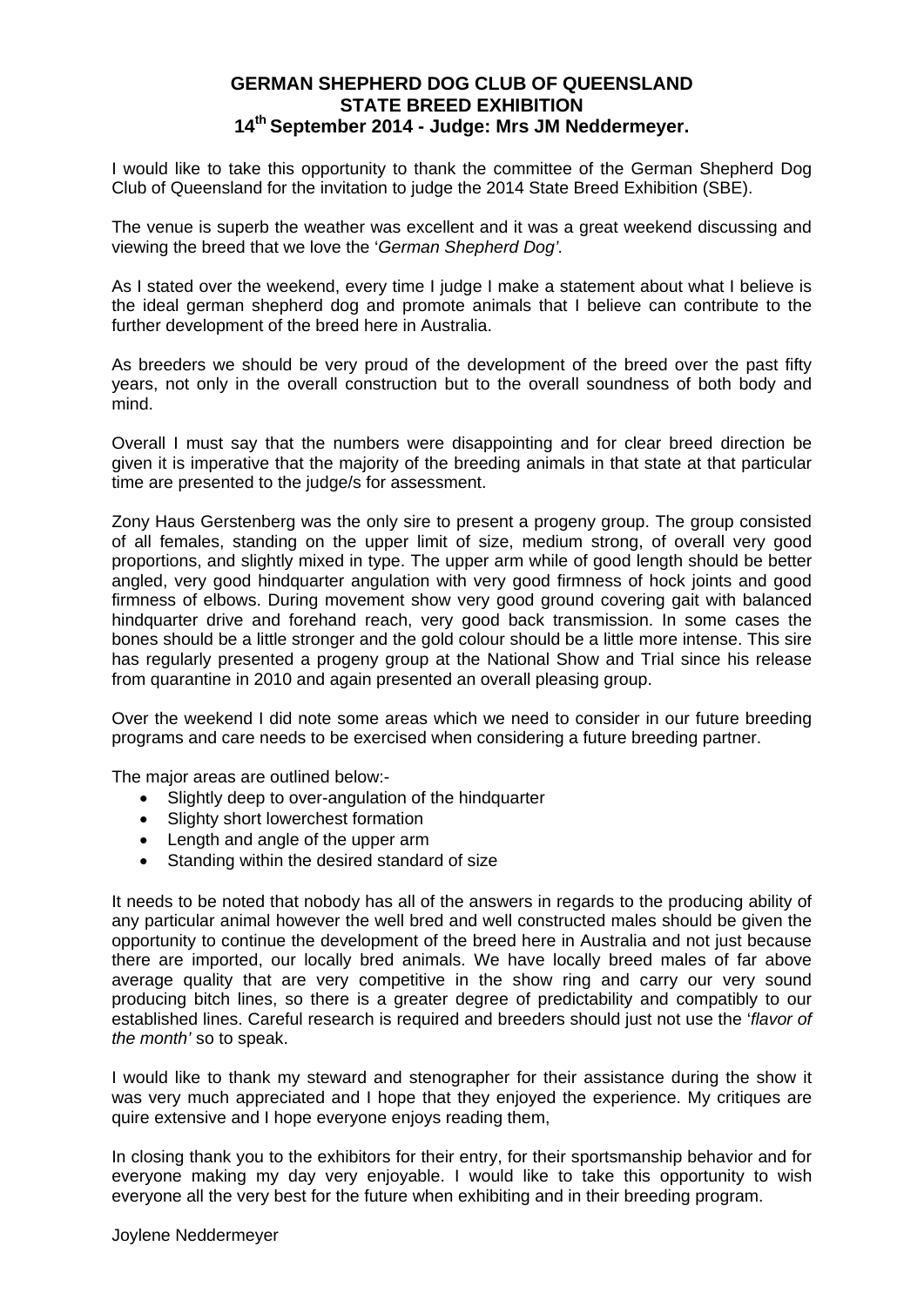# GERMAN SHEPHERD DOG CLUB OF QUEENSLAND
## STATE BREED EXHIBITION
## 14th September 2014 - Judge: Mrs JM Neddermeyer.

I would like to take this opportunity to thank the committee of the German Shepherd Dog Club of Queensland for the invitation to judge the 2014 State Breed Exhibition (SBE).

The venue is superb the weather was excellent and it was a great weekend discussing and viewing the breed that we love the '*German Shepherd Dog'*.

As I stated over the weekend, every time I judge I make a statement about what I believe is the ideal german shepherd dog and promote animals that I believe can contribute to the further development of the breed here in Australia.

As breeders we should be very proud of the development of the breed over the past fifty years, not only in the overall construction but to the overall soundness of both body and mind.

Overall I must say that the numbers were disappointing and for clear breed direction be given it is imperative that the majority of the breeding animals in that state at that particular time are presented to the judge/s for assessment.

Zony Haus Gerstenberg was the only sire to present a progeny group. The group consisted of all females, standing on the upper limit of size, medium strong, of overall very good proportions, and slightly mixed in type. The upper arm while of good length should be better angled, very good hindquarter angulation with very good firmness of hock joints and good firmness of elbows. During movement show very good ground covering gait with balanced hindquarter drive and forehand reach, very good back transmission. In some cases the bones should be a little stronger and the gold colour should be a little more intense. This sire has regularly presented a progeny group at the National Show and Trial since his release from quarantine in 2010 and again presented an overall pleasing group.

Over the weekend I did note some areas which we need to consider in our future breeding programs and care needs to be exercised when considering a future breeding partner.

The major areas are outlined below:-

- Slightly deep to over-angulation of the hindquarter
- Slighty short lowerchest formation
- Length and angle of the upper arm
- Standing within the desired standard of size

It needs to be noted that nobody has all of the answers in regards to the producing ability of any particular animal however the well bred and well constructed males should be given the opportunity to continue the development of the breed here in Australia and not just because there are imported, our locally bred animals. We have locally breed males of far above average quality that are very competitive in the show ring and carry our very sound producing bitch lines, so there is a greater degree of predictability and compatibly to our established lines. Careful research is required and breeders should just not use the '*flavor of the month'* so to speak.

I would like to thank my steward and stenographer for their assistance during the show it was very much appreciated and I hope that they enjoyed the experience. My critiques are quire extensive and I hope everyone enjoys reading them,

In closing thank you to the exhibitors for their entry, for their sportsmanship behavior and for everyone making my day very enjoyable. I would like to take this opportunity to wish everyone all the very best for the future when exhibiting and in their breeding program.

Joylene Neddermeyer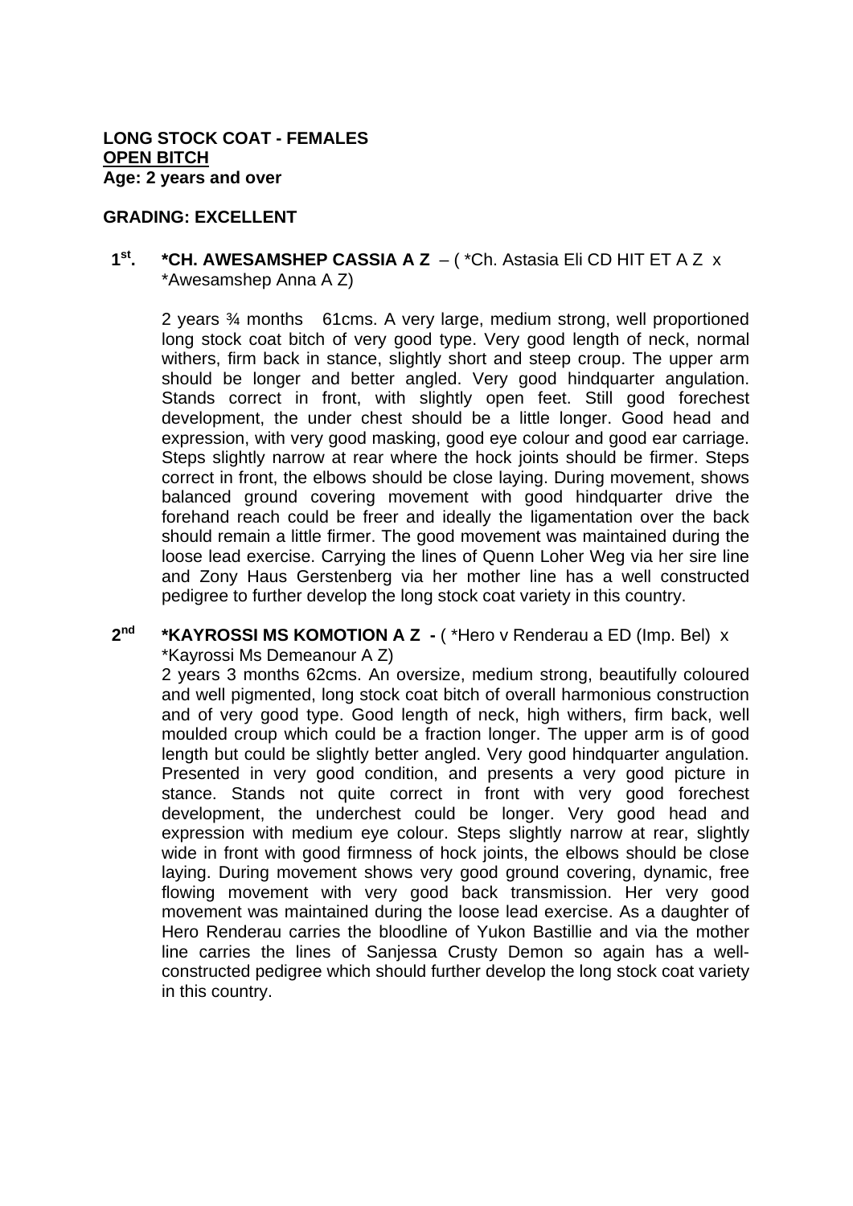**LONG STOCK COAT - FEMALES**
**OPEN BITCH**
**Age: 2 years and over**

**GRADING: EXCELLENT**

**1st. *CH. AWESAMSHEP CASSIA A Z** – ( *Ch. Astasia Eli CD HIT ET A Z x *Awesamshep Anna A Z)

2 years ¾ months 61cms. A very large, medium strong, well proportioned long stock coat bitch of very good type. Very good length of neck, normal withers, firm back in stance, slightly short and steep croup. The upper arm should be longer and better angled. Very good hindquarter angulation. Stands correct in front, with slightly open feet. Still good forechest development, the under chest should be a little longer. Good head and expression, with very good masking, good eye colour and good ear carriage. Steps slightly narrow at rear where the hock joints should be firmer. Steps correct in front, the elbows should be close laying. During movement, shows balanced ground covering movement with good hindquarter drive the forehand reach could be freer and ideally the ligamentation over the back should remain a little firmer. The good movement was maintained during the loose lead exercise. Carrying the lines of Quenn Loher Weg via her sire line and Zony Haus Gerstenberg via her mother line has a well constructed pedigree to further develop the long stock coat variety in this country.

**2nd *KAYROSSI MS KOMOTION A Z -** ( *Hero v Renderau a ED (Imp. Bel) x *Kayrossi Ms Demeanour A Z)

2 years 3 months 62cms. An oversize, medium strong, beautifully coloured and well pigmented, long stock coat bitch of overall harmonious construction and of very good type. Good length of neck, high withers, firm back, well moulded croup which could be a fraction longer. The upper arm is of good length but could be slightly better angled. Very good hindquarter angulation. Presented in very good condition, and presents a very good picture in stance. Stands not quite correct in front with very good forechest development, the underchest could be longer. Very good head and expression with medium eye colour. Steps slightly narrow at rear, slightly wide in front with good firmness of hock joints, the elbows should be close laying. During movement shows very good ground covering, dynamic, free flowing movement with very good back transmission. Her very good movement was maintained during the loose lead exercise. As a daughter of Hero Renderau carries the bloodline of Yukon Bastillie and via the mother line carries the lines of Sanjessa Crusty Demon so again has a well-constructed pedigree which should further develop the long stock coat variety in this country.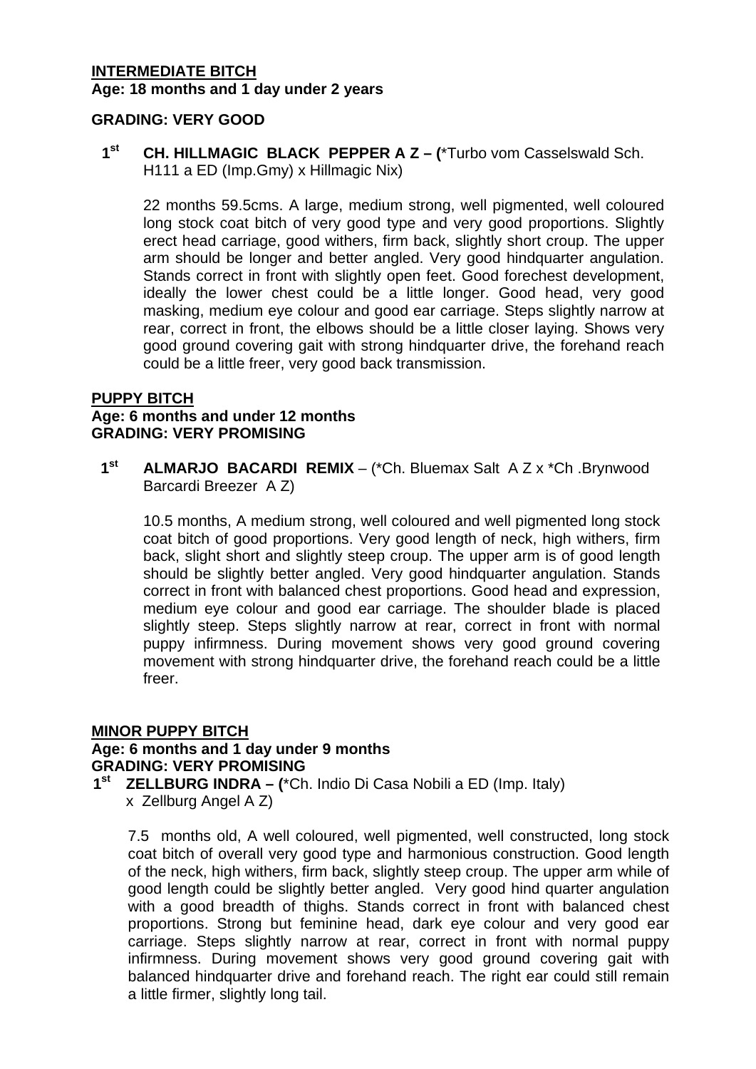**INTERMEDIATE BITCH**
**Age: 18 months and 1 day under 2 years**

**GRADING: VERY GOOD**

**1st CH. HILLMAGIC BLACK PEPPER A Z – (**\*Turbo vom Casselswald Sch. H111 a ED (Imp.Gmy) x Hillmagic Nix)

22 months 59.5cms. A large, medium strong, well pigmented, well coloured long stock coat bitch of very good type and very good proportions. Slightly erect head carriage, good withers, firm back, slightly short croup. The upper arm should be longer and better angled. Very good hindquarter angulation. Stands correct in front with slightly open feet. Good forechest development, ideally the lower chest could be a little longer. Good head, very good masking, medium eye colour and good ear carriage. Steps slightly narrow at rear, correct in front, the elbows should be a little closer laying. Shows very good ground covering gait with strong hindquarter drive, the forehand reach could be a little freer, very good back transmission.

**PUPPY BITCH**
**Age: 6 months and under 12 months**
**GRADING: VERY PROMISING**

**1st ALMARJO BACARDI REMIX** – (\*Ch. Bluemax Salt A Z x \*Ch .Brynwood Barcardi Breezer A Z)

10.5 months, A medium strong, well coloured and well pigmented long stock coat bitch of good proportions. Very good length of neck, high withers, firm back, slight short and slightly steep croup. The upper arm is of good length should be slightly better angled. Very good hindquarter angulation. Stands correct in front with balanced chest proportions. Good head and expression, medium eye colour and good ear carriage. The shoulder blade is placed slightly steep. Steps slightly narrow at rear, correct in front with normal puppy infirmness. During movement shows very good ground covering movement with strong hindquarter drive, the forehand reach could be a little freer.

**MINOR PUPPY BITCH**
**Age: 6 months and 1 day under 9 months**
**GRADING: VERY PROMISING**

**1st ZELLBURG INDRA – (**\*Ch. Indio Di Casa Nobili a ED (Imp. Italy) x Zellburg Angel A Z)

7.5 months old, A well coloured, well pigmented, well constructed, long stock coat bitch of overall very good type and harmonious construction. Good length of the neck, high withers, firm back, slightly steep croup. The upper arm while of good length could be slightly better angled. Very good hind quarter angulation with a good breadth of thighs. Stands correct in front with balanced chest proportions. Strong but feminine head, dark eye colour and very good ear carriage. Steps slightly narrow at rear, correct in front with normal puppy infirmness. During movement shows very good ground covering gait with balanced hindquarter drive and forehand reach. The right ear could still remain a little firmer, slightly long tail.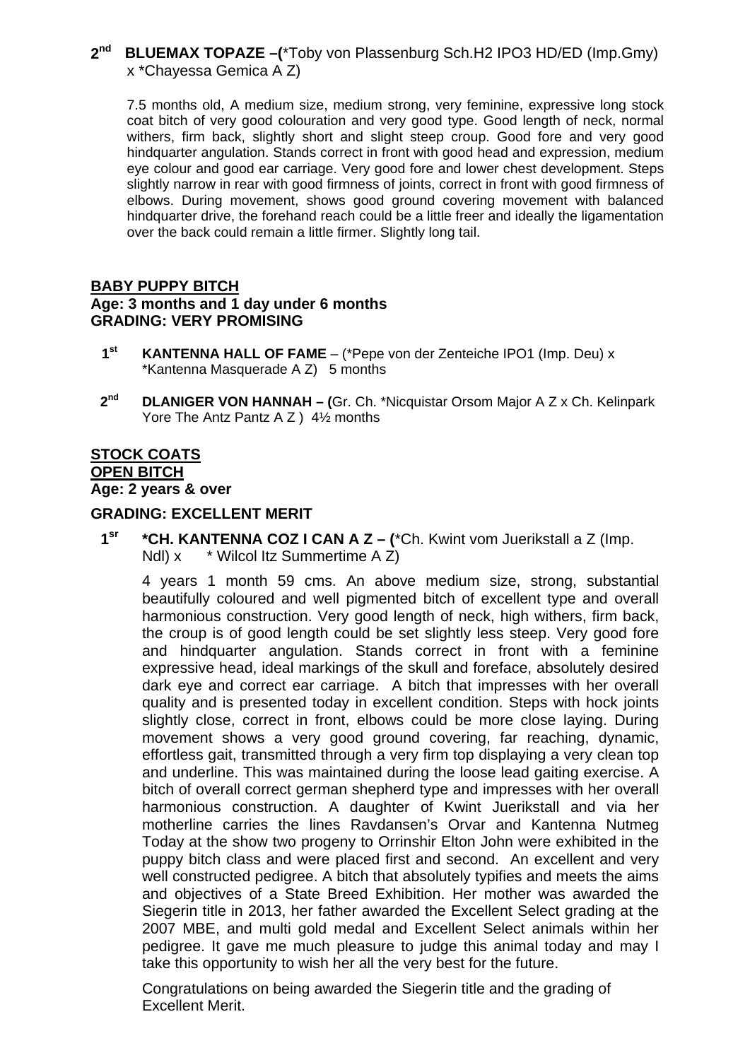**2nd BLUEMAX TOPAZE –(**\*Toby von Plassenburg Sch.H2 IPO3 HD/ED (Imp.Gmy) x \*Chayessa Gemica A Z)

7.5 months old, A medium size, medium strong, very feminine, expressive long stock coat bitch of very good colouration and very good type. Good length of neck, normal withers, firm back, slightly short and slight steep croup. Good fore and very good hindquarter angulation. Stands correct in front with good head and expression, medium eye colour and good ear carriage. Very good fore and lower chest development. Steps slightly narrow in rear with good firmness of joints, correct in front with good firmness of elbows. During movement, shows good ground covering movement with balanced hindquarter drive, the forehand reach could be a little freer and ideally the ligamentation over the back could remain a little firmer. Slightly long tail.

## BABY PUPPY BITCH

**Age: 3 months and 1 day under 6 months**
**GRADING: VERY PROMISING**

**1st KANTENNA HALL OF FAME** – (\*Pepe von der Zenteiche IPO1 (Imp. Deu) x \*Kantenna Masquerade A Z) 5 months

**2nd DLANIGER VON HANNAH – (**Gr. Ch. \*Nicquistar Orsom Major A Z x Ch. Kelinpark Yore The Antz Pantz A Z ) 4½ months

## STOCK COATS

## OPEN BITCH

**Age: 2 years & over**

**GRADING: EXCELLENT MERIT**

**1sr \*CH. KANTENNA COZ I CAN A Z – (**\*Ch. Kwint vom Juerikstall a Z (Imp. Ndl) x \* Wilcol Itz Summertime A Z)

4 years 1 month 59 cms. An above medium size, strong, substantial beautifully coloured and well pigmented bitch of excellent type and overall harmonious construction. Very good length of neck, high withers, firm back, the croup is of good length could be set slightly less steep. Very good fore and hindquarter angulation. Stands correct in front with a feminine expressive head, ideal markings of the skull and foreface, absolutely desired dark eye and correct ear carriage. A bitch that impresses with her overall quality and is presented today in excellent condition. Steps with hock joints slightly close, correct in front, elbows could be more close laying. During movement shows a very good ground covering, far reaching, dynamic, effortless gait, transmitted through a very firm top displaying a very clean top and underline. This was maintained during the loose lead gaiting exercise. A bitch of overall correct german shepherd type and impresses with her overall harmonious construction. A daughter of Kwint Juerikstall and via her motherline carries the lines Ravdansen's Orvar and Kantenna Nutmeg Today at the show two progeny to Orrinshir Elton John were exhibited in the puppy bitch class and were placed first and second. An excellent and very well constructed pedigree. A bitch that absolutely typifies and meets the aims and objectives of a State Breed Exhibition. Her mother was awarded the Siegerin title in 2013, her father awarded the Excellent Select grading at the 2007 MBE, and multi gold medal and Excellent Select animals within her pedigree. It gave me much pleasure to judge this animal today and may I take this opportunity to wish her all the very best for the future.

Congratulations on being awarded the Siegerin title and the grading of Excellent Merit.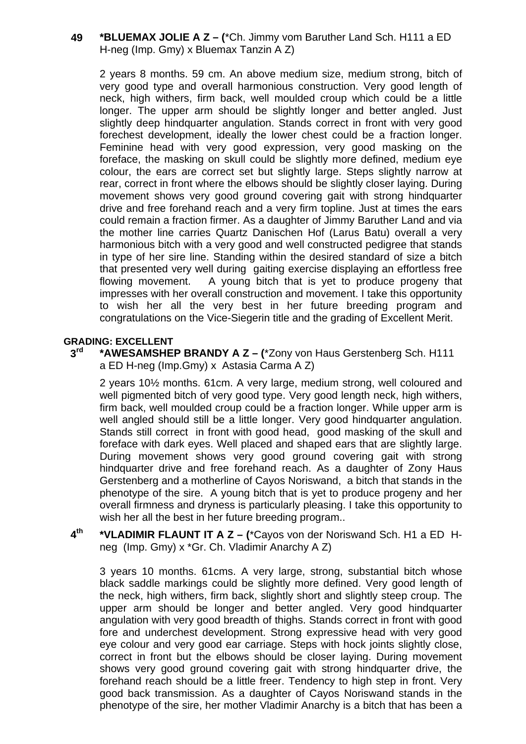**49 \*BLUEMAX JOLIE A Z – (**\*Ch. Jimmy vom Baruther Land Sch. H111 a ED H-neg (Imp. Gmy) x Bluemax Tanzin A Z)

2 years 8 months. 59 cm. An above medium size, medium strong, bitch of very good type and overall harmonious construction. Very good length of neck, high withers, firm back, well moulded croup which could be a little longer. The upper arm should be slightly longer and better angled. Just slightly deep hindquarter angulation. Stands correct in front with very good forechest development, ideally the lower chest could be a fraction longer. Feminine head with very good expression, very good masking on the foreface, the masking on skull could be slightly more defined, medium eye colour, the ears are correct set but slightly large. Steps slightly narrow at rear, correct in front where the elbows should be slightly closer laying. During movement shows very good ground covering gait with strong hindquarter drive and free forehand reach and a very firm topline. Just at times the ears could remain a fraction firmer. As a daughter of Jimmy Baruther Land and via the mother line carries Quartz Danischen Hof (Larus Batu) overall a very harmonious bitch with a very good and well constructed pedigree that stands in type of her sire line. Standing within the desired standard of size a bitch that presented very well during gaiting exercise displaying an effortless free flowing movement. A young bitch that is yet to produce progeny that impresses with her overall construction and movement. I take this opportunity to wish her all the very best in her future breeding program and congratulations on the Vice-Siegerin title and the grading of Excellent Merit.

**GRADING: EXCELLENT**

**3rd \*AWESAMSHEP BRANDY A Z – (**\*Zony von Haus Gerstenberg Sch. H111 a ED H-neg (Imp.Gmy) x Astasia Carma A Z)

2 years 10½ months. 61cm. A very large, medium strong, well coloured and well pigmented bitch of very good type. Very good length neck, high withers, firm back, well moulded croup could be a fraction longer. While upper arm is well angled should still be a little longer. Very good hindquarter angulation. Stands still correct in front with good head, good masking of the skull and foreface with dark eyes. Well placed and shaped ears that are slightly large. During movement shows very good ground covering gait with strong hindquarter drive and free forehand reach. As a daughter of Zony Haus Gerstenberg and a motherline of Cayos Noriswand, a bitch that stands in the phenotype of the sire. A young bitch that is yet to produce progeny and her overall firmness and dryness is particularly pleasing. I take this opportunity to wish her all the best in her future breeding program..

**4th \*VLADIMIR FLAUNT IT A Z – (**\*Cayos von der Noriswand Sch. H1 a ED H-neg (Imp. Gmy) x \*Gr. Ch. Vladimir Anarchy A Z)

3 years 10 months. 61cms. A very large, strong, substantial bitch whose black saddle markings could be slightly more defined. Very good length of the neck, high withers, firm back, slightly short and slightly steep croup. The upper arm should be longer and better angled. Very good hindquarter angulation with very good breadth of thighs. Stands correct in front with good fore and underchest development. Strong expressive head with very good eye colour and very good ear carriage. Steps with hock joints slightly close, correct in front but the elbows should be closer laying. During movement shows very good ground covering gait with strong hindquarter drive, the forehand reach should be a little freer. Tendency to high step in front. Very good back transmission. As a daughter of Cayos Noriswand stands in the phenotype of the sire, her mother Vladimir Anarchy is a bitch that has been a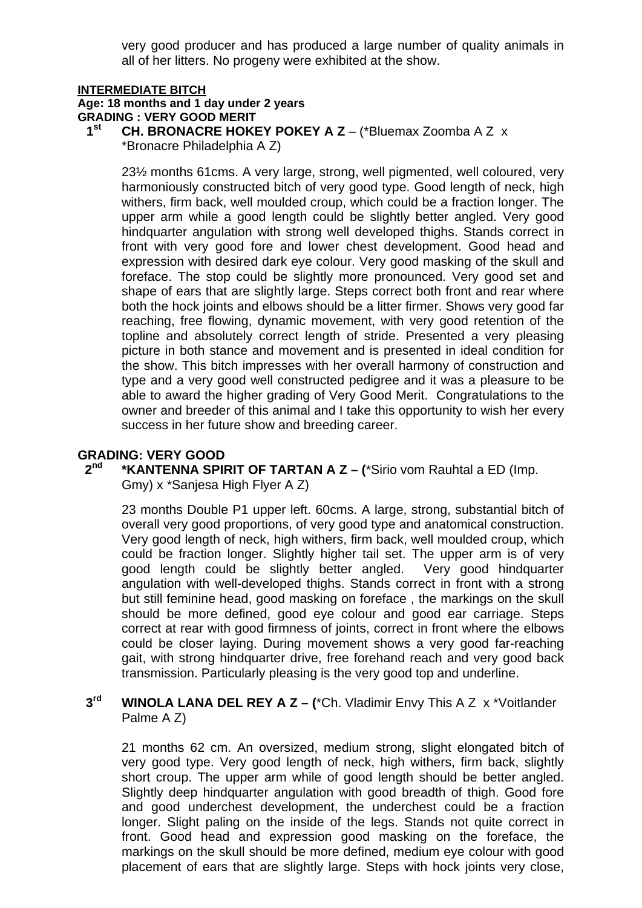very good producer and has produced a large number of quality animals in all of her litters. No progeny were exhibited at the show.

**INTERMEDIATE BITCH**

**Age: 18 months and 1 day under 2 years**

**GRADING : VERY GOOD MERIT**

**1st CH. BRONACRE HOKEY POKEY A Z** – (*Bluemax Zoomba A Z x *Bronacre Philadelphia A Z)

23½ months 61cms. A very large, strong, well pigmented, well coloured, very harmoniously constructed bitch of very good type. Good length of neck, high withers, firm back, well moulded croup, which could be a fraction longer. The upper arm while a good length could be slightly better angled. Very good hindquarter angulation with strong well developed thighs. Stands correct in front with very good fore and lower chest development. Good head and expression with desired dark eye colour. Very good masking of the skull and foreface. The stop could be slightly more pronounced. Very good set and shape of ears that are slightly large. Steps correct both front and rear where both the hock joints and elbows should be a litter firmer. Shows very good far reaching, free flowing, dynamic movement, with very good retention of the topline and absolutely correct length of stride. Presented a very pleasing picture in both stance and movement and is presented in ideal condition for the show. This bitch impresses with her overall harmony of construction and type and a very good well constructed pedigree and it was a pleasure to be able to award the higher grading of Very Good Merit. Congratulations to the owner and breeder of this animal and I take this opportunity to wish her every success in her future show and breeding career.

**GRADING: VERY GOOD**

**2nd *KANTENNA SPIRIT OF TARTAN A Z – (***Sirio vom Rauhtal a ED (Imp. Gmy) x *Sanjesa High Flyer A Z)

23 months Double P1 upper left. 60cms. A large, strong, substantial bitch of overall very good proportions, of very good type and anatomical construction. Very good length of neck, high withers, firm back, well moulded croup, which could be fraction longer. Slightly higher tail set. The upper arm is of very good length could be slightly better angled. Very good hindquarter angulation with well-developed thighs. Stands correct in front with a strong but still feminine head, good masking on foreface , the markings on the skull should be more defined, good eye colour and good ear carriage. Steps correct at rear with good firmness of joints, correct in front where the elbows could be closer laying. During movement shows a very good far-reaching gait, with strong hindquarter drive, free forehand reach and very good back transmission. Particularly pleasing is the very good top and underline.

**3rd WINOLA LANA DEL REY A Z – (***Ch. Vladimir Envy This A Z x *Voitlander Palme A Z)

21 months 62 cm. An oversized, medium strong, slight elongated bitch of very good type. Very good length of neck, high withers, firm back, slightly short croup. The upper arm while of good length should be better angled. Slightly deep hindquarter angulation with good breadth of thigh. Good fore and good underchest development, the underchest could be a fraction longer. Slight paling on the inside of the legs. Stands not quite correct in front. Good head and expression good masking on the foreface, the markings on the skull should be more defined, medium eye colour with good placement of ears that are slightly large. Steps with hock joints very close,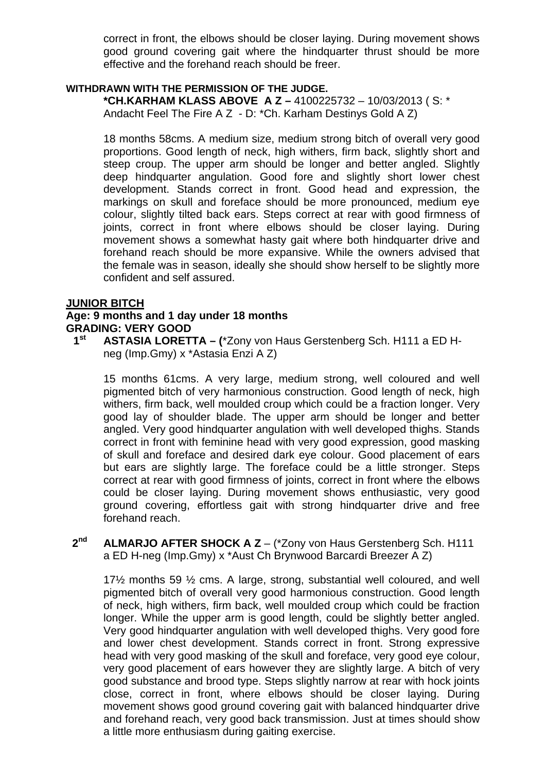correct in front, the elbows should be closer laying. During movement shows good ground covering gait where the hindquarter thrust should be more effective and the forehand reach should be freer.

**WITHDRAWN WITH THE PERMISSION OF THE JUDGE.**

**\*CH.KARHAM KLASS ABOVE A Z –** 4100225732 – 10/03/2013 ( S: * Andacht Feel The Fire A Z - D: *Ch. Karham Destinys Gold A Z)

18 months 58cms. A medium size, medium strong bitch of overall very good proportions. Good length of neck, high withers, firm back, slightly short and steep croup. The upper arm should be longer and better angled. Slightly deep hindquarter angulation. Good fore and slightly short lower chest development. Stands correct in front. Good head and expression, the markings on skull and foreface should be more pronounced, medium eye colour, slightly tilted back ears. Steps correct at rear with good firmness of joints, correct in front where elbows should be closer laying. During movement shows a somewhat hasty gait where both hindquarter drive and forehand reach should be more expansive. While the owners advised that the female was in season, ideally she should show herself to be slightly more confident and self assured.

## JUNIOR BITCH

**Age: 9 months and 1 day under 18 months**
**GRADING: VERY GOOD**

**1st ASTASIA LORETTA – (**\*Zony von Haus Gerstenberg Sch. H111 a ED H-neg (Imp.Gmy) x *Astasia Enzi A Z)

15 months 61cms. A very large, medium strong, well coloured and well pigmented bitch of very harmonious construction. Good length of neck, high withers, firm back, well moulded croup which could be a fraction longer. Very good lay of shoulder blade. The upper arm should be longer and better angled. Very good hindquarter angulation with well developed thighs. Stands correct in front with feminine head with very good expression, good masking of skull and foreface and desired dark eye colour. Good placement of ears but ears are slightly large. The foreface could be a little stronger. Steps correct at rear with good firmness of joints, correct in front where the elbows could be closer laying. During movement shows enthusiastic, very good ground covering, effortless gait with strong hindquarter drive and free forehand reach.

**2nd ALMARJO AFTER SHOCK A Z** – (*Zony von Haus Gerstenberg Sch. H111 a ED H-neg (Imp.Gmy) x *Aust Ch Brynwood Barcardi Breezer A Z)

17½ months 59 ½ cms. A large, strong, substantial well coloured, and well pigmented bitch of overall very good harmonious construction. Good length of neck, high withers, firm back, well moulded croup which could be fraction longer. While the upper arm is good length, could be slightly better angled. Very good hindquarter angulation with well developed thighs. Very good fore and lower chest development. Stands correct in front. Strong expressive head with very good masking of the skull and foreface, very good eye colour, very good placement of ears however they are slightly large. A bitch of very good substance and brood type. Steps slightly narrow at rear with hock joints close, correct in front, where elbows should be closer laying. During movement shows good ground covering gait with balanced hindquarter drive and forehand reach, very good back transmission. Just at times should show a little more enthusiasm during gaiting exercise.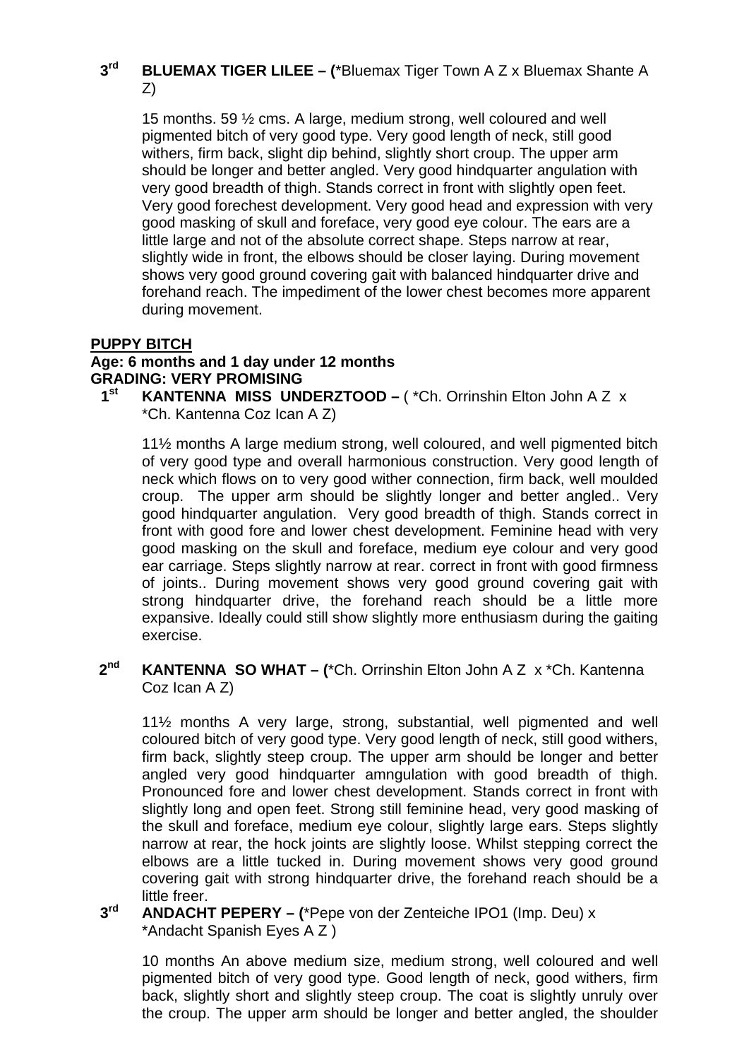**3rd BLUEMAX TIGER LILEE – (**\*Bluemax Tiger Town A Z x Bluemax Shante A Z)

15 months. 59 ½ cms. A large, medium strong, well coloured and well pigmented bitch of very good type. Very good length of neck, still good withers, firm back, slight dip behind, slightly short croup. The upper arm should be longer and better angled. Very good hindquarter angulation with very good breadth of thigh. Stands correct in front with slightly open feet. Very good forechest development. Very good head and expression with very good masking of skull and foreface, very good eye colour. The ears are a little large and not of the absolute correct shape. Steps narrow at rear, slightly wide in front, the elbows should be closer laying. During movement shows very good ground covering gait with balanced hindquarter drive and forehand reach. The impediment of the lower chest becomes more apparent during movement.

## PUPPY BITCH

**Age: 6 months and 1 day under 12 months**
**GRADING: VERY PROMISING**

**1st KANTENNA MISS UNDERZTOOD –** ( \*Ch. Orrinshin Elton John A Z x \*Ch. Kantenna Coz Ican A Z)

11½ months A large medium strong, well coloured, and well pigmented bitch of very good type and overall harmonious construction. Very good length of neck which flows on to very good wither connection, firm back, well moulded croup. The upper arm should be slightly longer and better angled.. Very good hindquarter angulation. Very good breadth of thigh. Stands correct in front with good fore and lower chest development. Feminine head with very good masking on the skull and foreface, medium eye colour and very good ear carriage. Steps slightly narrow at rear. correct in front with good firmness of joints.. During movement shows very good ground covering gait with strong hindquarter drive, the forehand reach should be a little more expansive. Ideally could still show slightly more enthusiasm during the gaiting exercise.

**2nd KANTENNA SO WHAT – (**\*Ch. Orrinshin Elton John A Z x \*Ch. Kantenna Coz Ican A Z)

11½ months A very large, strong, substantial, well pigmented and well coloured bitch of very good type. Very good length of neck, still good withers, firm back, slightly steep croup. The upper arm should be longer and better angled very good hindquarter amngulation with good breadth of thigh. Pronounced fore and lower chest development. Stands correct in front with slightly long and open feet. Strong still feminine head, very good masking of the skull and foreface, medium eye colour, slightly large ears. Steps slightly narrow at rear, the hock joints are slightly loose. Whilst stepping correct the elbows are a little tucked in. During movement shows very good ground covering gait with strong hindquarter drive, the forehand reach should be a little freer.

**3rd ANDACHT PEPERY – (**\*Pepe von der Zenteiche IPO1 (Imp. Deu) x \*Andacht Spanish Eyes A Z )

10 months An above medium size, medium strong, well coloured and well pigmented bitch of very good type. Good length of neck, good withers, firm back, slightly short and slightly steep croup. The coat is slightly unruly over the croup. The upper arm should be longer and better angled, the shoulder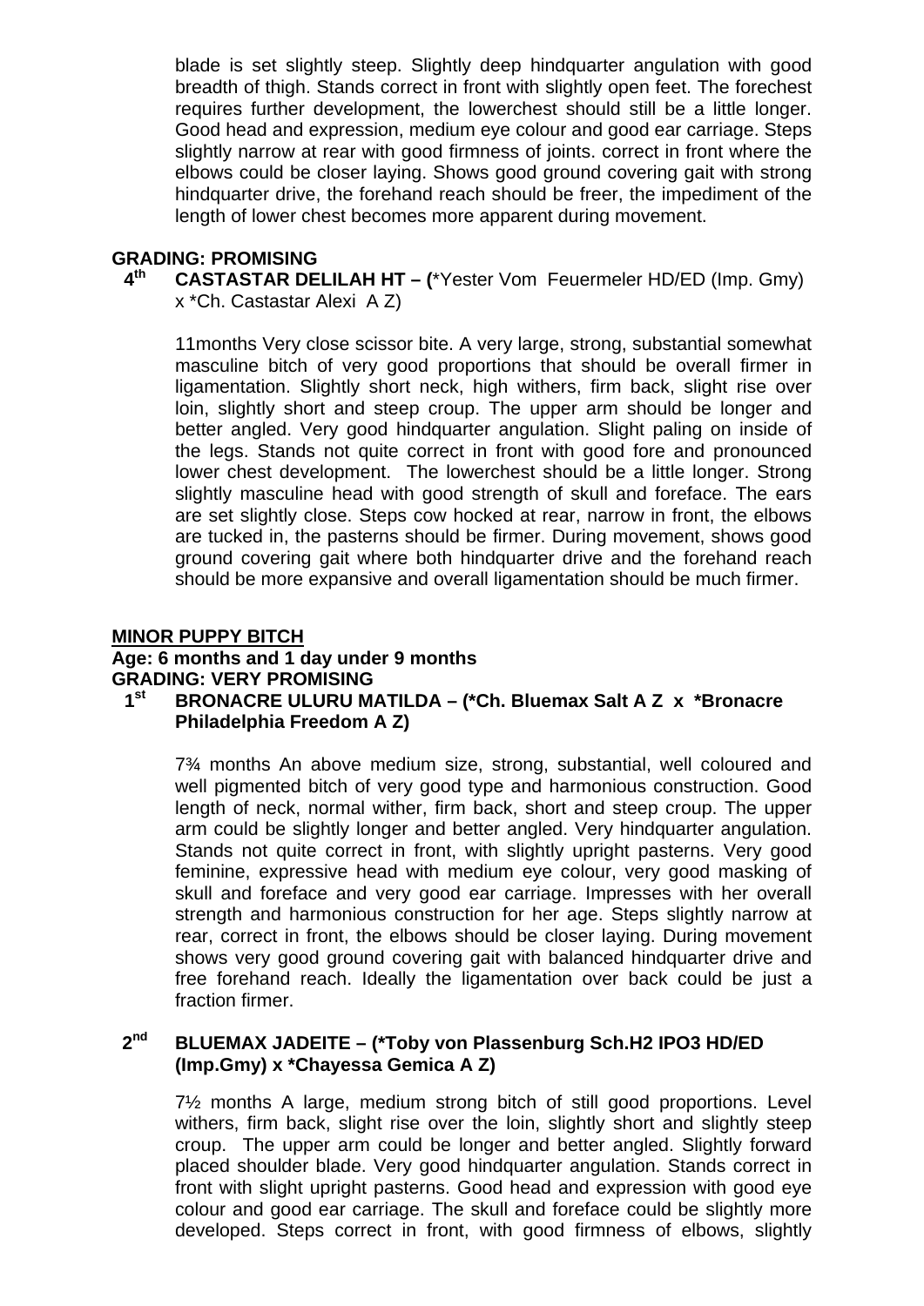blade is set slightly steep. Slightly deep hindquarter angulation with good breadth of thigh. Stands correct in front with slightly open feet. The forechest requires further development, the lowerchest should still be a little longer. Good head and expression, medium eye colour and good ear carriage. Steps slightly narrow at rear with good firmness of joints. correct in front where the elbows could be closer laying. Shows good ground covering gait with strong hindquarter drive, the forehand reach should be freer, the impediment of the length of lower chest becomes more apparent during movement.

**GRADING: PROMISING**

**4th CASTASTAR DELILAH HT – (**\*Yester Vom Feuermeler HD/ED (Imp. Gmy) x \*Ch. Castastar Alexi A Z)

11months Very close scissor bite. A very large, strong, substantial somewhat masculine bitch of very good proportions that should be overall firmer in ligamentation. Slightly short neck, high withers, firm back, slight rise over loin, slightly short and steep croup. The upper arm should be longer and better angled. Very good hindquarter angulation. Slight paling on inside of the legs. Stands not quite correct in front with good fore and pronounced lower chest development. The lowerchest should be a little longer. Strong slightly masculine head with good strength of skull and foreface. The ears are set slightly close. Steps cow hocked at rear, narrow in front, the elbows are tucked in, the pasterns should be firmer. During movement, shows good ground covering gait where both hindquarter drive and the forehand reach should be more expansive and overall ligamentation should be much firmer.

**MINOR PUPPY BITCH**

**Age: 6 months and 1 day under 9 months**

**GRADING: VERY PROMISING**

**1st BRONACRE ULURU MATILDA – (\*Ch. Bluemax Salt A Z x \*Bronacre Philadelphia Freedom A Z)**

7¾ months An above medium size, strong, substantial, well coloured and well pigmented bitch of very good type and harmonious construction. Good length of neck, normal wither, firm back, short and steep croup. The upper arm could be slightly longer and better angled. Very hindquarter angulation. Stands not quite correct in front, with slightly upright pasterns. Very good feminine, expressive head with medium eye colour, very good masking of skull and foreface and very good ear carriage. Impresses with her overall strength and harmonious construction for her age. Steps slightly narrow at rear, correct in front, the elbows should be closer laying. During movement shows very good ground covering gait with balanced hindquarter drive and free forehand reach. Ideally the ligamentation over back could be just a fraction firmer.

**2nd BLUEMAX JADEITE – (\*Toby von Plassenburg Sch.H2 IPO3 HD/ED (Imp.Gmy) x \*Chayessa Gemica A Z)**

7½ months A large, medium strong bitch of still good proportions. Level withers, firm back, slight rise over the loin, slightly short and slightly steep croup. The upper arm could be longer and better angled. Slightly forward placed shoulder blade. Very good hindquarter angulation. Stands correct in front with slight upright pasterns. Good head and expression with good eye colour and good ear carriage. The skull and foreface could be slightly more developed. Steps correct in front, with good firmness of elbows, slightly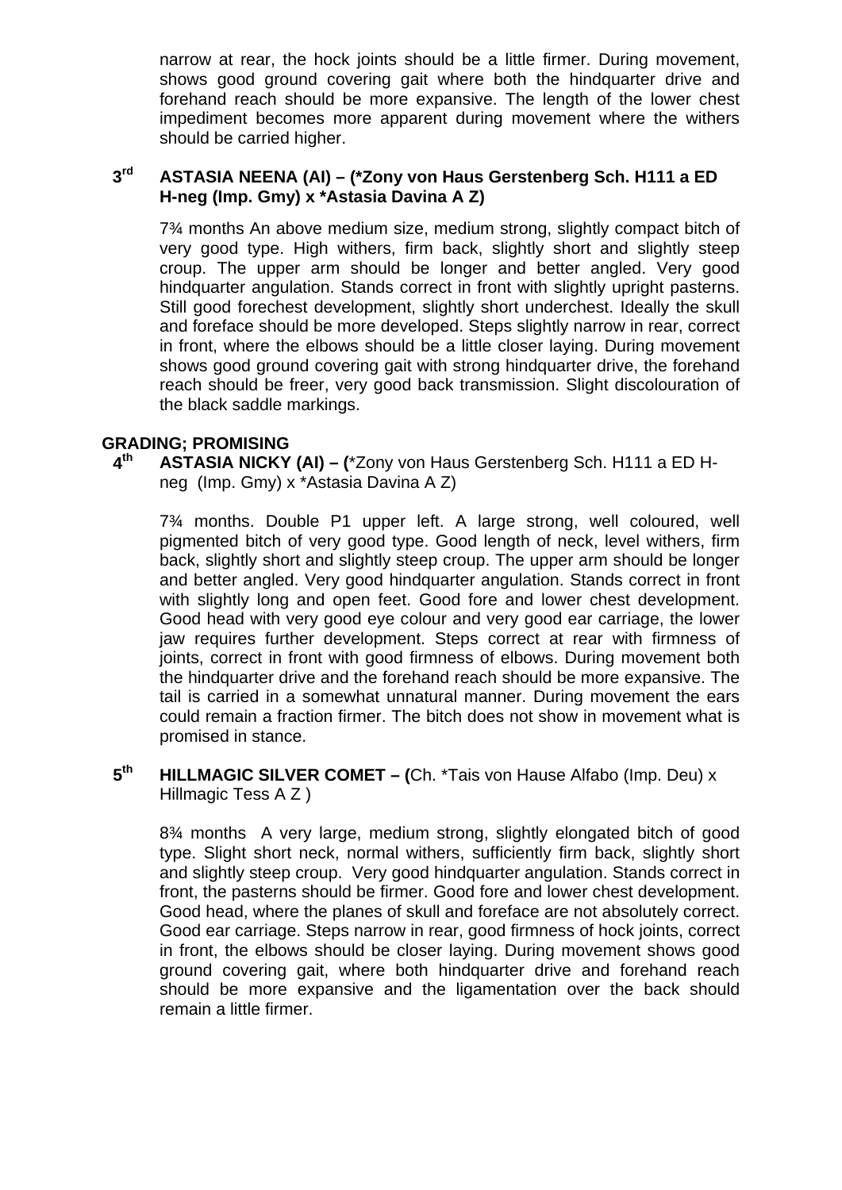narrow at rear, the hock joints should be a little firmer. During movement, shows good ground covering gait where both the hindquarter drive and forehand reach should be more expansive. The length of the lower chest impediment becomes more apparent during movement where the withers should be carried higher.

**3rd ASTASIA NEENA (AI) – (*Zony von Haus Gerstenberg Sch. H111 a ED H-neg (Imp. Gmy) x *Astasia Davina A Z)**

7¾ months An above medium size, medium strong, slightly compact bitch of very good type. High withers, firm back, slightly short and slightly steep croup. The upper arm should be longer and better angled. Very good hindquarter angulation. Stands correct in front with slightly upright pasterns. Still good forechest development, slightly short underchest. Ideally the skull and foreface should be more developed. Steps slightly narrow in rear, correct in front, where the elbows should be a little closer laying. During movement shows good ground covering gait with strong hindquarter drive, the forehand reach should be freer, very good back transmission. Slight discolouration of the black saddle markings.

**GRADING; PROMISING**

**4th ASTASIA NICKY (AI) – (**\*Zony von Haus Gerstenberg Sch. H111 a ED H-neg (Imp. Gmy) x *Astasia Davina A Z)

7¾ months. Double P1 upper left. A large strong, well coloured, well pigmented bitch of very good type. Good length of neck, level withers, firm back, slightly short and slightly steep croup. The upper arm should be longer and better angled. Very good hindquarter angulation. Stands correct in front with slightly long and open feet. Good fore and lower chest development. Good head with very good eye colour and very good ear carriage, the lower jaw requires further development. Steps correct at rear with firmness of joints, correct in front with good firmness of elbows. During movement both the hindquarter drive and the forehand reach should be more expansive. The tail is carried in a somewhat unnatural manner. During movement the ears could remain a fraction firmer. The bitch does not show in movement what is promised in stance.

**5th HILLMAGIC SILVER COMET – (**Ch. *Tais von Hause Alfabo (Imp. Deu) x Hillmagic Tess A Z )

8¾ months A very large, medium strong, slightly elongated bitch of good type. Slight short neck, normal withers, sufficiently firm back, slightly short and slightly steep croup. Very good hindquarter angulation. Stands correct in front, the pasterns should be firmer. Good fore and lower chest development. Good head, where the planes of skull and foreface are not absolutely correct. Good ear carriage. Steps narrow in rear, good firmness of hock joints, correct in front, the elbows should be closer laying. During movement shows good ground covering gait, where both hindquarter drive and forehand reach should be more expansive and the ligamentation over the back should remain a little firmer.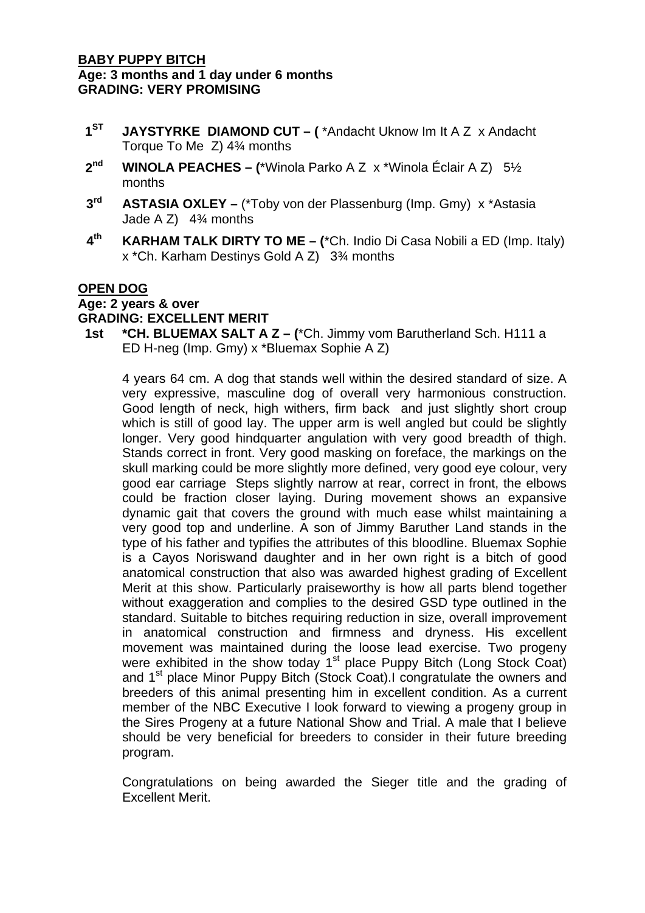**BABY PUPPY BITCH**
**Age: 3 months and 1 day under 6 months**
**GRADING: VERY PROMISING**

- **1ST JAYSTYRKE DIAMOND CUT – (** *Andacht Uknow Im It A Z x Andacht Torque To Me Z) 4¾ months
- **2nd WINOLA PEACHES – (***Winola Parko A Z x *Winola Éclair A Z) 5½ months
- **3rd ASTASIA OXLEY –** (*Toby von der Plassenburg (Imp. Gmy) x *Astasia Jade A Z) 4¾ months
- **4th KARHAM TALK DIRTY TO ME – (***Ch. Indio Di Casa Nobili a ED (Imp. Italy) x *Ch. Karham Destinys Gold A Z) 3¾ months

**OPEN DOG**
**Age: 2 years & over**
**GRADING: EXCELLENT MERIT**

**1st *CH. BLUEMAX SALT A Z – (***Ch. Jimmy vom Barutherland Sch. H111 a ED H-neg (Imp. Gmy) x *Bluemax Sophie A Z)

4 years 64 cm. A dog that stands well within the desired standard of size. A very expressive, masculine dog of overall very harmonious construction. Good length of neck, high withers, firm back and just slightly short croup which is still of good lay. The upper arm is well angled but could be slightly longer. Very good hindquarter angulation with very good breadth of thigh. Stands correct in front. Very good masking on foreface, the markings on the skull marking could be more slightly more defined, very good eye colour, very good ear carriage Steps slightly narrow at rear, correct in front, the elbows could be fraction closer laying. During movement shows an expansive dynamic gait that covers the ground with much ease whilst maintaining a very good top and underline. A son of Jimmy Baruther Land stands in the type of his father and typifies the attributes of this bloodline. Bluemax Sophie is a Cayos Noriswand daughter and in her own right is a bitch of good anatomical construction that also was awarded highest grading of Excellent Merit at this show. Particularly praiseworthy is how all parts blend together without exaggeration and complies to the desired GSD type outlined in the standard. Suitable to bitches requiring reduction in size, overall improvement in anatomical construction and firmness and dryness. His excellent movement was maintained during the loose lead exercise. Two progeny were exhibited in the show today 1st place Puppy Bitch (Long Stock Coat) and 1st place Minor Puppy Bitch (Stock Coat).I congratulate the owners and breeders of this animal presenting him in excellent condition. As a current member of the NBC Executive I look forward to viewing a progeny group in the Sires Progeny at a future National Show and Trial. A male that I believe should be very beneficial for breeders to consider in their future breeding program.

Congratulations on being awarded the Sieger title and the grading of Excellent Merit.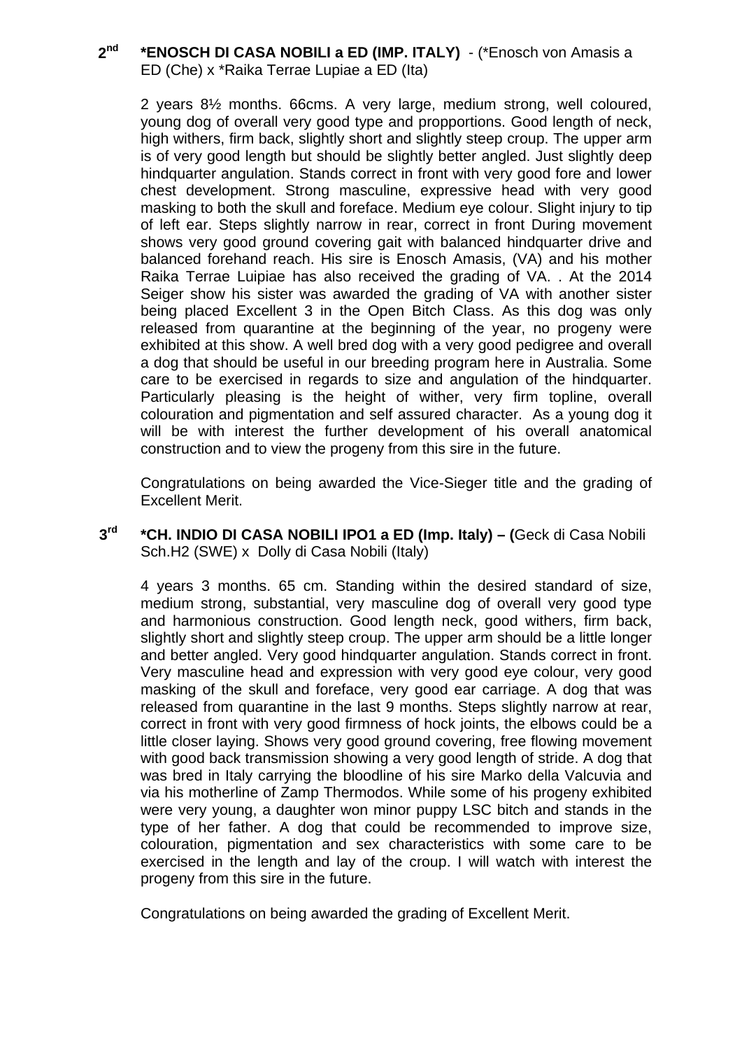**2nd** **\*ENOSCH DI CASA NOBILI a ED (IMP. ITALY)** - (\*Enosch von Amasis a ED (Che) x \*Raika Terrae Lupiae a ED (Ita)

2 years 8½ months. 66cms. A very large, medium strong, well coloured, young dog of overall very good type and propportions. Good length of neck, high withers, firm back, slightly short and slightly steep croup. The upper arm is of very good length but should be slightly better angled. Just slightly deep hindquarter angulation. Stands correct in front with very good fore and lower chest development. Strong masculine, expressive head with very good masking to both the skull and foreface. Medium eye colour. Slight injury to tip of left ear. Steps slightly narrow in rear, correct in front During movement shows very good ground covering gait with balanced hindquarter drive and balanced forehand reach. His sire is Enosch Amasis, (VA) and his mother Raika Terrae Luipiae has also received the grading of VA. . At the 2014 Seiger show his sister was awarded the grading of VA with another sister being placed Excellent 3 in the Open Bitch Class. As this dog was only released from quarantine at the beginning of the year, no progeny were exhibited at this show. A well bred dog with a very good pedigree and overall a dog that should be useful in our breeding program here in Australia. Some care to be exercised in regards to size and angulation of the hindquarter. Particularly pleasing is the height of wither, very firm topline, overall colouration and pigmentation and self assured character. As a young dog it will be with interest the further development of his overall anatomical construction and to view the progeny from this sire in the future.

Congratulations on being awarded the Vice-Sieger title and the grading of Excellent Merit.

**3rd** **\*CH. INDIO DI CASA NOBILI IPO1 a ED (Imp. Italy) – (**Geck di Casa Nobili Sch.H2 (SWE) x Dolly di Casa Nobili (Italy)

4 years 3 months. 65 cm. Standing within the desired standard of size, medium strong, substantial, very masculine dog of overall very good type and harmonious construction. Good length neck, good withers, firm back, slightly short and slightly steep croup. The upper arm should be a little longer and better angled. Very good hindquarter angulation. Stands correct in front. Very masculine head and expression with very good eye colour, very good masking of the skull and foreface, very good ear carriage. A dog that was released from quarantine in the last 9 months. Steps slightly narrow at rear, correct in front with very good firmness of hock joints, the elbows could be a little closer laying. Shows very good ground covering, free flowing movement with good back transmission showing a very good length of stride. A dog that was bred in Italy carrying the bloodline of his sire Marko della Valcuvia and via his motherline of Zamp Thermodos. While some of his progeny exhibited were very young, a daughter won minor puppy LSC bitch and stands in the type of her father. A dog that could be recommended to improve size, colouration, pigmentation and sex characteristics with some care to be exercised in the length and lay of the croup. I will watch with interest the progeny from this sire in the future.

Congratulations on being awarded the grading of Excellent Merit.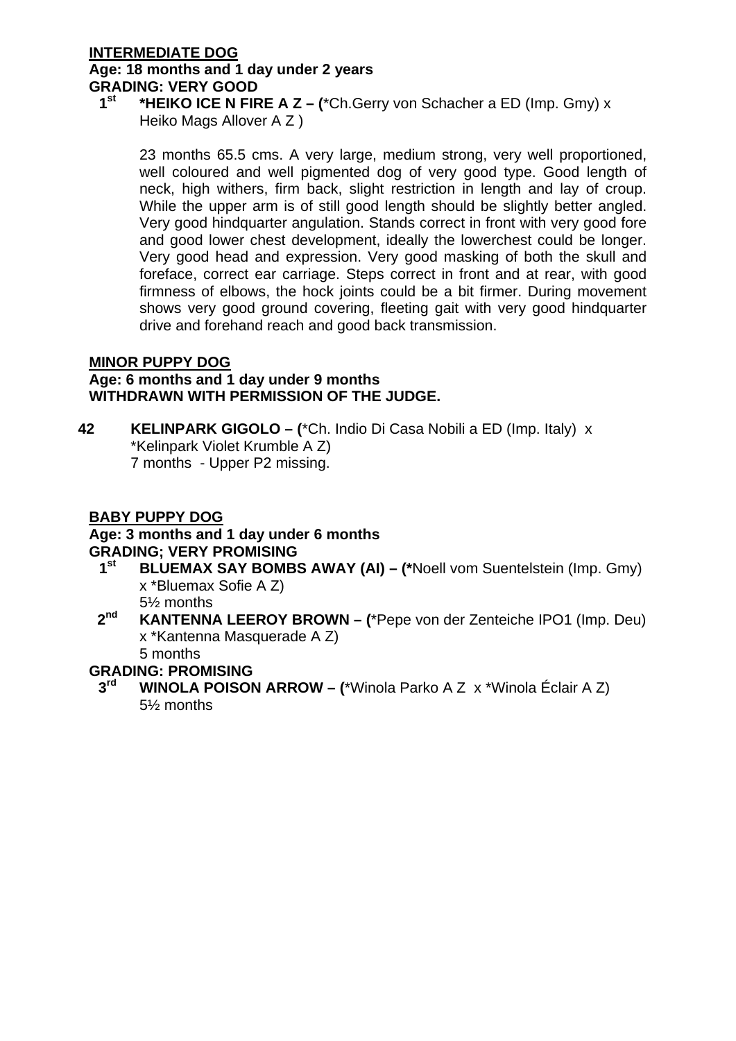**INTERMEDIATE DOG**
**Age: 18 months and 1 day under 2 years**
**GRADING: VERY GOOD**

**1st** **\*HEIKO ICE N FIRE A Z – (**\*Ch.Gerry von Schacher a ED (Imp. Gmy) x Heiko Mags Allover A Z )

23 months 65.5 cms. A very large, medium strong, very well proportioned, well coloured and well pigmented dog of very good type. Good length of neck, high withers, firm back, slight restriction in length and lay of croup. While the upper arm is of still good length should be slightly better angled. Very good hindquarter angulation. Stands correct in front with very good fore and good lower chest development, ideally the lowerchest could be longer. Very good head and expression. Very good masking of both the skull and foreface, correct ear carriage. Steps correct in front and at rear, with good firmness of elbows, the hock joints could be a bit firmer. During movement shows very good ground covering, fleeting gait with very good hindquarter drive and forehand reach and good back transmission.

**MINOR PUPPY DOG**
**Age: 6 months and 1 day under 9 months**
**WITHDRAWN WITH PERMISSION OF THE JUDGE.**

**42** **KELINPARK GIGOLO – (**\*Ch. Indio Di Casa Nobili a ED (Imp. Italy) x \*Kelinpark Violet Krumble A Z)
7 months - Upper P2 missing.

**BABY PUPPY DOG**
**Age: 3 months and 1 day under 6 months**
**GRADING; VERY PROMISING**

**1st** **BLUEMAX SAY BOMBS AWAY (AI) – (\***Noell vom Suentelstein (Imp. Gmy) x \*Bluemax Sofie A Z)
5½ months

**2nd** **KANTENNA LEEROY BROWN – (**\*Pepe von der Zenteiche IPO1 (Imp. Deu) x \*Kantenna Masquerade A Z)
5 months

**GRADING: PROMISING**

**3rd** **WINOLA POISON ARROW – (**\*Winola Parko A Z x \*Winola Éclair A Z)
5½ months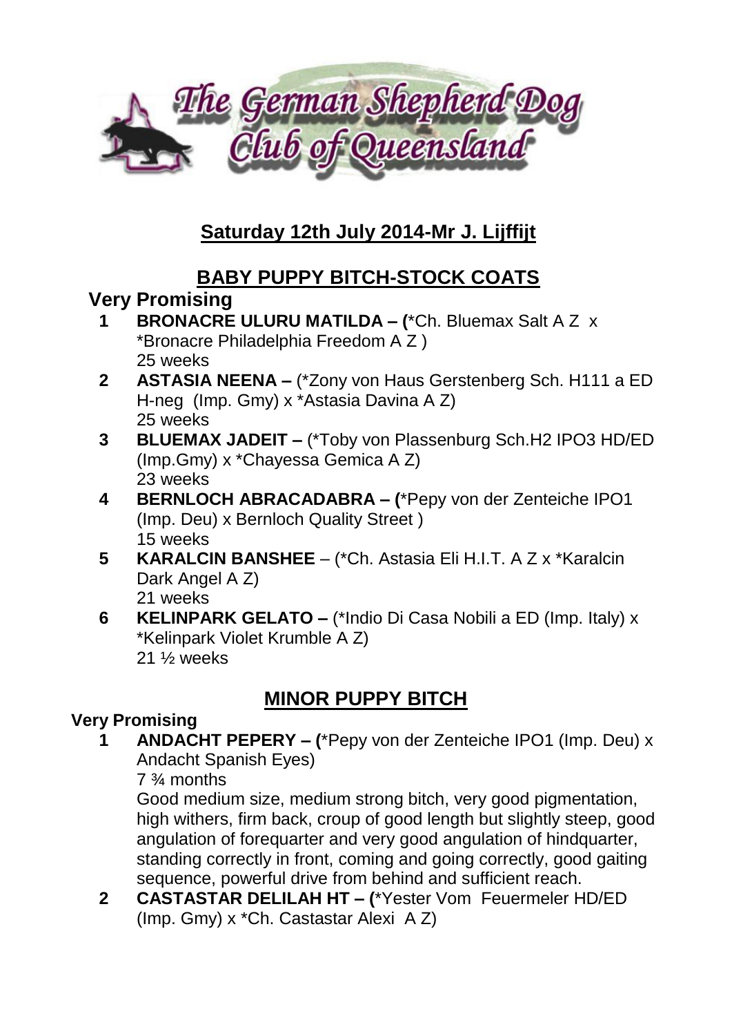# The German Shepherd Dog Club of Queensland

## Saturday 12th July 2014-Mr J. Lijffijt

## BABY PUPPY BITCH-STOCK COATS

### Very Promising

1. **BRONACRE ULURU MATILDA – (**\*Ch. Bluemax Salt A Z x \*Bronacre Philadelphia Freedom A Z )
   25 weeks
2. **ASTASIA NEENA –** (\*Zony von Haus Gerstenberg Sch. H111 a ED H-neg (Imp. Gmy) x \*Astasia Davina A Z)
   25 weeks
3. **BLUEMAX JADEIT –** (\*Toby von Plassenburg Sch.H2 IPO3 HD/ED (Imp.Gmy) x \*Chayessa Gemica A Z)
   23 weeks
4. **BERNLOCH ABRACADABRA – (**\*Pepy von der Zenteiche IPO1 (Imp. Deu) x Bernloch Quality Street )
   15 weeks
5. **KARALCIN BANSHEE** – (\*Ch. Astasia Eli H.I.T. A Z x \*Karalcin Dark Angel A Z)
   21 weeks
6. **KELINPARK GELATO –** (\*Indio Di Casa Nobili a ED (Imp. Italy) x \*Kelinpark Violet Krumble A Z)
   21 ½ weeks

## MINOR PUPPY BITCH

### Very Promising

1. **ANDACHT PEPERY – (**\*Pepy von der Zenteiche IPO1 (Imp. Deu) x Andacht Spanish Eyes)
   7 ¾ months
   Good medium size, medium strong bitch, very good pigmentation, high withers, firm back, croup of good length but slightly steep, good angulation of forequarter and very good angulation of hindquarter, standing correctly in front, coming and going correctly, good gaiting sequence, powerful drive from behind and sufficient reach.
2. **CASTASTAR DELILAH HT – (**\*Yester Vom Feuermeler HD/ED (Imp. Gmy) x \*Ch. Castastar Alexi A Z)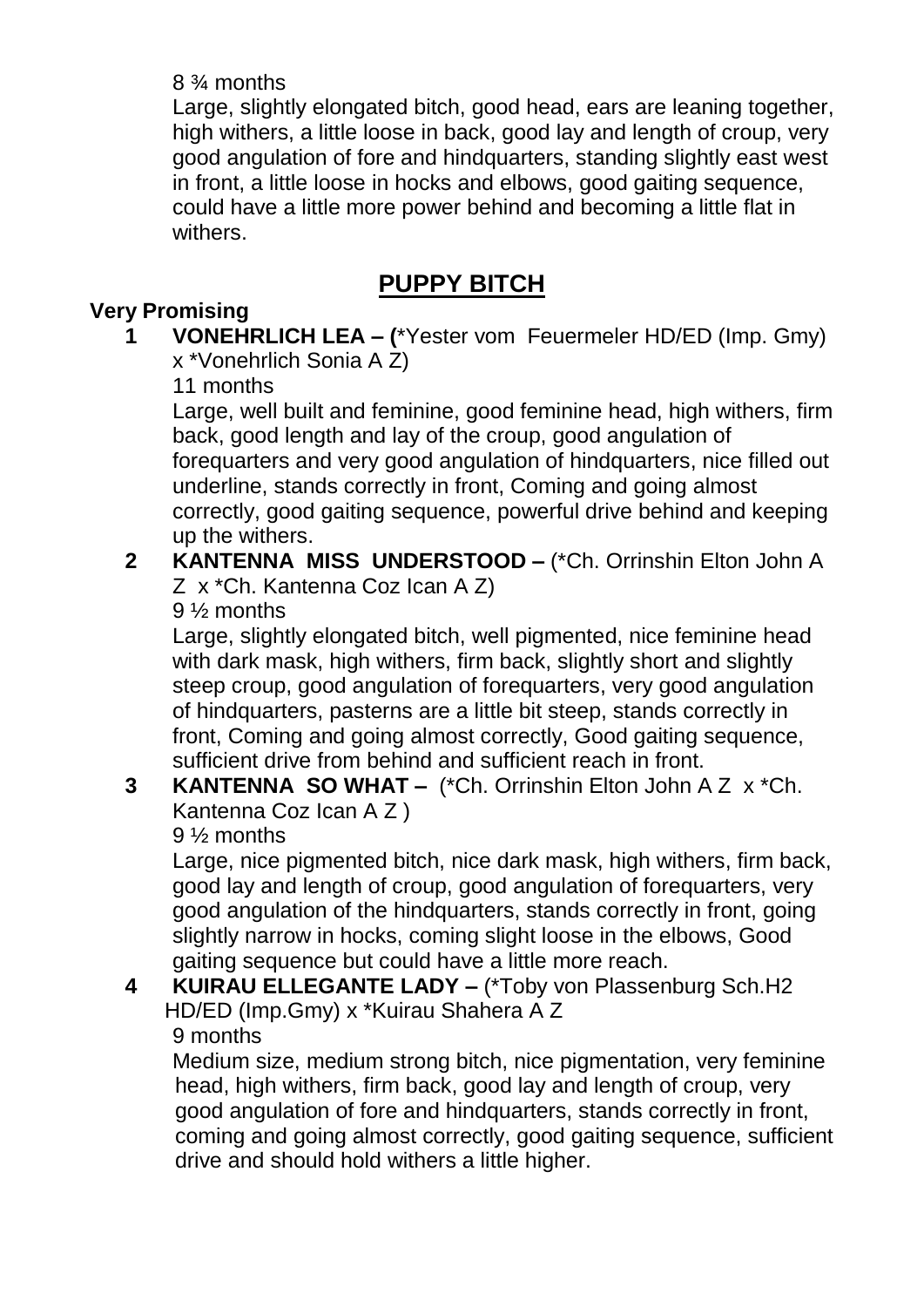8 ¾ months

Large, slightly elongated bitch, good head, ears are leaning together, high withers, a little loose in back, good lay and length of croup, very good angulation of fore and hindquarters, standing slightly east west in front, a little loose in hocks and elbows, good gaiting sequence, could have a little more power behind and becoming a little flat in withers.

## PUPPY BITCH

**Very Promising**

**1 VONEHRLICH LEA – (**\*Yester vom Feuermeler HD/ED (Imp. Gmy) x \*Vonehrlich Sonia A Z)

11 months

Large, well built and feminine, good feminine head, high withers, firm back, good length and lay of the croup, good angulation of forequarters and very good angulation of hindquarters, nice filled out underline, stands correctly in front, Coming and going almost correctly, good gaiting sequence, powerful drive behind and keeping up the withers.

**2 KANTENNA MISS UNDERSTOOD –** (\*Ch. Orrinshin Elton John A Z x \*Ch. Kantenna Coz Ican A Z)

9 ½ months

Large, slightly elongated bitch, well pigmented, nice feminine head with dark mask, high withers, firm back, slightly short and slightly steep croup, good angulation of forequarters, very good angulation of hindquarters, pasterns are a little bit steep, stands correctly in front, Coming and going almost correctly, Good gaiting sequence, sufficient drive from behind and sufficient reach in front.

**3 KANTENNA SO WHAT –** (\*Ch. Orrinshin Elton John A Z x \*Ch. Kantenna Coz Ican A Z )

9 ½ months

Large, nice pigmented bitch, nice dark mask, high withers, firm back, good lay and length of croup, good angulation of forequarters, very good angulation of the hindquarters, stands correctly in front, going slightly narrow in hocks, coming slight loose in the elbows, Good gaiting sequence but could have a little more reach.

**4 KUIRAU ELLEGANTE LADY –** (\*Toby von Plassenburg Sch.H2 HD/ED (Imp.Gmy) x \*Kuirau Shahera A Z

9 months

Medium size, medium strong bitch, nice pigmentation, very feminine head, high withers, firm back, good lay and length of croup, very good angulation of fore and hindquarters, stands correctly in front, coming and going almost correctly, good gaiting sequence, sufficient drive and should hold withers a little higher.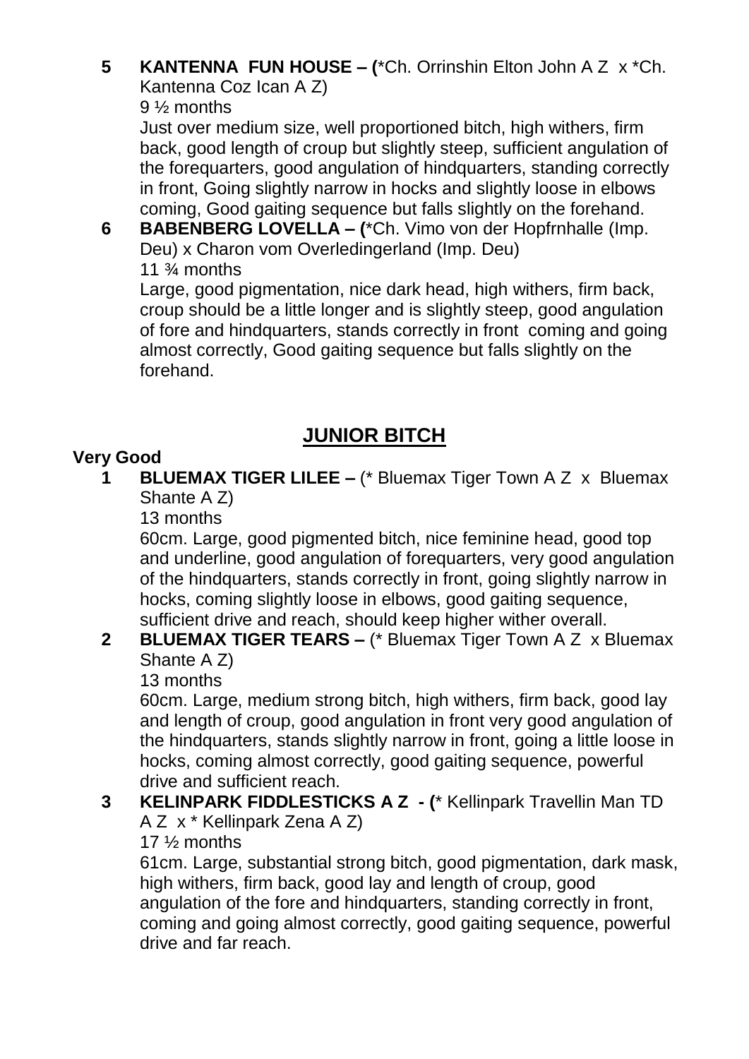**5 KANTENNA FUN HOUSE – (**\*Ch. Orrinshin Elton John A Z x \*Ch. Kantenna Coz Ican A Z)
9 ½ months
Just over medium size, well proportioned bitch, high withers, firm back, good length of croup but slightly steep, sufficient angulation of the forequarters, good angulation of hindquarters, standing correctly in front, Going slightly narrow in hocks and slightly loose in elbows coming, Good gaiting sequence but falls slightly on the forehand.

**6 BABENBERG LOVELLA – (**\*Ch. Vimo von der Hopfrnhalle (Imp. Deu) x Charon vom Overledingerland (Imp. Deu)
11 ¾ months
Large, good pigmentation, nice dark head, high withers, firm back, croup should be a little longer and is slightly steep, good angulation of fore and hindquarters, stands correctly in front coming and going almost correctly, Good gaiting sequence but falls slightly on the forehand.

## JUNIOR BITCH

**Very Good**

**1 BLUEMAX TIGER LILEE –** (\* Bluemax Tiger Town A Z x Bluemax Shante A Z)
13 months
60cm. Large, good pigmented bitch, nice feminine head, good top and underline, good angulation of forequarters, very good angulation of the hindquarters, stands correctly in front, going slightly narrow in hocks, coming slightly loose in elbows, good gaiting sequence, sufficient drive and reach, should keep higher wither overall.

**2 BLUEMAX TIGER TEARS –** (\* Bluemax Tiger Town A Z x Bluemax Shante A Z)
13 months
60cm. Large, medium strong bitch, high withers, firm back, good lay and length of croup, good angulation in front very good angulation of the hindquarters, stands slightly narrow in front, going a little loose in hocks, coming almost correctly, good gaiting sequence, powerful drive and sufficient reach.

**3 KELINPARK FIDDLESTICKS A Z - (**\* Kellinpark Travellin Man TD A Z x \* Kellinpark Zena A Z)
17 ½ months
61cm. Large, substantial strong bitch, good pigmentation, dark mask, high withers, firm back, good lay and length of croup, good angulation of the fore and hindquarters, standing correctly in front, coming and going almost correctly, good gaiting sequence, powerful drive and far reach.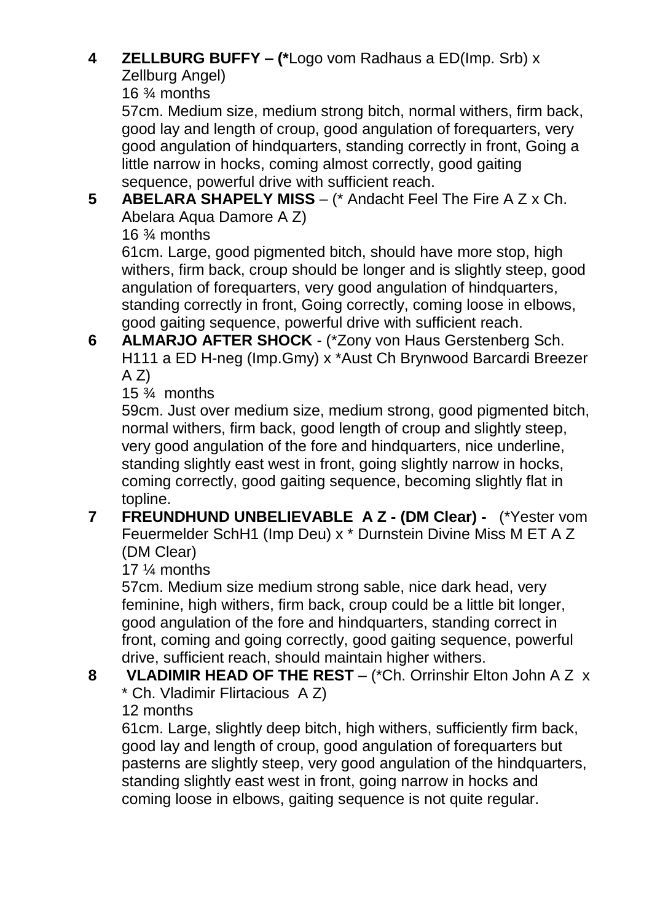**4 ZELLBURG BUFFY – (***Logo vom Radhaus a ED(Imp. Srb) x Zellburg Angel)

16 ¾ months

57cm. Medium size, medium strong bitch, normal withers, firm back, good lay and length of croup, good angulation of forequarters, very good angulation of hindquarters, standing correctly in front, Going a little narrow in hocks, coming almost correctly, good gaiting sequence, powerful drive with sufficient reach.

**5 ABELARA SHAPELY MISS** – (* Andacht Feel The Fire A Z x Ch. Abelara Aqua Damore A Z)

16 ¾ months

61cm. Large, good pigmented bitch, should have more stop, high withers, firm back, croup should be longer and is slightly steep, good angulation of forequarters, very good angulation of hindquarters, standing correctly in front, Going correctly, coming loose in elbows, good gaiting sequence, powerful drive with sufficient reach.

**6 ALMARJO AFTER SHOCK** - (*Zony von Haus Gerstenberg Sch. H111 a ED H-neg (Imp.Gmy) x *Aust Ch Brynwood Barcardi Breezer A Z)

15 ¾ months

59cm. Just over medium size, medium strong, good pigmented bitch, normal withers, firm back, good length of croup and slightly steep, very good angulation of the fore and hindquarters, nice underline, standing slightly east west in front, going slightly narrow in hocks, coming correctly, good gaiting sequence, becoming slightly flat in topline.

**7 FREUNDHUND UNBELIEVABLE A Z - (DM Clear) -** (*Yester vom Feuermelder SchH1 (Imp Deu) x * Durnstein Divine Miss M ET A Z (DM Clear)

17 ¼ months

57cm. Medium size medium strong sable, nice dark head, very feminine, high withers, firm back, croup could be a little bit longer, good angulation of the fore and hindquarters, standing correct in front, coming and going correctly, good gaiting sequence, powerful drive, sufficient reach, should maintain higher withers.

**8 VLADIMIR HEAD OF THE REST** – (*Ch. Orrinshir Elton John A Z x * Ch. Vladimir Flirtacious A Z)

12 months

61cm. Large, slightly deep bitch, high withers, sufficiently firm back, good lay and length of croup, good angulation of forequarters but pasterns are slightly steep, very good angulation of the hindquarters, standing slightly east west in front, going narrow in hocks and coming loose in elbows, gaiting sequence is not quite regular.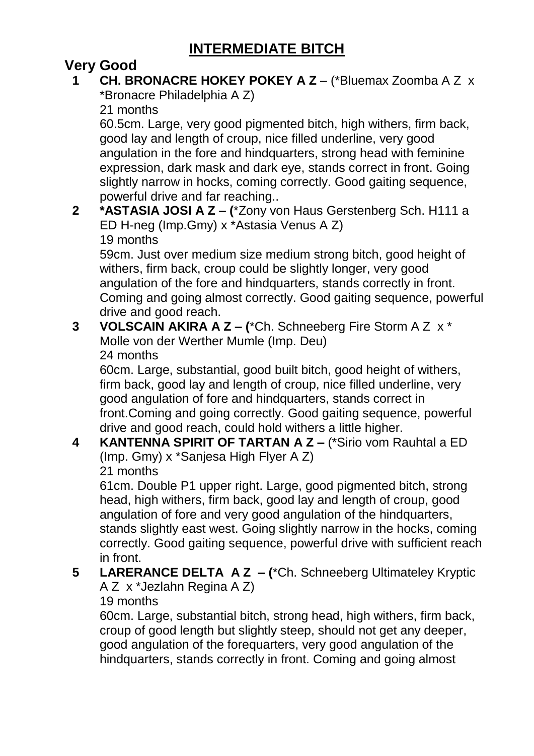# INTERMEDIATE BITCH

## Very Good

**1 CH. BRONACRE HOKEY POKEY A Z** – (*Bluemax Zoomba A Z x *Bronacre Philadelphia A Z)
21 months
60.5cm. Large, very good pigmented bitch, high withers, firm back, good lay and length of croup, nice filled underline, very good angulation in the fore and hindquarters, strong head with feminine expression, dark mask and dark eye, stands correct in front. Going slightly narrow in hocks, coming correctly. Good gaiting sequence, powerful drive and far reaching..

**2 *ASTASIA JOSI A Z – (***Zony von Haus Gerstenberg Sch. H111 a ED H-neg (Imp.Gmy) x *Astasia Venus A Z)
19 months
59cm. Just over medium size medium strong bitch, good height of withers, firm back, croup could be slightly longer, very good angulation of the fore and hindquarters, stands correctly in front. Coming and going almost correctly. Good gaiting sequence, powerful drive and good reach.

**3 VOLSCAIN AKIRA A Z – (***Ch. Schneeberg Fire Storm A Z x * Molle von der Werther Mumle (Imp. Deu)
24 months
60cm. Large, substantial, good built bitch, good height of withers, firm back, good lay and length of croup, nice filled underline, very good angulation of fore and hindquarters, stands correct in front.Coming and going correctly. Good gaiting sequence, powerful drive and good reach, could hold withers a little higher.

**4 KANTENNA SPIRIT OF TARTAN A Z –** (*Sirio vom Rauhtal a ED (Imp. Gmy) x *Sanjesa High Flyer A Z)
21 months
61cm. Double P1 upper right. Large, good pigmented bitch, strong head, high withers, firm back, good lay and length of croup, good angulation of fore and very good angulation of the hindquarters, stands slightly east west. Going slightly narrow in the hocks, coming correctly. Good gaiting sequence, powerful drive with sufficient reach in front.

**5 LARERANCE DELTA A Z – (***Ch. Schneeberg Ultimateley Kryptic A Z x *Jezlahn Regina A Z)
19 months
60cm. Large, substantial bitch, strong head, high withers, firm back, croup of good length but slightly steep, should not get any deeper, good angulation of the forequarters, very good angulation of the hindquarters, stands correctly in front. Coming and going almost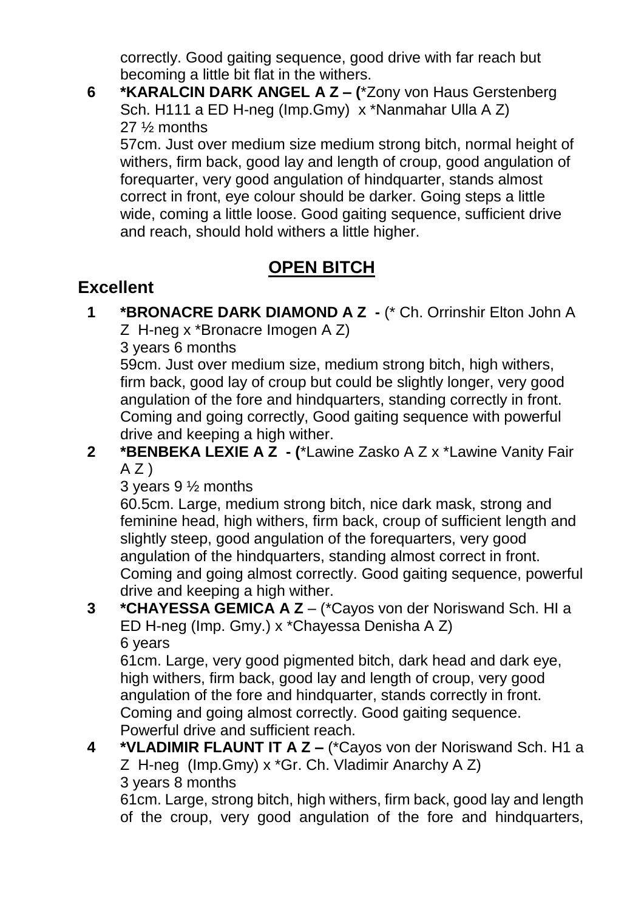correctly. Good gaiting sequence, good drive with far reach but becoming a little bit flat in the withers.

**6** **\*KARALCIN DARK ANGEL A Z – (**\*Zony von Haus Gerstenberg Sch. H111 a ED H-neg (Imp.Gmy) x \*Nanmahar Ulla A Z)
27 ½ months
57cm. Just over medium size medium strong bitch, normal height of withers, firm back, good lay and length of croup, good angulation of forequarter, very good angulation of hindquarter, stands almost correct in front, eye colour should be darker. Going steps a little wide, coming a little loose. Good gaiting sequence, sufficient drive and reach, should hold withers a little higher.

## OPEN BITCH

### Excellent

**1** **\*BRONACRE DARK DIAMOND A Z -** (\* Ch. Orrinshir Elton John A Z H-neg x \*Bronacre Imogen A Z)
3 years 6 months
59cm. Just over medium size, medium strong bitch, high withers, firm back, good lay of croup but could be slightly longer, very good angulation of the fore and hindquarters, standing correctly in front. Coming and going correctly, Good gaiting sequence with powerful drive and keeping a high wither.

**2** **\*BENBEKA LEXIE A Z - (**\*Lawine Zasko A Z x \*Lawine Vanity Fair A Z )
3 years 9 ½ months
60.5cm. Large, medium strong bitch, nice dark mask, strong and feminine head, high withers, firm back, croup of sufficient length and slightly steep, good angulation of the forequarters, very good angulation of the hindquarters, standing almost correct in front. Coming and going almost correctly. Good gaiting sequence, powerful drive and keeping a high wither.

**3** **\*CHAYESSA GEMICA A Z** – (\*Cayos von der Noriswand Sch. HI a ED H-neg (Imp. Gmy.) x \*Chayessa Denisha A Z)
6 years
61cm. Large, very good pigmented bitch, dark head and dark eye, high withers, firm back, good lay and length of croup, very good angulation of the fore and hindquarter, stands correctly in front. Coming and going almost correctly. Good gaiting sequence. Powerful drive and sufficient reach.

**4** **\*VLADIMIR FLAUNT IT A Z –** (\*Cayos von der Noriswand Sch. H1 a Z H-neg (Imp.Gmy) x \*Gr. Ch. Vladimir Anarchy A Z)
3 years 8 months
61cm. Large, strong bitch, high withers, firm back, good lay and length of the croup, very good angulation of the fore and hindquarters,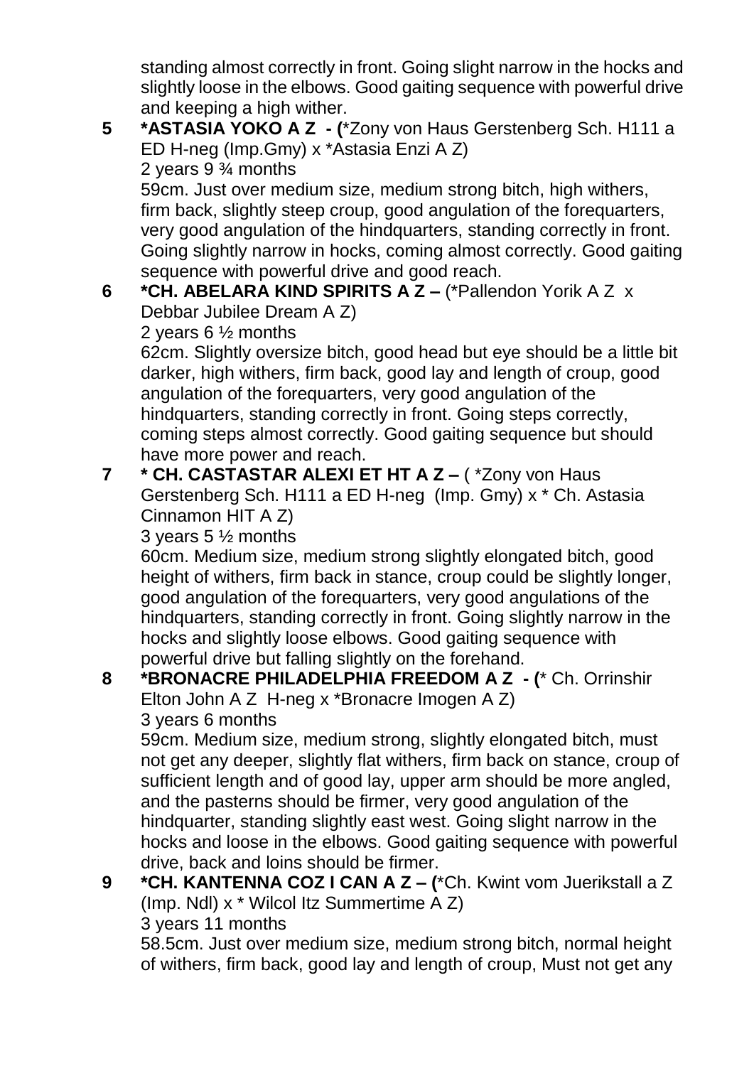standing almost correctly in front. Going slight narrow in the hocks and slightly loose in the elbows. Good gaiting sequence with powerful drive and keeping a high wither.

**5 *ASTASIA YOKO A Z - (***Zony von Haus Gerstenberg Sch. H111 a ED H-neg (Imp.Gmy) x *Astasia Enzi A Z)
2 years 9 ¾ months
59cm. Just over medium size, medium strong bitch, high withers, firm back, slightly steep croup, good angulation of the forequarters, very good angulation of the hindquarters, standing correctly in front. Going slightly narrow in hocks, coming almost correctly. Good gaiting sequence with powerful drive and good reach.

**6 *CH. ABELARA KIND SPIRITS A Z –** (*Pallendon Yorik A Z x Debbar Jubilee Dream A Z)
2 years 6 ½ months
62cm. Slightly oversize bitch, good head but eye should be a little bit darker, high withers, firm back, good lay and length of croup, good angulation of the forequarters, very good angulation of the hindquarters, standing correctly in front. Going steps correctly, coming steps almost correctly. Good gaiting sequence but should have more power and reach.

**7 * CH. CASTASTAR ALEXI ET HT A Z –** ( *Zony von Haus Gerstenberg Sch. H111 a ED H-neg (Imp. Gmy) x * Ch. Astasia Cinnamon HIT A Z)
3 years 5 ½ months
60cm. Medium size, medium strong slightly elongated bitch, good height of withers, firm back in stance, croup could be slightly longer, good angulation of the forequarters, very good angulations of the hindquarters, standing correctly in front. Going slightly narrow in the hocks and slightly loose elbows. Good gaiting sequence with powerful drive but falling slightly on the forehand.

**8 *BRONACRE PHILADELPHIA FREEDOM A Z - (*** Ch. Orrinshir Elton John A Z H-neg x *Bronacre Imogen A Z)
3 years 6 months
59cm. Medium size, medium strong, slightly elongated bitch, must not get any deeper, slightly flat withers, firm back on stance, croup of sufficient length and of good lay, upper arm should be more angled, and the pasterns should be firmer, very good angulation of the hindquarter, standing slightly east west. Going slight narrow in the hocks and loose in the elbows. Good gaiting sequence with powerful drive, back and loins should be firmer.

**9 *CH. KANTENNA COZ I CAN A Z – (***Ch. Kwint vom Juerikstall a Z (Imp. Ndl) x * Wilcol Itz Summertime A Z)
3 years 11 months
58.5cm. Just over medium size, medium strong bitch, normal height of withers, firm back, good lay and length of croup, Must not get any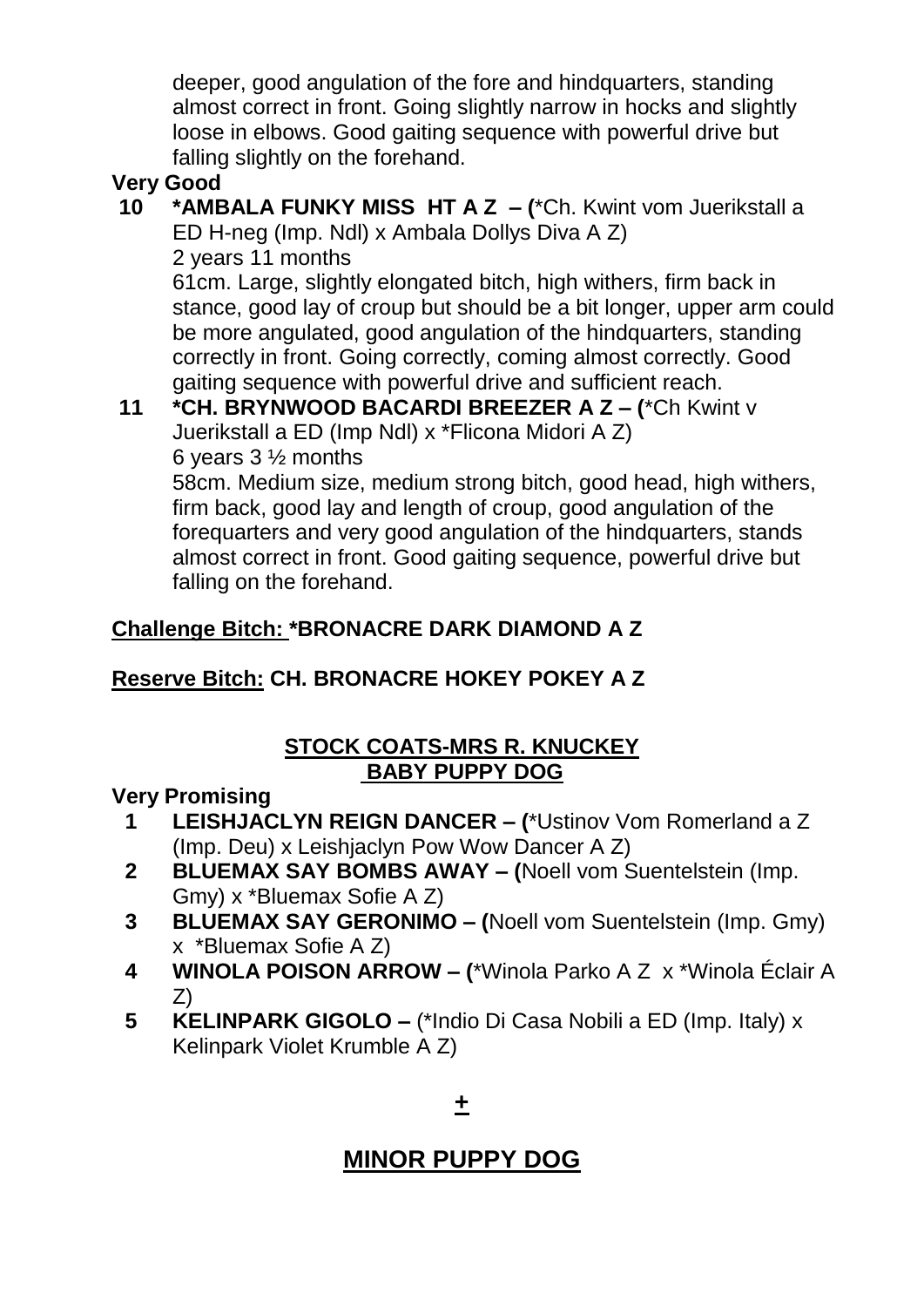deeper, good angulation of the fore and hindquarters, standing almost correct in front. Going slightly narrow in hocks and slightly loose in elbows. Good gaiting sequence with powerful drive but falling slightly on the forehand.

**Very Good**

**10 *AMBALA FUNKY MISS HT A Z – (***Ch. Kwint vom Juerikstall a ED H-neg (Imp. Ndl) x Ambala Dollys Diva A Z)
2 years 11 months
61cm. Large, slightly elongated bitch, high withers, firm back in stance, good lay of croup but should be a bit longer, upper arm could be more angulated, good angulation of the hindquarters, standing correctly in front. Going correctly, coming almost correctly. Good gaiting sequence with powerful drive and sufficient reach.

**11 *CH. BRYNWOOD BACARDI BREEZER A Z – (***Ch Kwint v Juerikstall a ED (Imp Ndl) x *Flicona Midori A Z)
6 years 3 ½ months
58cm. Medium size, medium strong bitch, good head, high withers, firm back, good lay and length of croup, good angulation of the forequarters and very good angulation of the hindquarters, stands almost correct in front. Good gaiting sequence, powerful drive but falling on the forehand.

**Challenge Bitch: *BRONACRE DARK DIAMOND A Z**

**Reserve Bitch: CH. BRONACRE HOKEY POKEY A Z**

## STOCK COATS-MRS R. KNUCKEY
## BABY PUPPY DOG

**Very Promising**

1. **LEISHJACLYN REIGN DANCER – (***Ustinov Vom Romerland a Z (Imp. Deu) x Leishjaclyn Pow Wow Dancer A Z)
2. **BLUEMAX SAY BOMBS AWAY – (**Noell vom Suentelstein (Imp. Gmy) x *Bluemax Sofie A Z)
3. **BLUEMAX SAY GERONIMO – (**Noell vom Suentelstein (Imp. Gmy) x *Bluemax Sofie A Z)
4. **WINOLA POISON ARROW – (***Winola Parko A Z x *Winola Éclair A Z)
5. **KELINPARK GIGOLO –** (*Indio Di Casa Nobili a ED (Imp. Italy) x Kelinpark Violet Krumble A Z)

**+**

## MINOR PUPPY DOG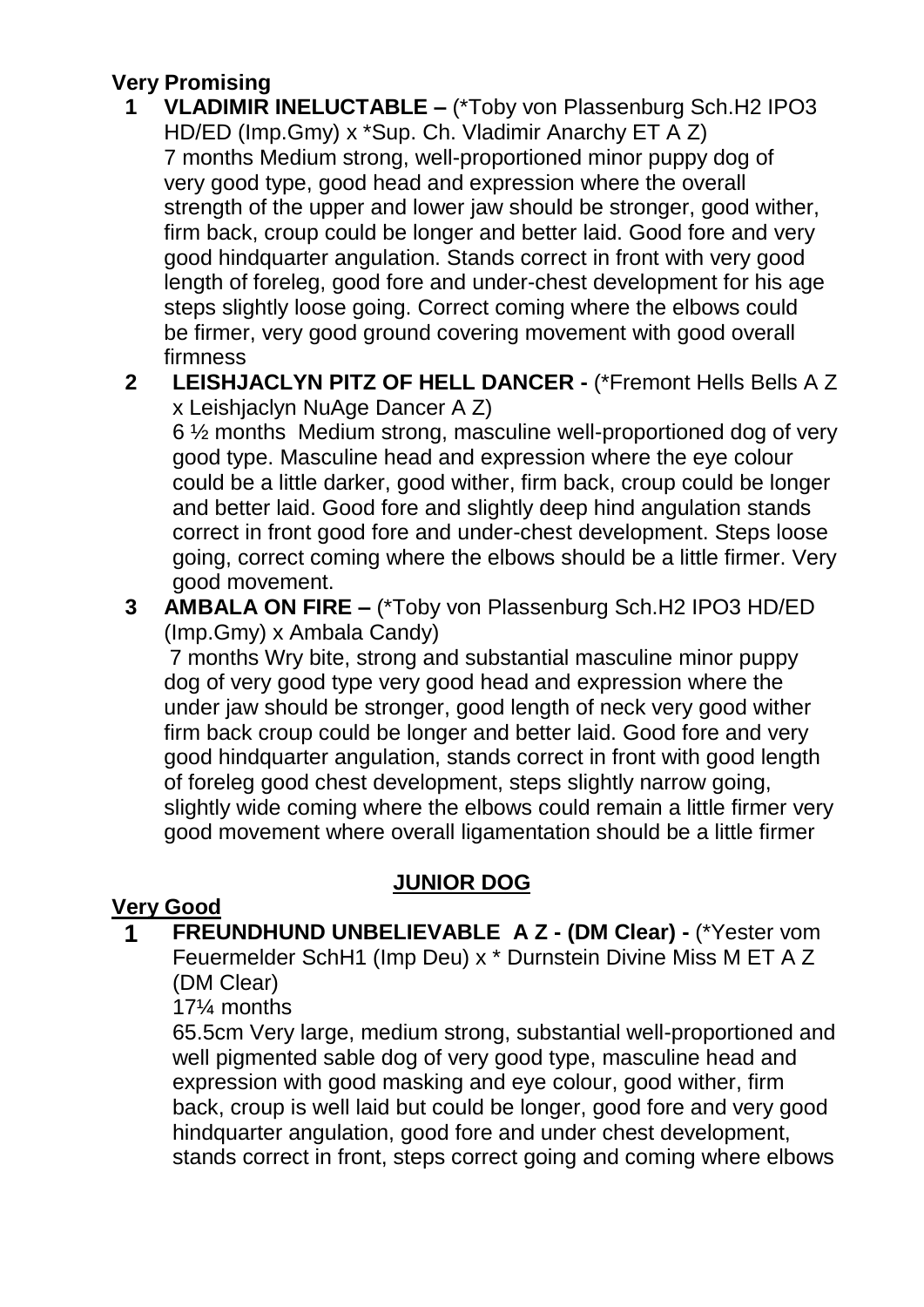**Very Promising**

**1 VLADIMIR INELUCTABLE –** (*Toby von Plassenburg Sch.H2 IPO3 HD/ED (Imp.Gmy) x *Sup. Ch. Vladimir Anarchy ET A Z)
7 months Medium strong, well-proportioned minor puppy dog of very good type, good head and expression where the overall strength of the upper and lower jaw should be stronger, good wither, firm back, croup could be longer and better laid. Good fore and very good hindquarter angulation. Stands correct in front with very good length of foreleg, good fore and under-chest development for his age steps slightly loose going. Correct coming where the elbows could be firmer, very good ground covering movement with good overall firmness

**2 LEISHJACLYN PITZ OF HELL DANCER -** (*Fremont Hells Bells A Z x Leishjaclyn NuAge Dancer A Z)
6 ½ months Medium strong, masculine well-proportioned dog of very good type. Masculine head and expression where the eye colour could be a little darker, good wither, firm back, croup could be longer and better laid. Good fore and slightly deep hind angulation stands correct in front good fore and under-chest development. Steps loose going, correct coming where the elbows should be a little firmer. Very good movement.

**3 AMBALA ON FIRE –** (*Toby von Plassenburg Sch.H2 IPO3 HD/ED (Imp.Gmy) x Ambala Candy)
7 months Wry bite, strong and substantial masculine minor puppy dog of very good type very good head and expression where the under jaw should be stronger, good length of neck very good wither firm back croup could be longer and better laid. Good fore and very good hindquarter angulation, stands correct in front with good length of foreleg good chest development, steps slightly narrow going, slightly wide coming where the elbows could remain a little firmer very good movement where overall ligamentation should be a little firmer

## JUNIOR DOG

**Very Good**

**1 FREUNDHUND UNBELIEVABLE A Z - (DM Clear) -** (*Yester vom Feuermelder SchH1 (Imp Deu) x * Durnstein Divine Miss M ET A Z (DM Clear)
17¼ months
65.5cm Very large, medium strong, substantial well-proportioned and well pigmented sable dog of very good type, masculine head and expression with good masking and eye colour, good wither, firm back, croup is well laid but could be longer, good fore and very good hindquarter angulation, good fore and under chest development, stands correct in front, steps correct going and coming where elbows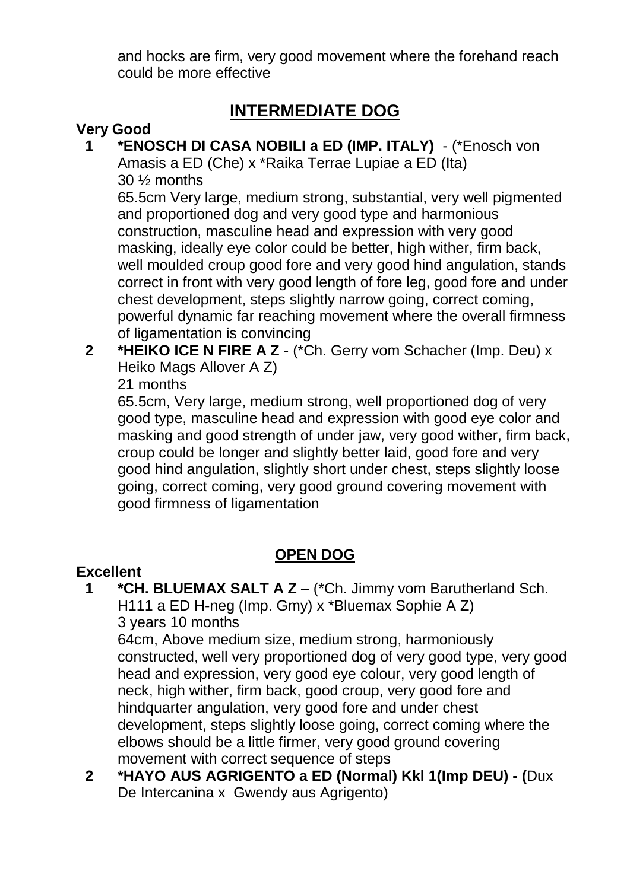and hocks are firm, very good movement where the forehand reach could be more effective

## INTERMEDIATE DOG

**Very Good**

**1 *ENOSCH DI CASA NOBILI a ED (IMP. ITALY)** - (*Enosch von Amasis a ED (Che) x *Raika Terrae Lupiae a ED (Ita)
30 ½ months
65.5cm Very large, medium strong, substantial, very well pigmented and proportioned dog and very good type and harmonious construction, masculine head and expression with very good masking, ideally eye color could be better, high wither, firm back, well moulded croup good fore and very good hind angulation, stands correct in front with very good length of fore leg, good fore and under chest development, steps slightly narrow going, correct coming, powerful dynamic far reaching movement where the overall firmness of ligamentation is convincing

**2 *HEIKO ICE N FIRE A Z -** (*Ch. Gerry vom Schacher (Imp. Deu) x Heiko Mags Allover A Z)
21 months
65.5cm, Very large, medium strong, well proportioned dog of very good type, masculine head and expression with good eye color and masking and good strength of under jaw, very good wither, firm back, croup could be longer and slightly better laid, good fore and very good hind angulation, slightly short under chest, steps slightly loose going, correct coming, very good ground covering movement with good firmness of ligamentation

## OPEN DOG

**Excellent**

**1 *CH. BLUEMAX SALT A Z –** (*Ch. Jimmy vom Barutherland Sch. H111 a ED H-neg (Imp. Gmy) x *Bluemax Sophie A Z)
3 years 10 months
64cm, Above medium size, medium strong, harmoniously constructed, well very proportioned dog of very good type, very good head and expression, very good eye colour, very good length of neck, high wither, firm back, good croup, very good fore and hindquarter angulation, very good fore and under chest development, steps slightly loose going, correct coming where the elbows should be a little firmer, very good ground covering movement with correct sequence of steps

**2 *HAYO AUS AGRIGENTO a ED (Normal) Kkl 1(Imp DEU) - (**Dux De Intercanina x Gwendy aus Agrigento)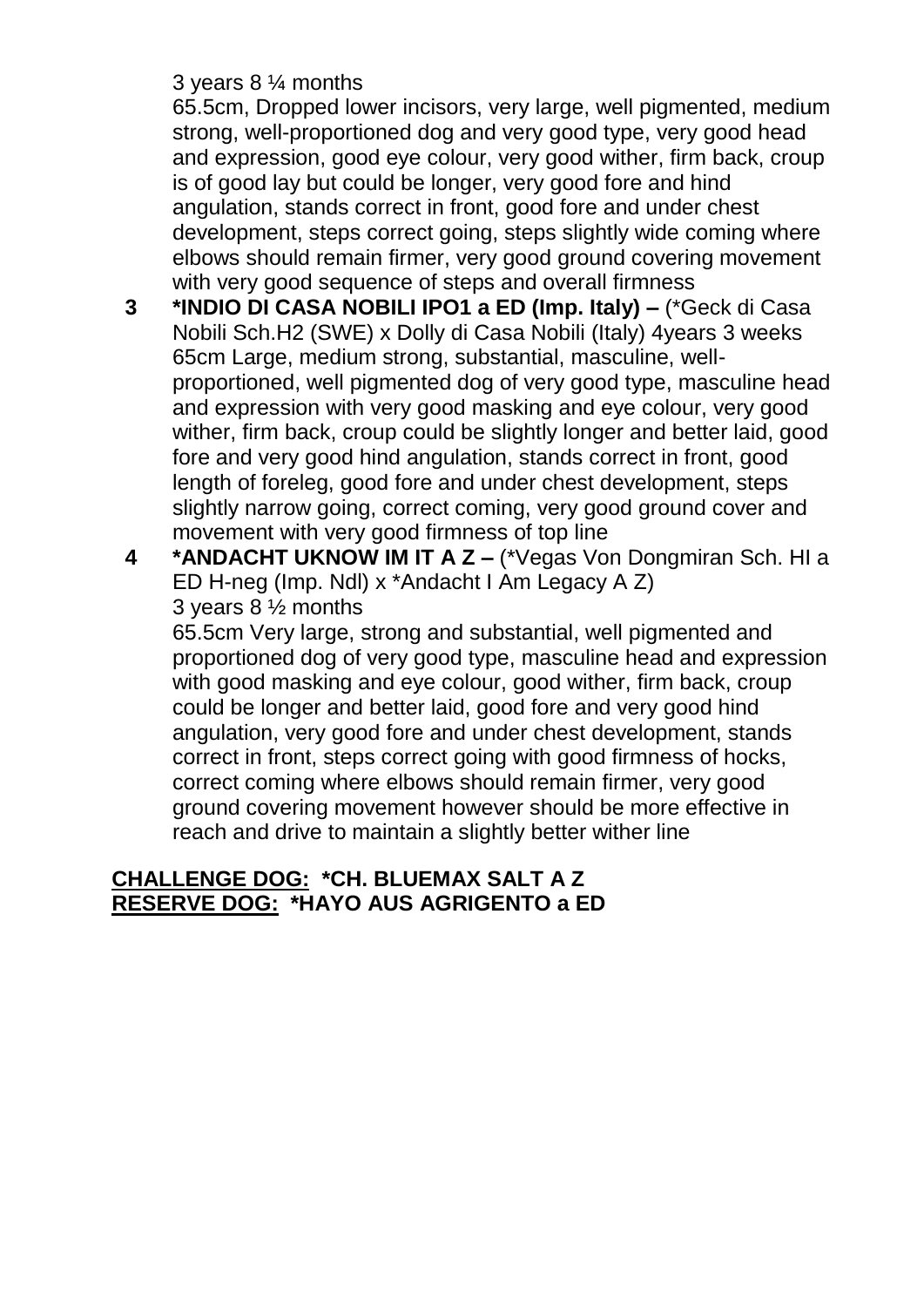3 years 8 ¼ months

65.5cm, Dropped lower incisors, very large, well pigmented, medium strong, well-proportioned dog and very good type, very good head and expression, good eye colour, very good wither, firm back, croup is of good lay but could be longer, very good fore and hind angulation, stands correct in front, good fore and under chest development, steps correct going, steps slightly wide coming where elbows should remain firmer, very good ground covering movement with very good sequence of steps and overall firmness

**3** **\*INDIO DI CASA NOBILI IPO1 a ED (Imp. Italy) –** (\*Geck di Casa Nobili Sch.H2 (SWE) x Dolly di Casa Nobili (Italy) 4years 3 weeks 65cm Large, medium strong, substantial, masculine, well-proportioned, well pigmented dog of very good type, masculine head and expression with very good masking and eye colour, very good wither, firm back, croup could be slightly longer and better laid, good fore and very good hind angulation, stands correct in front, good length of foreleg, good fore and under chest development, steps slightly narrow going, correct coming, very good ground cover and movement with very good firmness of top line

**4** **\*ANDACHT UKNOW IM IT A Z –** (\*Vegas Von Dongmiran Sch. HI a ED H-neg (Imp. Ndl) x \*Andacht I Am Legacy A Z)

3 years 8 ½ months

65.5cm Very large, strong and substantial, well pigmented and proportioned dog of very good type, masculine head and expression with good masking and eye colour, good wither, firm back, croup could be longer and better laid, good fore and very good hind angulation, very good fore and under chest development, stands correct in front, steps correct going with good firmness of hocks, correct coming where elbows should remain firmer, very good ground covering movement however should be more effective in reach and drive to maintain a slightly better wither line

**CHALLENGE DOG: \*CH. BLUEMAX SALT A Z**
**RESERVE DOG: \*HAYO AUS AGRIGENTO a ED**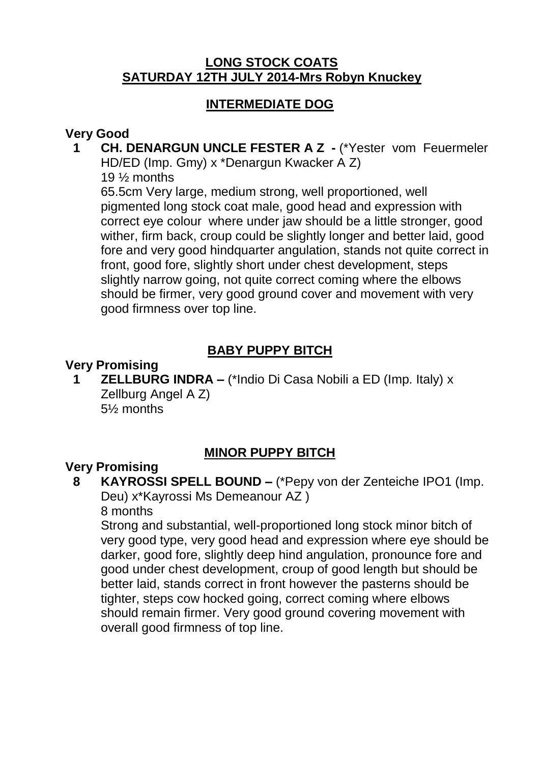## LONG STOCK COATS
## SATURDAY 12TH JULY 2014-Mrs Robyn Knuckey

### INTERMEDIATE DOG

**Very Good**

**1 CH. DENARGUN UNCLE FESTER A Z -** (*Yester vom Feuermeler HD/ED (Imp. Gmy) x *Denargun Kwacker A Z)
19 ½ months
65.5cm Very large, medium strong, well proportioned, well pigmented long stock coat male, good head and expression with correct eye colour where under jaw should be a little stronger, good wither, firm back, croup could be slightly longer and better laid, good fore and very good hindquarter angulation, stands not quite correct in front, good fore, slightly short under chest development, steps slightly narrow going, not quite correct coming where the elbows should be firmer, very good ground cover and movement with very good firmness over top line.

### BABY PUPPY BITCH

**Very Promising**

**1 ZELLBURG INDRA –** (*Indio Di Casa Nobili a ED (Imp. Italy) x Zellburg Angel A Z)
5½ months

### MINOR PUPPY BITCH

**Very Promising**

**8 KAYROSSI SPELL BOUND –** (*Pepy von der Zenteiche IPO1 (Imp. Deu) x*Kayrossi Ms Demeanour AZ )
8 months
Strong and substantial, well-proportioned long stock minor bitch of very good type, very good head and expression where eye should be darker, good fore, slightly deep hind angulation, pronounce fore and good under chest development, croup of good length but should be better laid, stands correct in front however the pasterns should be tighter, steps cow hocked going, correct coming where elbows should remain firmer. Very good ground covering movement with overall good firmness of top line.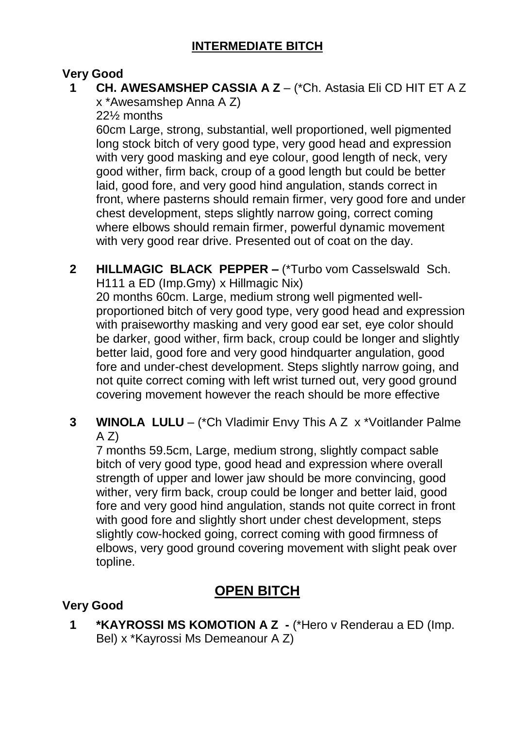## INTERMEDIATE BITCH

**Very Good**

**1 CH. AWESAMSHEP CASSIA A Z** – (*Ch. Astasia Eli CD HIT ET A Z x *Awesamshep Anna A Z)
22½ months
60cm Large, strong, substantial, well proportioned, well pigmented long stock bitch of very good type, very good head and expression with very good masking and eye colour, good length of neck, very good wither, firm back, croup of a good length but could be better laid, good fore, and very good hind angulation, stands correct in front, where pasterns should remain firmer, very good fore and under chest development, steps slightly narrow going, correct coming where elbows should remain firmer, powerful dynamic movement with very good rear drive. Presented out of coat on the day.

**2 HILLMAGIC BLACK PEPPER –** (*Turbo vom Casselswald Sch. H111 a ED (Imp.Gmy) x Hillmagic Nix)
20 months 60cm. Large, medium strong well pigmented well-proportioned bitch of very good type, very good head and expression with praiseworthy masking and very good ear set, eye color should be darker, good wither, firm back, croup could be longer and slightly better laid, good fore and very good hindquarter angulation, good fore and under-chest development. Steps slightly narrow going, and not quite correct coming with left wrist turned out, very good ground covering movement however the reach should be more effective

**3 WINOLA LULU** – (*Ch Vladimir Envy This A Z x *Voitlander Palme A Z)
7 months 59.5cm, Large, medium strong, slightly compact sable bitch of very good type, good head and expression where overall strength of upper and lower jaw should be more convincing, good wither, very firm back, croup could be longer and better laid, good fore and very good hind angulation, stands not quite correct in front with good fore and slightly short under chest development, steps slightly cow-hocked going, correct coming with good firmness of elbows, very good ground covering movement with slight peak over topline.

## OPEN BITCH

**Very Good**

**1 *KAYROSSI MS KOMOTION A Z -** (*Hero v Renderau a ED (Imp. Bel) x *Kayrossi Ms Demeanour A Z)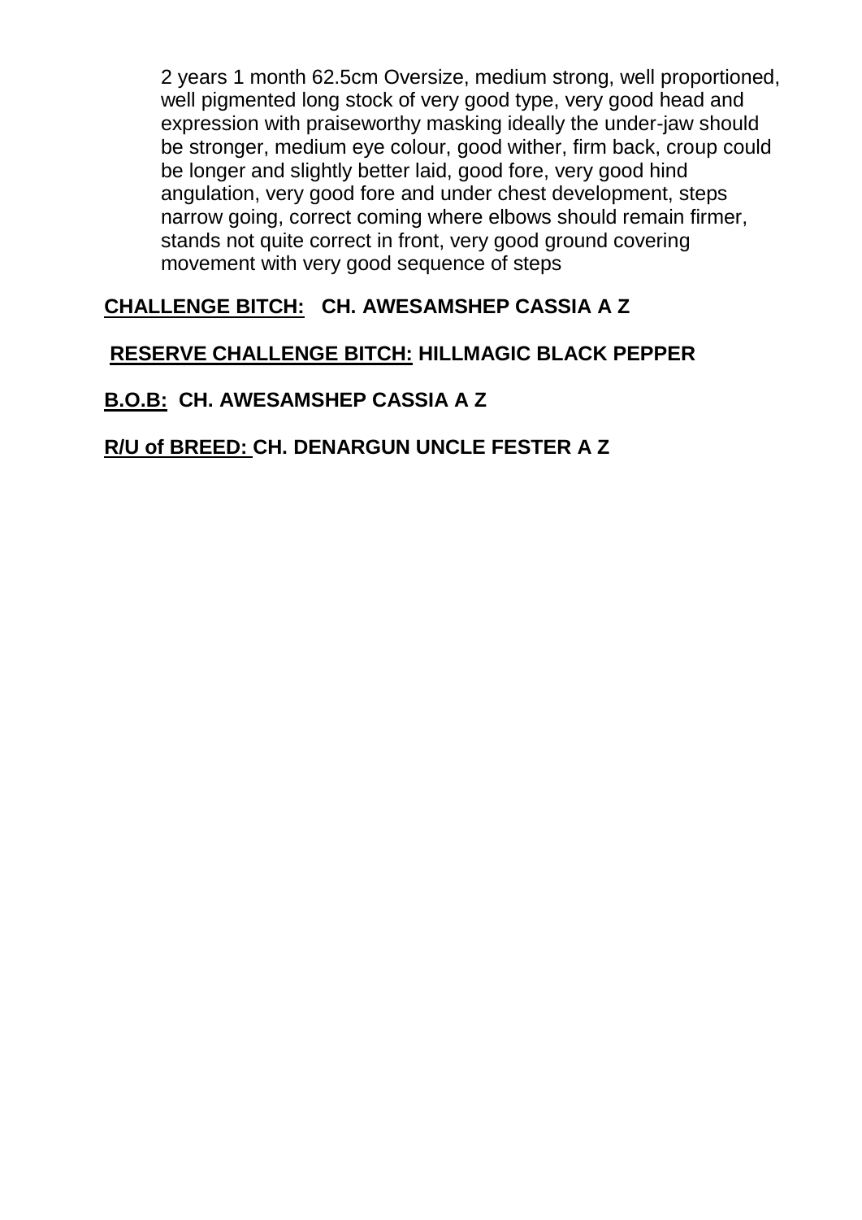2 years 1 month 62.5cm Oversize, medium strong, well proportioned, well pigmented long stock of very good type, very good head and expression with praiseworthy masking ideally the under-jaw should be stronger, medium eye colour, good wither, firm back, croup could be longer and slightly better laid, good fore, very good hind angulation, very good fore and under chest development, steps narrow going, correct coming where elbows should remain firmer, stands not quite correct in front, very good ground covering movement with very good sequence of steps

**CHALLENGE BITCH: CH. AWESAMSHEP CASSIA A Z**

**RESERVE CHALLENGE BITCH: HILLMAGIC BLACK PEPPER**

**B.O.B: CH. AWESAMSHEP CASSIA A Z**

**R/U of BREED: CH. DENARGUN UNCLE FESTER A Z**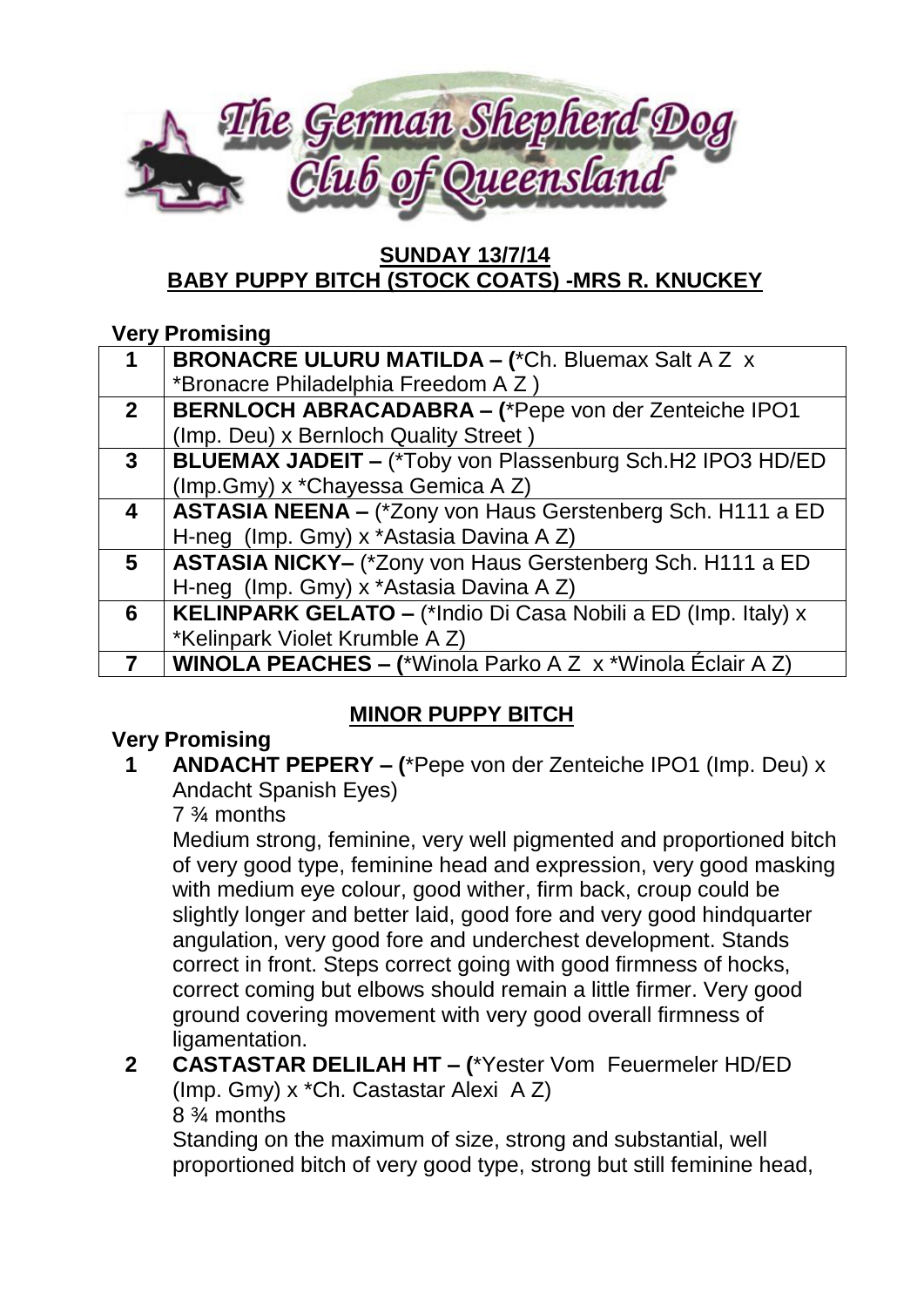## SUNDAY 13/7/14

## BABY PUPPY BITCH (STOCK COATS) -MRS R. KNUCKEY

**Very Promising**

| | |
|---|---|
| **1** | **BRONACRE ULURU MATILDA – (**\*Ch. Bluemax Salt A Z x \*Bronacre Philadelphia Freedom A Z ) |
| **2** | **BERNLOCH ABRACADABRA – (**\*Pepe von der Zenteiche IPO1 (Imp. Deu) x Bernloch Quality Street ) |
| **3** | **BLUEMAX JADEIT –** (\*Toby von Plassenburg Sch.H2 IPO3 HD/ED (Imp.Gmy) x \*Chayessa Gemica A Z) |
| **4** | **ASTASIA NEENA –** (\*Zony von Haus Gerstenberg Sch. H111 a ED H-neg (Imp. Gmy) x \*Astasia Davina A Z) |
| **5** | **ASTASIA NICKY–** (\*Zony von Haus Gerstenberg Sch. H111 a ED H-neg (Imp. Gmy) x \*Astasia Davina A Z) |
| **6** | **KELINPARK GELATO –** (\*Indio Di Casa Nobili a ED (Imp. Italy) x \*Kelinpark Violet Krumble A Z) |
| **7** | **WINOLA PEACHES – (**\*Winola Parko A Z x \*Winola Éclair A Z) |

## MINOR PUPPY BITCH

**Very Promising**

**1 ANDACHT PEPERY – (**\*Pepe von der Zenteiche IPO1 (Imp. Deu) x Andacht Spanish Eyes)
7 ¾ months
Medium strong, feminine, very well pigmented and proportioned bitch of very good type, feminine head and expression, very good masking with medium eye colour, good wither, firm back, croup could be slightly longer and better laid, good fore and very good hindquarter angulation, very good fore and underchest development. Stands correct in front. Steps correct going with good firmness of hocks, correct coming but elbows should remain a little firmer. Very good ground covering movement with very good overall firmness of ligamentation.

**2 CASTASTAR DELILAH HT – (**\*Yester Vom Feuermeler HD/ED (Imp. Gmy) x \*Ch. Castastar Alexi A Z)
8 ¾ months
Standing on the maximum of size, strong and substantial, well proportioned bitch of very good type, strong but still feminine head,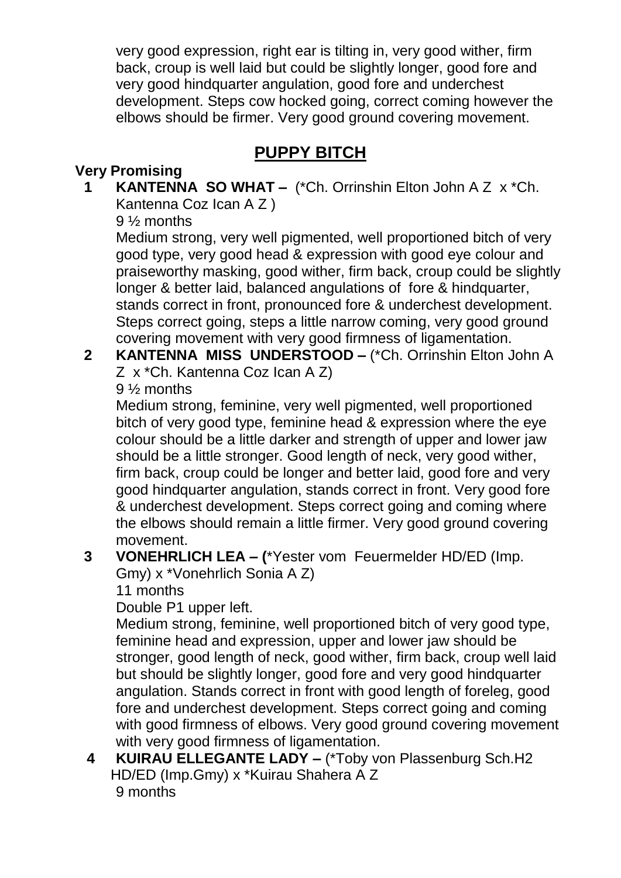very good expression, right ear is tilting in, very good wither, firm back, croup is well laid but could be slightly longer, good fore and very good hindquarter angulation, good fore and underchest development. Steps cow hocked going, correct coming however the elbows should be firmer. Very good ground covering movement.

## PUPPY BITCH

**Very Promising**

**1 KANTENNA SO WHAT –** (*Ch. Orrinshin Elton John A Z x *Ch. Kantenna Coz Ican A Z )
9 ½ months
Medium strong, very well pigmented, well proportioned bitch of very good type, very good head & expression with good eye colour and praiseworthy masking, good wither, firm back, croup could be slightly longer & better laid, balanced angulations of fore & hindquarter, stands correct in front, pronounced fore & underchest development. Steps correct going, steps a little narrow coming, very good ground covering movement with very good firmness of ligamentation.

**2 KANTENNA MISS UNDERSTOOD –** (*Ch. Orrinshin Elton John A Z x *Ch. Kantenna Coz Ican A Z)
9 ½ months
Medium strong, feminine, very well pigmented, well proportioned bitch of very good type, feminine head & expression where the eye colour should be a little darker and strength of upper and lower jaw should be a little stronger. Good length of neck, very good wither, firm back, croup could be longer and better laid, good fore and very good hindquarter angulation, stands correct in front. Very good fore & underchest development. Steps correct going and coming where the elbows should remain a little firmer. Very good ground covering movement.

**3 VONEHRLICH LEA – (***Yester vom Feuermelder HD/ED (Imp. Gmy) x *Vonehrlich Sonia A Z)
11 months
Double P1 upper left.
Medium strong, feminine, well proportioned bitch of very good type, feminine head and expression, upper and lower jaw should be stronger, good length of neck, good wither, firm back, croup well laid but should be slightly longer, good fore and very good hindquarter angulation. Stands correct in front with good length of foreleg, good fore and underchest development. Steps correct going and coming with good firmness of elbows. Very good ground covering movement with very good firmness of ligamentation.

**4 KUIRAU ELLEGANTE LADY –** (*Toby von Plassenburg Sch.H2 HD/ED (Imp.Gmy) x *Kuirau Shahera A Z
9 months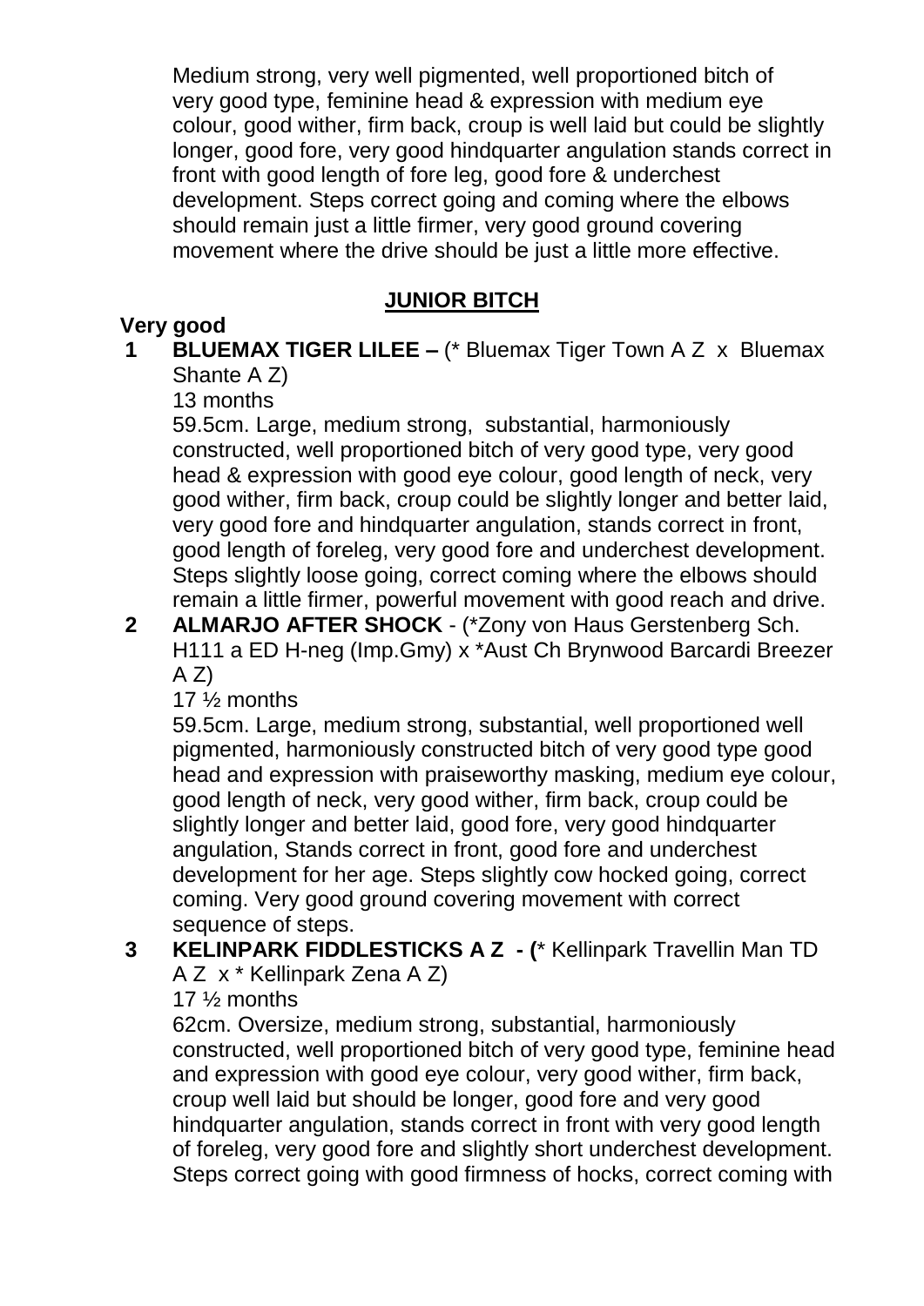Medium strong, very well pigmented, well proportioned bitch of very good type, feminine head & expression with medium eye colour, good wither, firm back, croup is well laid but could be slightly longer, good fore, very good hindquarter angulation stands correct in front with good length of fore leg, good fore & underchest development. Steps correct going and coming where the elbows should remain just a little firmer, very good ground covering movement where the drive should be just a little more effective.

## JUNIOR BITCH

**Very good**

**1 BLUEMAX TIGER LILEE –** (* Bluemax Tiger Town A Z x Bluemax Shante A Z)
13 months
59.5cm. Large, medium strong, substantial, harmoniously constructed, well proportioned bitch of very good type, very good head & expression with good eye colour, good length of neck, very good wither, firm back, croup could be slightly longer and better laid, very good fore and hindquarter angulation, stands correct in front, good length of foreleg, very good fore and underchest development. Steps slightly loose going, correct coming where the elbows should remain a little firmer, powerful movement with good reach and drive.

**2 ALMARJO AFTER SHOCK** - (*Zony von Haus Gerstenberg Sch. H111 a ED H-neg (Imp.Gmy) x *Aust Ch Brynwood Barcardi Breezer A Z)
17 ½ months
59.5cm. Large, medium strong, substantial, well proportioned well pigmented, harmoniously constructed bitch of very good type good head and expression with praiseworthy masking, medium eye colour, good length of neck, very good wither, firm back, croup could be slightly longer and better laid, good fore, very good hindquarter angulation, Stands correct in front, good fore and underchest development for her age. Steps slightly cow hocked going, correct coming. Very good ground covering movement with correct sequence of steps.

**3 KELINPARK FIDDLESTICKS A Z - (*** Kellinpark Travellin Man TD A Z x * Kellinpark Zena A Z)
17 ½ months
62cm. Oversize, medium strong, substantial, harmoniously constructed, well proportioned bitch of very good type, feminine head and expression with good eye colour, very good wither, firm back, croup well laid but should be longer, good fore and very good hindquarter angulation, stands correct in front with very good length of foreleg, very good fore and slightly short underchest development. Steps correct going with good firmness of hocks, correct coming with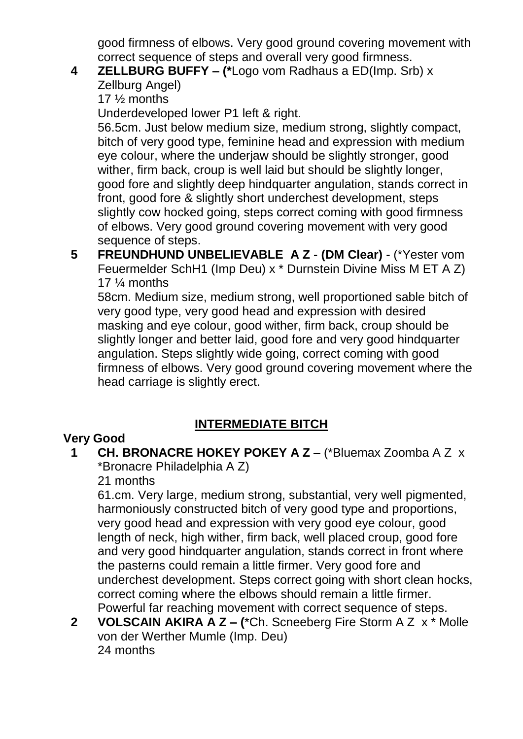good firmness of elbows. Very good ground covering movement with correct sequence of steps and overall very good firmness.

**4 ZELLBURG BUFFY – (***Logo vom Radhaus a ED(Imp. Srb) x Zellburg Angel)
17 ½ months
Underdeveloped lower P1 left & right.
56.5cm. Just below medium size, medium strong, slightly compact, bitch of very good type, feminine head and expression with medium eye colour, where the underjaw should be slightly stronger, good wither, firm back, croup is well laid but should be slightly longer, good fore and slightly deep hindquarter angulation, stands correct in front, good fore & slightly short underchest development, steps slightly cow hocked going, steps correct coming with good firmness of elbows. Very good ground covering movement with very good sequence of steps.

**5 FREUNDHUND UNBELIEVABLE A Z - (DM Clear) -** (*Yester vom Feuermelder SchH1 (Imp Deu) x * Durnstein Divine Miss M ET A Z)
17 ¼ months
58cm. Medium size, medium strong, well proportioned sable bitch of very good type, very good head and expression with desired masking and eye colour, good wither, firm back, croup should be slightly longer and better laid, good fore and very good hindquarter angulation. Steps slightly wide going, correct coming with good firmness of elbows. Very good ground covering movement where the head carriage is slightly erect.

## INTERMEDIATE BITCH

**Very Good**

**1 CH. BRONACRE HOKEY POKEY A Z** – (*Bluemax Zoomba A Z x *Bronacre Philadelphia A Z)
21 months
61.cm. Very large, medium strong, substantial, very well pigmented, harmoniously constructed bitch of very good type and proportions, very good head and expression with very good eye colour, good length of neck, high wither, firm back, well placed croup, good fore and very good hindquarter angulation, stands correct in front where the pasterns could remain a little firmer. Very good fore and underchest development. Steps correct going with short clean hocks, correct coming where the elbows should remain a little firmer. Powerful far reaching movement with correct sequence of steps.

**2 VOLSCAIN AKIRA A Z – (***Ch. Scneeberg Fire Storm A Z x * Molle von der Werther Mumle (Imp. Deu)
24 months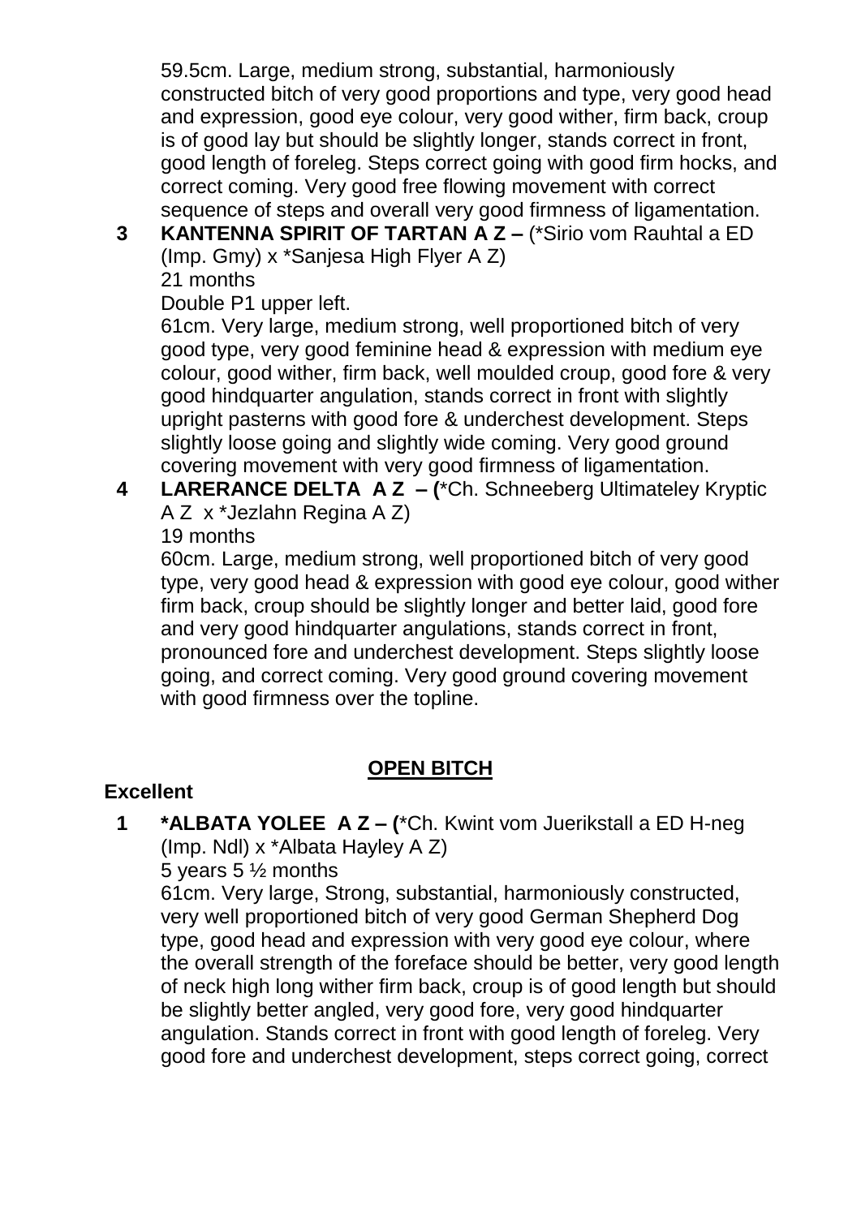59.5cm. Large, medium strong, substantial, harmoniously constructed bitch of very good proportions and type, very good head and expression, good eye colour, very good wither, firm back, croup is of good lay but should be slightly longer, stands correct in front, good length of foreleg. Steps correct going with good firm hocks, and correct coming. Very good free flowing movement with correct sequence of steps and overall very good firmness of ligamentation.

**3 KANTENNA SPIRIT OF TARTAN A Z –** (*Sirio vom Rauhtal a ED (Imp. Gmy) x *Sanjesa High Flyer A Z)
21 months
Double P1 upper left.
61cm. Very large, medium strong, well proportioned bitch of very good type, very good feminine head & expression with medium eye colour, good wither, firm back, well moulded croup, good fore & very good hindquarter angulation, stands correct in front with slightly upright pasterns with good fore & underchest development. Steps slightly loose going and slightly wide coming. Very good ground covering movement with very good firmness of ligamentation.

**4 LARERANCE DELTA A Z – (***Ch. Schneeberg Ultimateley Kryptic A Z x *Jezlahn Regina A Z)
19 months
60cm. Large, medium strong, well proportioned bitch of very good type, very good head & expression with good eye colour, good wither firm back, croup should be slightly longer and better laid, good fore and very good hindquarter angulations, stands correct in front, pronounced fore and underchest development. Steps slightly loose going, and correct coming. Very good ground covering movement with good firmness over the topline.

## OPEN BITCH

**Excellent**

**1 *ALBATA YOLEE A Z – (***Ch. Kwint vom Juerikstall a ED H-neg (Imp. Ndl) x *Albata Hayley A Z)
5 years 5 ½ months
61cm. Very large, Strong, substantial, harmoniously constructed, very well proportioned bitch of very good German Shepherd Dog type, good head and expression with very good eye colour, where the overall strength of the foreface should be better, very good length of neck high long wither firm back, croup is of good length but should be slightly better angled, very good fore, very good hindquarter angulation. Stands correct in front with good length of foreleg. Very good fore and underchest development, steps correct going, correct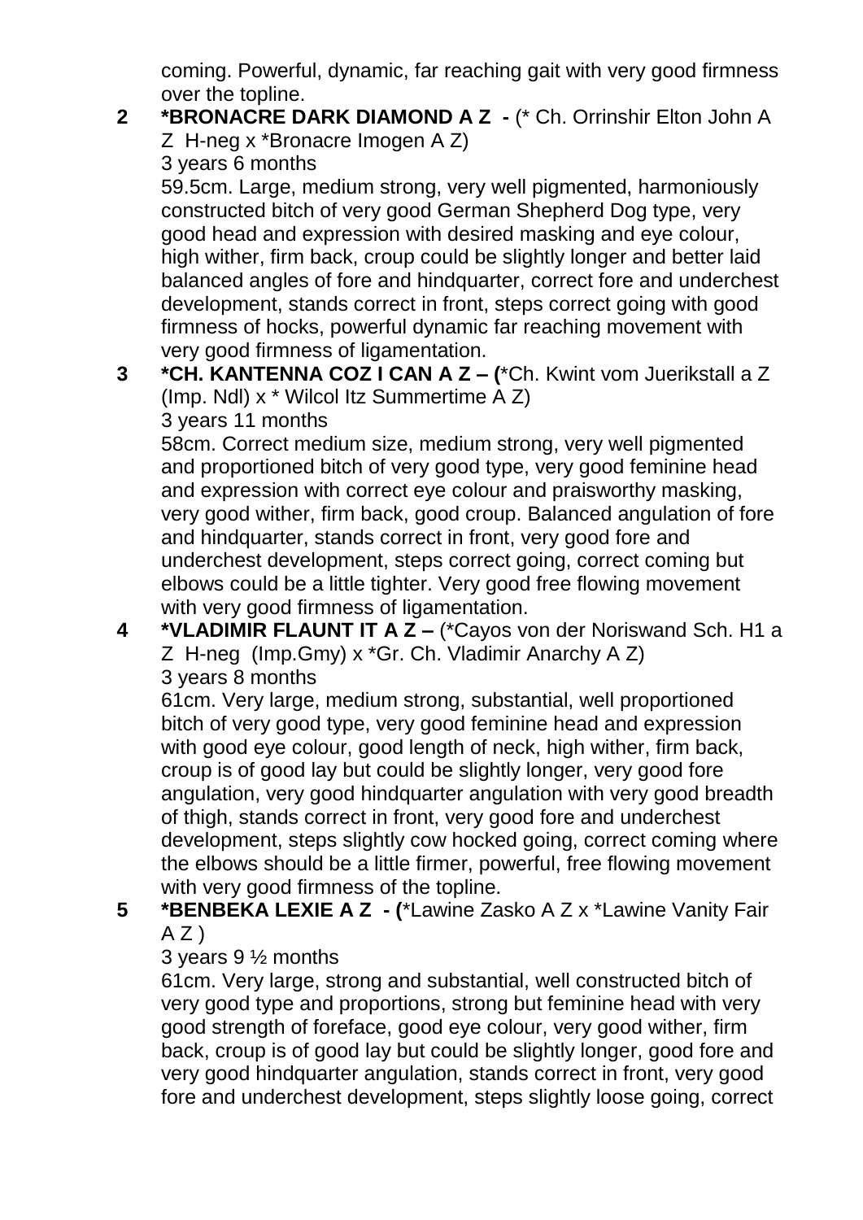coming. Powerful, dynamic, far reaching gait with very good firmness over the topline.

2 **\*BRONACRE DARK DIAMOND A Z -** (\* Ch. Orrinshir Elton John A Z H-neg x \*Bronacre Imogen A Z)
3 years 6 months
59.5cm. Large, medium strong, very well pigmented, harmoniously constructed bitch of very good German Shepherd Dog type, very good head and expression with desired masking and eye colour, high wither, firm back, croup could be slightly longer and better laid balanced angles of fore and hindquarter, correct fore and underchest development, stands correct in front, steps correct going with good firmness of hocks, powerful dynamic far reaching movement with very good firmness of ligamentation.

3 **\*CH. KANTENNA COZ I CAN A Z – (**\*Ch. Kwint vom Juerikstall a Z (Imp. Ndl) x \* Wilcol Itz Summertime A Z)
3 years 11 months
58cm. Correct medium size, medium strong, very well pigmented and proportioned bitch of very good type, very good feminine head and expression with correct eye colour and praisworthy masking, very good wither, firm back, good croup. Balanced angulation of fore and hindquarter, stands correct in front, very good fore and underchest development, steps correct going, correct coming but elbows could be a little tighter. Very good free flowing movement with very good firmness of ligamentation.

4 **\*VLADIMIR FLAUNT IT A Z –** (\*Cayos von der Noriswand Sch. H1 a Z H-neg (Imp.Gmy) x \*Gr. Ch. Vladimir Anarchy A Z)
3 years 8 months
61cm. Very large, medium strong, substantial, well proportioned bitch of very good type, very good feminine head and expression with good eye colour, good length of neck, high wither, firm back, croup is of good lay but could be slightly longer, very good fore angulation, very good hindquarter angulation with very good breadth of thigh, stands correct in front, very good fore and underchest development, steps slightly cow hocked going, correct coming where the elbows should be a little firmer, powerful, free flowing movement with very good firmness of the topline.

5 **\*BENBEKA LEXIE A Z - (**\*Lawine Zasko A Z x \*Lawine Vanity Fair A Z )
3 years 9 ½ months
61cm. Very large, strong and substantial, well constructed bitch of very good type and proportions, strong but feminine head with very good strength of foreface, good eye colour, very good wither, firm back, croup is of good lay but could be slightly longer, good fore and very good hindquarter angulation, stands correct in front, very good fore and underchest development, steps slightly loose going, correct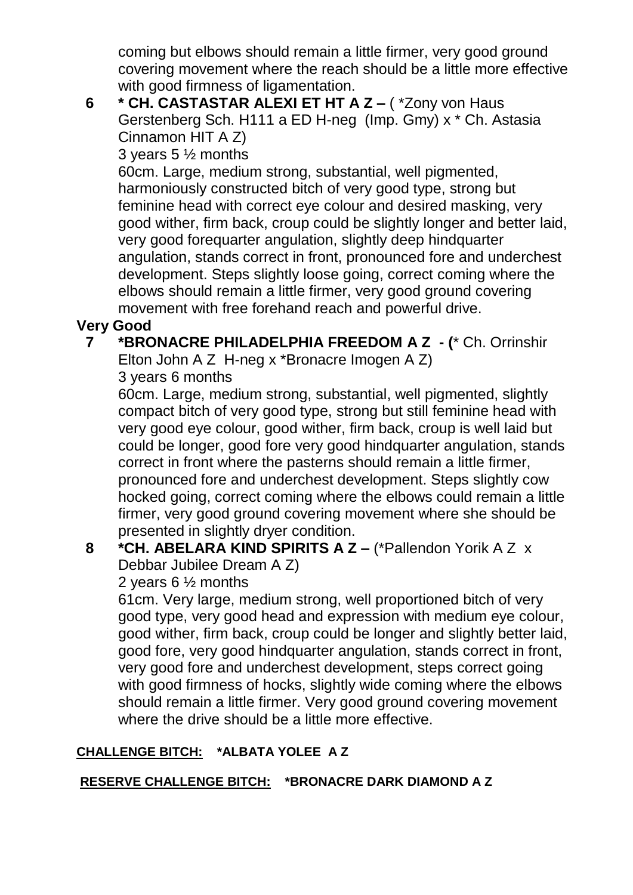coming but elbows should remain a little firmer, very good ground covering movement where the reach should be a little more effective with good firmness of ligamentation.

**6 * CH. CASTASTAR ALEXI ET HT A Z –** ( *Zony von Haus Gerstenberg Sch. H111 a ED H-neg (Imp. Gmy) x * Ch. Astasia Cinnamon HIT A Z)
3 years 5 ½ months
60cm. Large, medium strong, substantial, well pigmented, harmoniously constructed bitch of very good type, strong but feminine head with correct eye colour and desired masking, very good wither, firm back, croup could be slightly longer and better laid, very good forequarter angulation, slightly deep hindquarter angulation, stands correct in front, pronounced fore and underchest development. Steps slightly loose going, correct coming where the elbows should remain a little firmer, very good ground covering movement with free forehand reach and powerful drive.

**Very Good**

**7 *BRONACRE PHILADELPHIA FREEDOM A Z - (*** Ch. Orrinshir Elton John A Z H-neg x *Bronacre Imogen A Z)
3 years 6 months
60cm. Large, medium strong, substantial, well pigmented, slightly compact bitch of very good type, strong but still feminine head with very good eye colour, good wither, firm back, croup is well laid but could be longer, good fore very good hindquarter angulation, stands correct in front where the pasterns should remain a little firmer, pronounced fore and underchest development. Steps slightly cow hocked going, correct coming where the elbows could remain a little firmer, very good ground covering movement where she should be presented in slightly dryer condition.

**8 *CH. ABELARA KIND SPIRITS A Z –** (*Pallendon Yorik A Z x Debbar Jubilee Dream A Z)
2 years 6 ½ months
61cm. Very large, medium strong, well proportioned bitch of very good type, very good head and expression with medium eye colour, good wither, firm back, croup could be longer and slightly better laid, good fore, very good hindquarter angulation, stands correct in front, very good fore and underchest development, steps correct going with good firmness of hocks, slightly wide coming where the elbows should remain a little firmer. Very good ground covering movement where the drive should be a little more effective.

**CHALLENGE BITCH: *ALBATA YOLEE A Z**

**RESERVE CHALLENGE BITCH: *BRONACRE DARK DIAMOND A Z**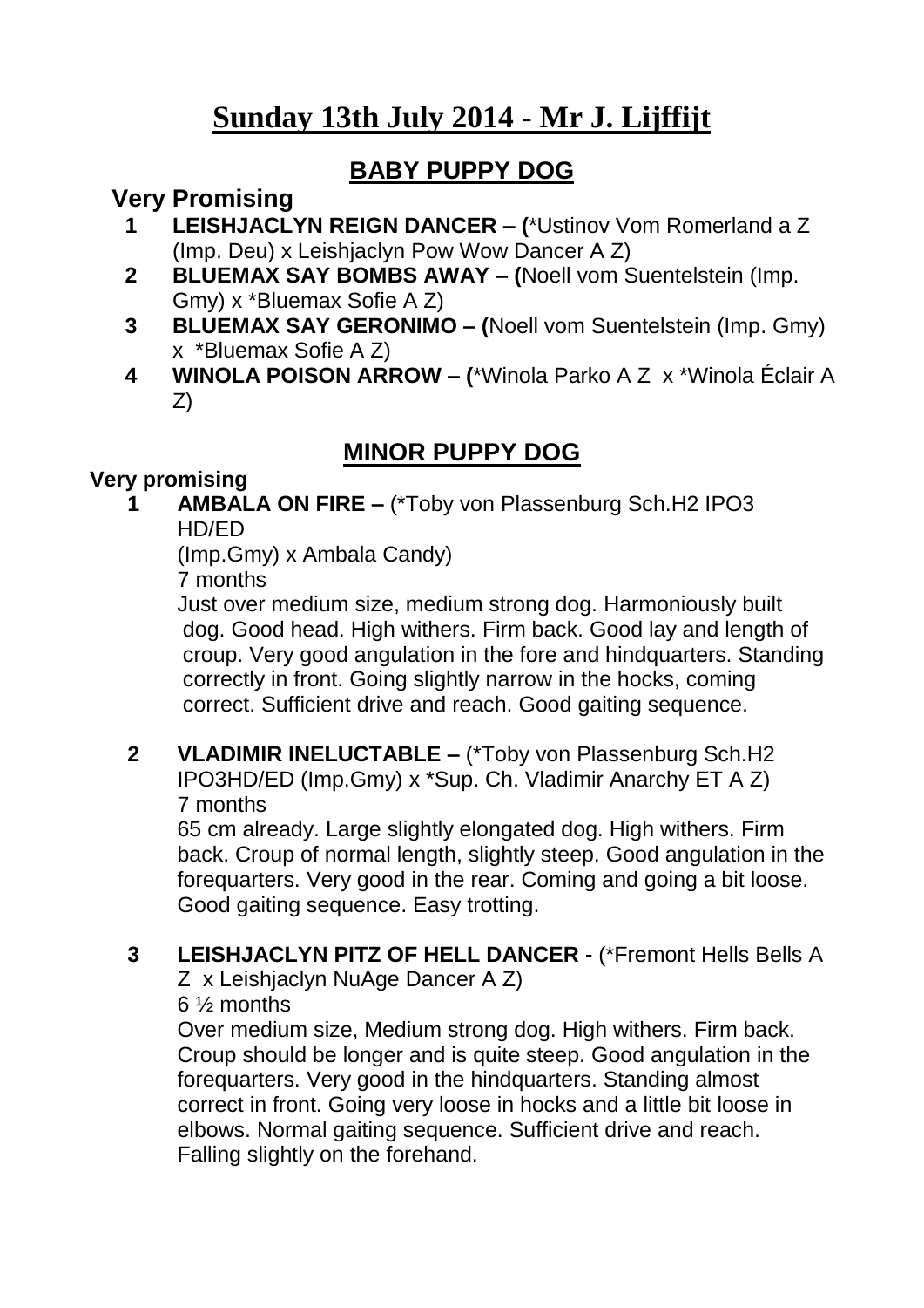# Sunday 13th July 2014 - Mr J. Lijffijt

## BABY PUPPY DOG

### Very Promising

1. **LEISHJACLYN REIGN DANCER – (**\*Ustinov Vom Romerland a Z (Imp. Deu) x Leishjaclyn Pow Wow Dancer A Z)
2. **BLUEMAX SAY BOMBS AWAY – (**Noell vom Suentelstein (Imp. Gmy) x \*Bluemax Sofie A Z)
3. **BLUEMAX SAY GERONIMO – (**Noell vom Suentelstein (Imp. Gmy) x \*Bluemax Sofie A Z)
4. **WINOLA POISON ARROW – (**\*Winola Parko A Z x \*Winola Éclair A Z)

## MINOR PUPPY DOG

**Very promising**

1. **AMBALA ON FIRE –** (\*Toby von Plassenburg Sch.H2 IPO3 HD/ED
   (Imp.Gmy) x Ambala Candy)
   7 months
   Just over medium size, medium strong dog. Harmoniously built dog. Good head. High withers. Firm back. Good lay and length of croup. Very good angulation in the fore and hindquarters. Standing correctly in front. Going slightly narrow in the hocks, coming correct. Sufficient drive and reach. Good gaiting sequence.

2. **VLADIMIR INELUCTABLE –** (\*Toby von Plassenburg Sch.H2 IPO3HD/ED (Imp.Gmy) x \*Sup. Ch. Vladimir Anarchy ET A Z)
   7 months
   65 cm already. Large slightly elongated dog. High withers. Firm back. Croup of normal length, slightly steep. Good angulation in the forequarters. Very good in the rear. Coming and going a bit loose. Good gaiting sequence. Easy trotting.

3. **LEISHJACLYN PITZ OF HELL DANCER -** (\*Fremont Hells Bells A Z x Leishjaclyn NuAge Dancer A Z)
   6 ½ months
   Over medium size, Medium strong dog. High withers. Firm back. Croup should be longer and is quite steep. Good angulation in the forequarters. Very good in the hindquarters. Standing almost correct in front. Going very loose in hocks and a little bit loose in elbows. Normal gaiting sequence. Sufficient drive and reach. Falling slightly on the forehand.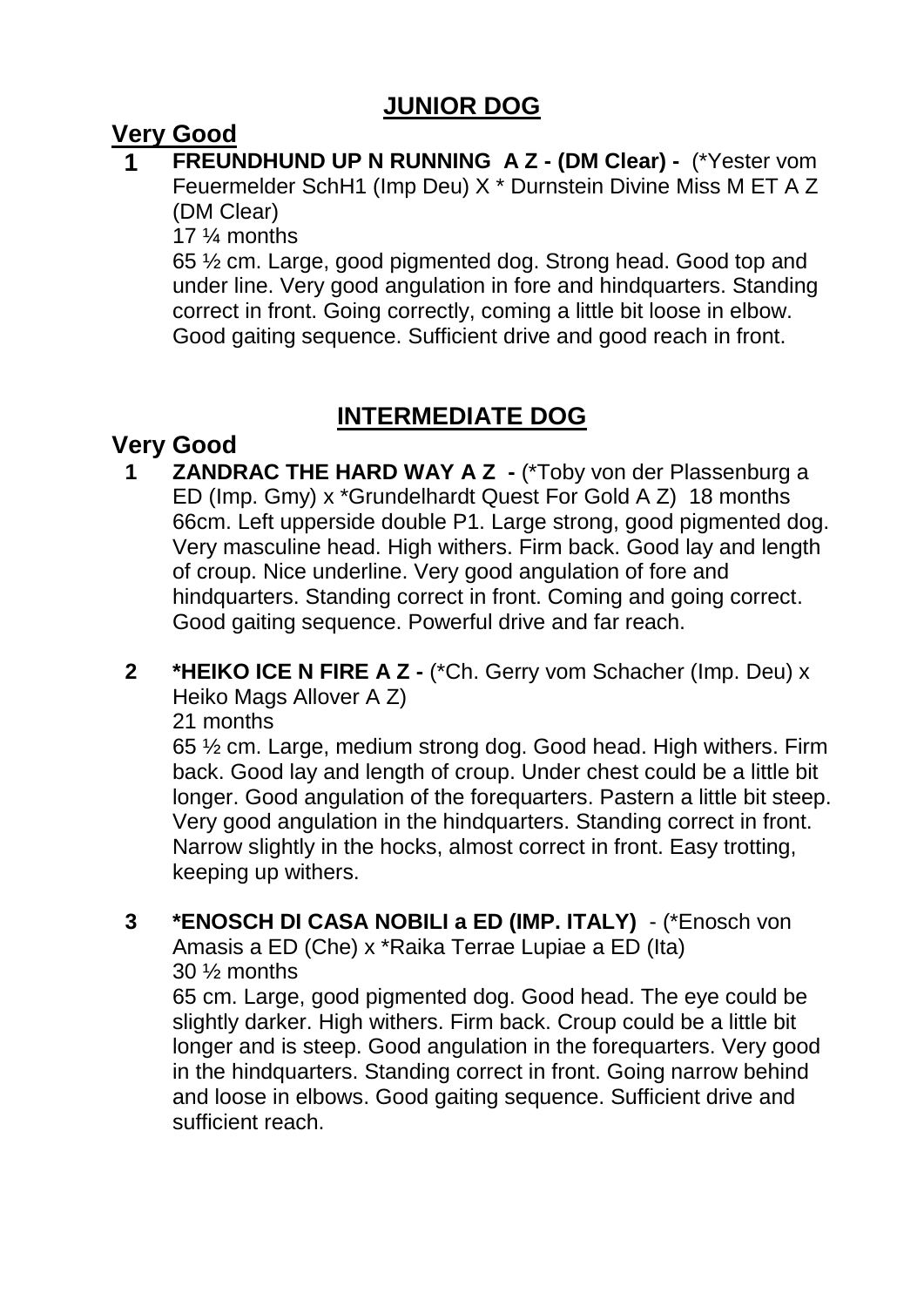## JUNIOR DOG

### Very Good

**1** **FREUNDHUND UP N RUNNING A Z - (DM Clear) -** (*Yester vom Feuermelder SchH1 (Imp Deu) X * Durnstein Divine Miss M ET A Z (DM Clear)
17 ¼ months
65 ½ cm. Large, good pigmented dog. Strong head. Good top and under line. Very good angulation in fore and hindquarters. Standing correct in front. Going correctly, coming a little bit loose in elbow. Good gaiting sequence. Sufficient drive and good reach in front.

## INTERMEDIATE DOG

### Very Good

**1** **ZANDRAC THE HARD WAY A Z -** (*Toby von der Plassenburg a ED (Imp. Gmy) x *Grundelhardt Quest For Gold A Z) 18 months
66cm. Left upperside double P1. Large strong, good pigmented dog. Very masculine head. High withers. Firm back. Good lay and length of croup. Nice underline. Very good angulation of fore and hindquarters. Standing correct in front. Coming and going correct. Good gaiting sequence. Powerful drive and far reach.

**2** **\*HEIKO ICE N FIRE A Z -** (*Ch. Gerry vom Schacher (Imp. Deu) x Heiko Mags Allover A Z)
21 months
65 ½ cm. Large, medium strong dog. Good head. High withers. Firm back. Good lay and length of croup. Under chest could be a little bit longer. Good angulation of the forequarters. Pastern a little bit steep. Very good angulation in the hindquarters. Standing correct in front. Narrow slightly in the hocks, almost correct in front. Easy trotting, keeping up withers.

**3** **\*ENOSCH DI CASA NOBILI a ED (IMP. ITALY)** - (*Enosch von Amasis a ED (Che) x *Raika Terrae Lupiae a ED (Ita)
30 ½ months
65 cm. Large, good pigmented dog. Good head. The eye could be slightly darker. High withers. Firm back. Croup could be a little bit longer and is steep. Good angulation in the forequarters. Very good in the hindquarters. Standing correct in front. Going narrow behind and loose in elbows. Good gaiting sequence. Sufficient drive and sufficient reach.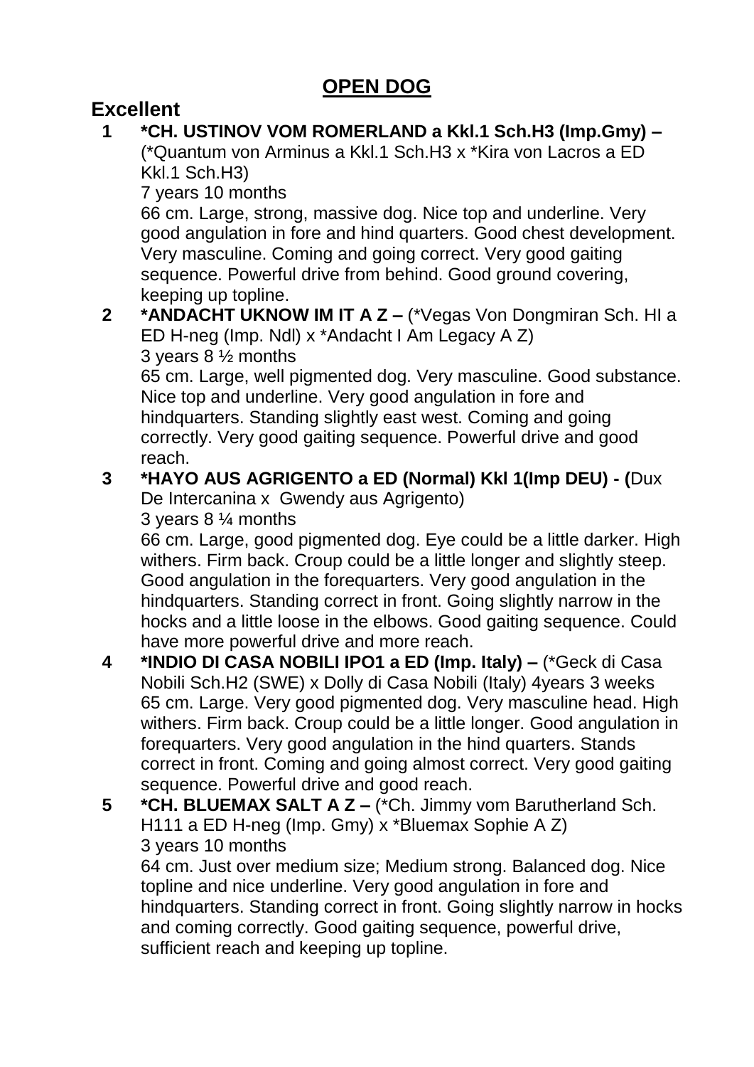## OPEN DOG

### Excellent

1. **\*CH. USTINOV VOM ROMERLAND a Kkl.1 Sch.H3 (Imp.Gmy) –** (\*Quantum von Arminus a Kkl.1 Sch.H3 x \*Kira von Lacros a ED Kkl.1 Sch.H3)
   7 years 10 months
   66 cm. Large, strong, massive dog. Nice top and underline. Very good angulation in fore and hind quarters. Good chest development. Very masculine. Coming and going correct. Very good gaiting sequence. Powerful drive from behind. Good ground covering, keeping up topline.
2. **\*ANDACHT UKNOW IM IT A Z –** (\*Vegas Von Dongmiran Sch. HI a ED H-neg (Imp. Ndl) x \*Andacht I Am Legacy A Z)
   3 years 8 ½ months
   65 cm. Large, well pigmented dog. Very masculine. Good substance. Nice top and underline. Very good angulation in fore and hindquarters. Standing slightly east west. Coming and going correctly. Very good gaiting sequence. Powerful drive and good reach.
3. **\*HAYO AUS AGRIGENTO a ED (Normal) Kkl 1(Imp DEU) - (**Dux De Intercanina x Gwendy aus Agrigento)
   3 years 8 ¼ months
   66 cm. Large, good pigmented dog. Eye could be a little darker. High withers. Firm back. Croup could be a little longer and slightly steep. Good angulation in the forequarters. Very good angulation in the hindquarters. Standing correct in front. Going slightly narrow in the hocks and a little loose in the elbows. Good gaiting sequence. Could have more powerful drive and more reach.
4. **\*INDIO DI CASA NOBILI IPO1 a ED (Imp. Italy) –** (\*Geck di Casa Nobili Sch.H2 (SWE) x Dolly di Casa Nobili (Italy) 4years 3 weeks
   65 cm. Large. Very good pigmented dog. Very masculine head. High withers. Firm back. Croup could be a little longer. Good angulation in forequarters. Very good angulation in the hind quarters. Stands correct in front. Coming and going almost correct. Very good gaiting sequence. Powerful drive and good reach.
5. **\*CH. BLUEMAX SALT A Z –** (\*Ch. Jimmy vom Barutherland Sch. H111 a ED H-neg (Imp. Gmy) x \*Bluemax Sophie A Z)
   3 years 10 months
   64 cm. Just over medium size; Medium strong. Balanced dog. Nice topline and nice underline. Very good angulation in fore and hindquarters. Standing correct in front. Going slightly narrow in hocks and coming correctly. Good gaiting sequence, powerful drive, sufficient reach and keeping up topline.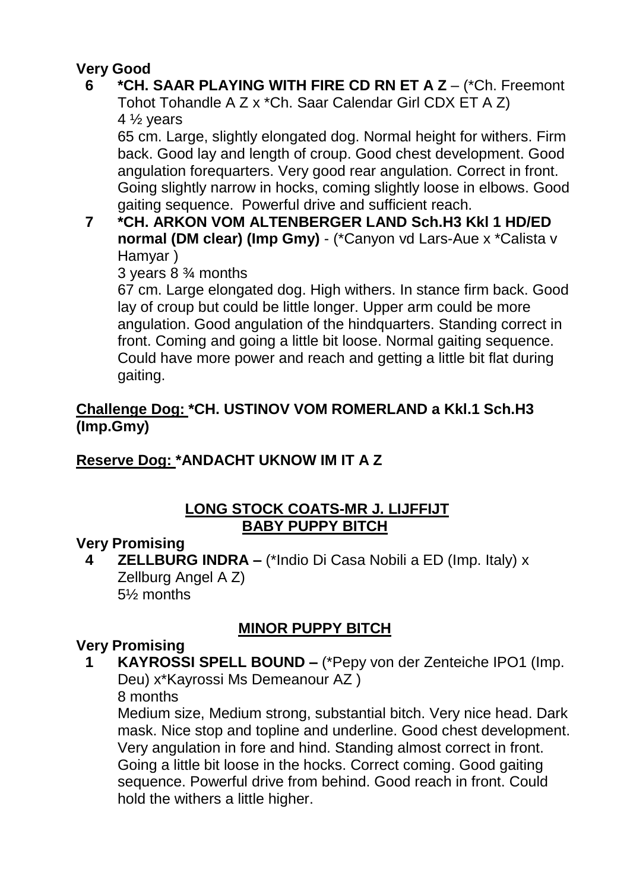**Very Good**

**6** **\*CH. SAAR PLAYING WITH FIRE CD RN ET A Z** – (\*Ch. Freemont Tohot Tohandle A Z x \*Ch. Saar Calendar Girl CDX ET A Z)
4 ½ years
65 cm. Large, slightly elongated dog. Normal height for withers. Firm back. Good lay and length of croup. Good chest development. Good angulation forequarters. Very good rear angulation. Correct in front. Going slightly narrow in hocks, coming slightly loose in elbows. Good gaiting sequence. Powerful drive and sufficient reach.

**7** **\*CH. ARKON VOM ALTENBERGER LAND Sch.H3 Kkl 1 HD/ED normal (DM clear) (Imp Gmy)** - (\*Canyon vd Lars-Aue x \*Calista v Hamyar )
3 years 8 ¾ months
67 cm. Large elongated dog. High withers. In stance firm back. Good lay of croup but could be little longer. Upper arm could be more angulation. Good angulation of the hindquarters. Standing correct in front. Coming and going a little bit loose. Normal gaiting sequence. Could have more power and reach and getting a little bit flat during gaiting.

**Challenge Dog: \*CH. USTINOV VOM ROMERLAND a Kkl.1 Sch.H3 (Imp.Gmy)**

**Reserve Dog: \*ANDACHT UKNOW IM IT A Z**

## LONG STOCK COATS-MR J. LIJFFIJT
## BABY PUPPY BITCH

**Very Promising**

**4** **ZELLBURG INDRA –** (\*Indio Di Casa Nobili a ED (Imp. Italy) x Zellburg Angel A Z)
5½ months

## MINOR PUPPY BITCH

**Very Promising**

**1** **KAYROSSI SPELL BOUND –** (\*Pepy von der Zenteiche IPO1 (Imp. Deu) x\*Kayrossi Ms Demeanour AZ )
8 months
Medium size, Medium strong, substantial bitch. Very nice head. Dark mask. Nice stop and topline and underline. Good chest development. Very angulation in fore and hind. Standing almost correct in front. Going a little bit loose in the hocks. Correct coming. Good gaiting sequence. Powerful drive from behind. Good reach in front. Could hold the withers a little higher.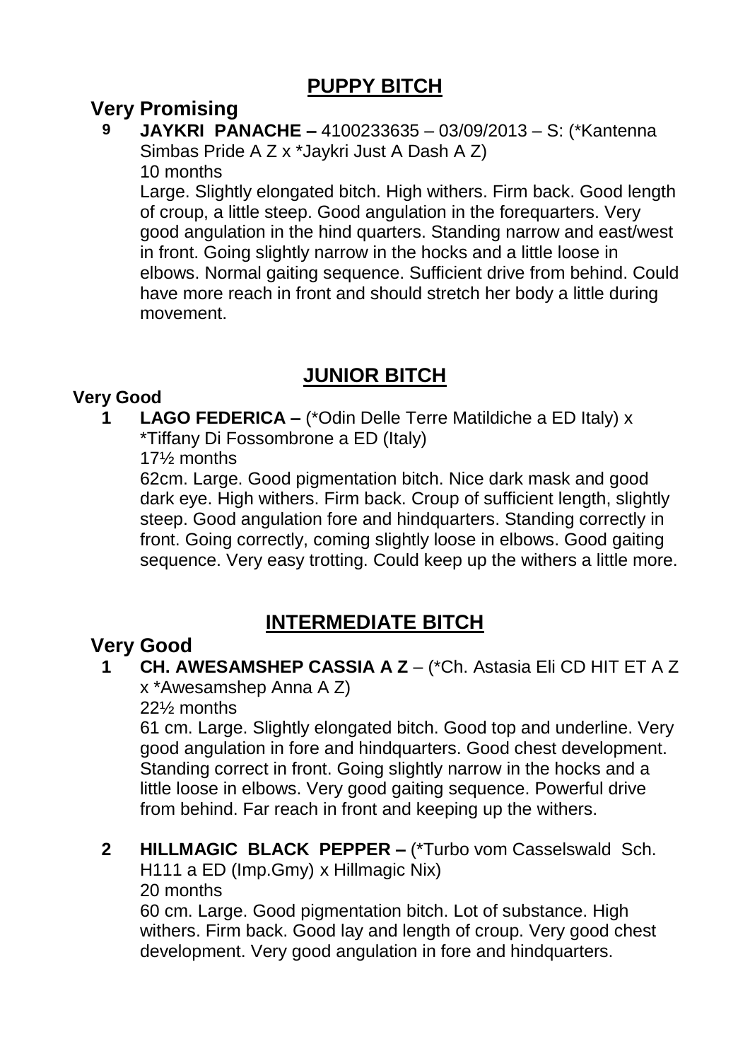## PUPPY BITCH

### Very Promising

**9** **JAYKRI PANACHE –** 4100233635 – 03/09/2013 – S: (*Kantenna Simbas Pride A Z x *Jaykri Just A Dash A Z)
10 months
Large. Slightly elongated bitch. High withers. Firm back. Good length of croup, a little steep. Good angulation in the forequarters. Very good angulation in the hind quarters. Standing narrow and east/west in front. Going slightly narrow in the hocks and a little loose in elbows. Normal gaiting sequence. Sufficient drive from behind. Could have more reach in front and should stretch her body a little during movement.

## JUNIOR BITCH

### Very Good

**1** **LAGO FEDERICA –** (*Odin Delle Terre Matildiche a ED Italy) x *Tiffany Di Fossombrone a ED (Italy)
17½ months
62cm. Large. Good pigmentation bitch. Nice dark mask and good dark eye. High withers. Firm back. Croup of sufficient length, slightly steep. Good angulation fore and hindquarters. Standing correctly in front. Going correctly, coming slightly loose in elbows. Good gaiting sequence. Very easy trotting. Could keep up the withers a little more.

## INTERMEDIATE BITCH

### Very Good

**1** **CH. AWESAMSHEP CASSIA A Z** – (*Ch. Astasia Eli CD HIT ET A Z x *Awesamshep Anna A Z)
22½ months
61 cm. Large. Slightly elongated bitch. Good top and underline. Very good angulation in fore and hindquarters. Good chest development. Standing correct in front. Going slightly narrow in the hocks and a little loose in elbows. Very good gaiting sequence. Powerful drive from behind. Far reach in front and keeping up the withers.

**2** **HILLMAGIC BLACK PEPPER –** (*Turbo vom Casselswald Sch. H111 a ED (Imp.Gmy) x Hillmagic Nix)
20 months
60 cm. Large. Good pigmentation bitch. Lot of substance. High withers. Firm back. Good lay and length of croup. Very good chest development. Very good angulation in fore and hindquarters.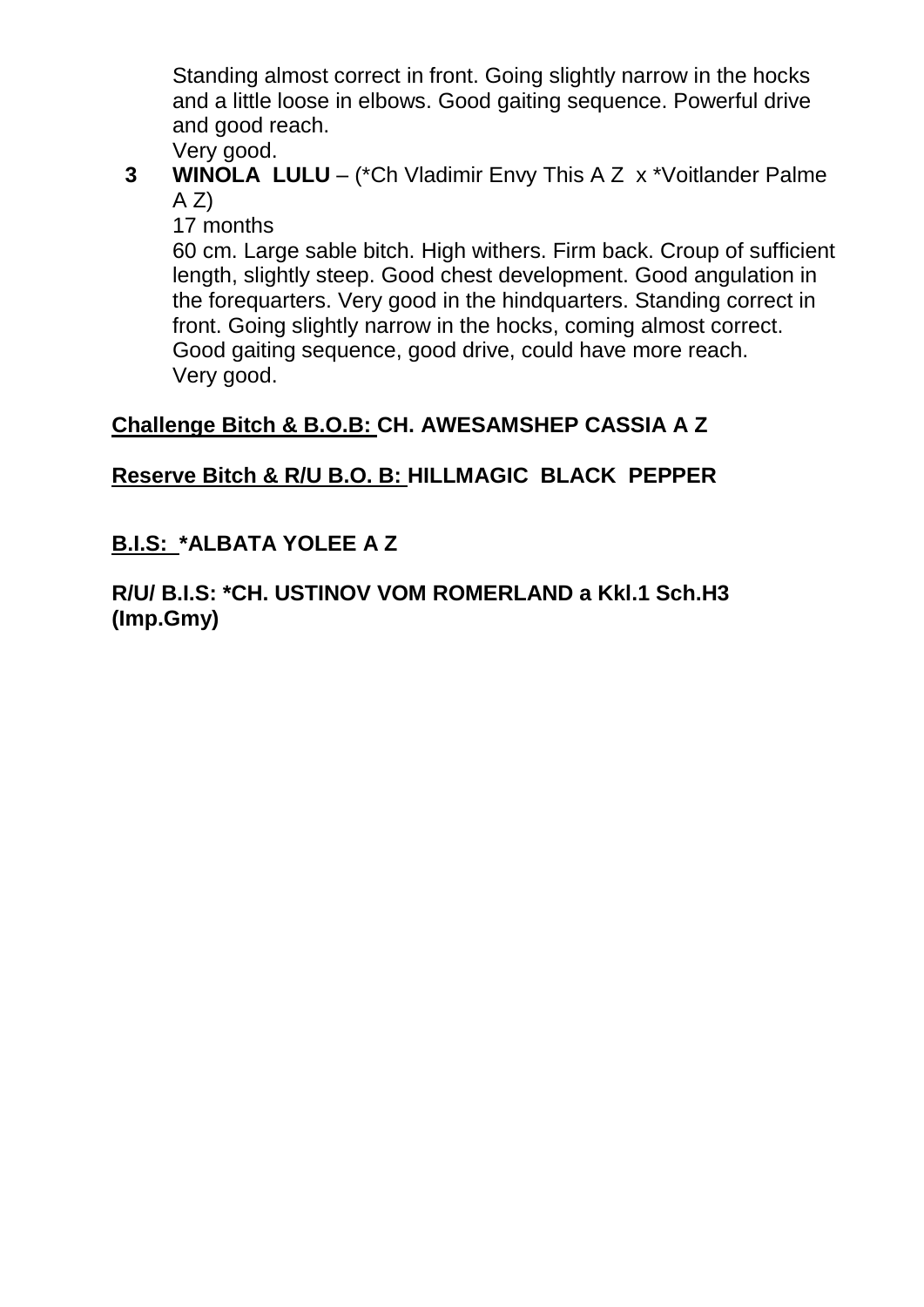Standing almost correct in front. Going slightly narrow in the hocks and a little loose in elbows. Good gaiting sequence. Powerful drive and good reach.
Very good.

**3** **WINOLA LULU** – (*Ch Vladimir Envy This A Z x *Voitlander Palme A Z)
17 months
60 cm. Large sable bitch. High withers. Firm back. Croup of sufficient length, slightly steep. Good chest development. Good angulation in the forequarters. Very good in the hindquarters. Standing correct in front. Going slightly narrow in the hocks, coming almost correct. Good gaiting sequence, good drive, could have more reach.
Very good.

**<u>Challenge Bitch & B.O.B:</u> CH. AWESAMSHEP CASSIA A Z**

**<u>Reserve Bitch & R/U B.O. B:</u> HILLMAGIC BLACK PEPPER**

**<u>B.I.S:</u> *ALBATA YOLEE A Z**

**R/U/ B.I.S: *CH. USTINOV VOM ROMERLAND a Kkl.1 Sch.H3 (Imp.Gmy)**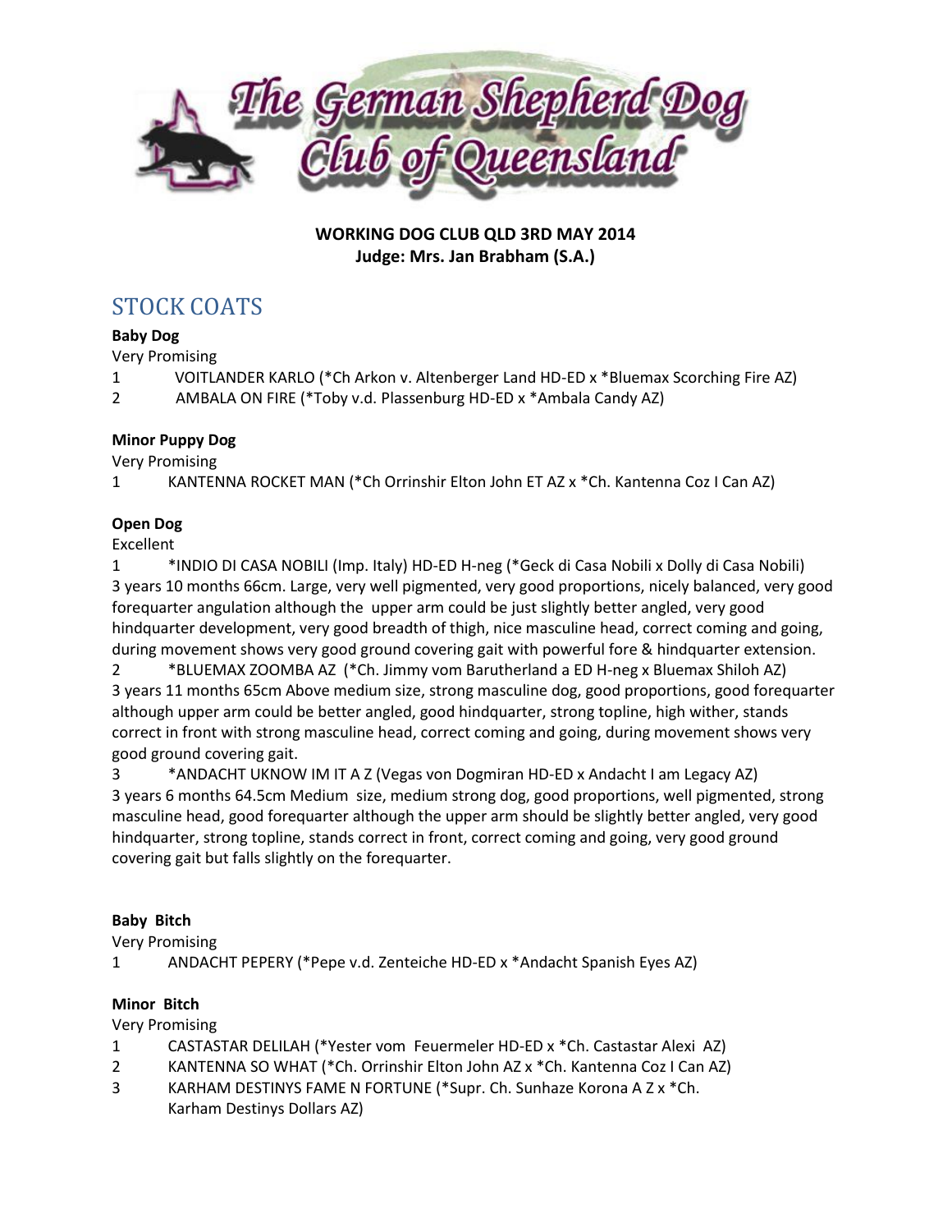**WORKING DOG CLUB QLD 3RD MAY 2014**
**Judge: Mrs. Jan Brabham (S.A.)**

## STOCK COATS

**Baby Dog**

Very Promising

1 VOITLANDER KARLO (*Ch Arkon v. Altenberger Land HD-ED x *Bluemax Scorching Fire AZ)

2 AMBALA ON FIRE (*Toby v.d. Plassenburg HD-ED x *Ambala Candy AZ)

**Minor Puppy Dog**

Very Promising

1 KANTENNA ROCKET MAN (*Ch Orrinshir Elton John ET AZ x *Ch. Kantenna Coz I Can AZ)

**Open Dog**

Excellent

1 *INDIO DI CASA NOBILI (Imp. Italy) HD-ED H-neg (*Geck di Casa Nobili x Dolly di Casa Nobili)
3 years 10 months 66cm. Large, very well pigmented, very good proportions, nicely balanced, very good forequarter angulation although the upper arm could be just slightly better angled, very good hindquarter development, very good breadth of thigh, nice masculine head, correct coming and going, during movement shows very good ground covering gait with powerful fore & hindquarter extension.

2 *BLUEMAX ZOOMBA AZ (*Ch. Jimmy vom Barutherland a ED H-neg x Bluemax Shiloh AZ)
3 years 11 months 65cm Above medium size, strong masculine dog, good proportions, good forequarter although upper arm could be better angled, good hindquarter, strong topline, high wither, stands correct in front with strong masculine head, correct coming and going, during movement shows very good ground covering gait.

3 *ANDACHT UKNOW IM IT A Z (Vegas von Dogmiran HD-ED x Andacht I am Legacy AZ)
3 years 6 months 64.5cm Medium size, medium strong dog, good proportions, well pigmented, strong masculine head, good forequarter although the upper arm should be slightly better angled, very good hindquarter, strong topline, stands correct in front, correct coming and going, very good ground covering gait but falls slightly on the forequarter.

**Baby Bitch**

Very Promising

1 ANDACHT PEPERY (*Pepe v.d. Zenteiche HD-ED x *Andacht Spanish Eyes AZ)

**Minor Bitch**

Very Promising

1 CASTASTAR DELILAH (*Yester vom Feuermeler HD-ED x *Ch. Castastar Alexi AZ)

2 KANTENNA SO WHAT (*Ch. Orrinshir Elton John AZ x *Ch. Kantenna Coz I Can AZ)

3 KARHAM DESTINYS FAME N FORTUNE (*Supr. Ch. Sunhaze Korona A Z x *Ch. Karham Destinys Dollars AZ)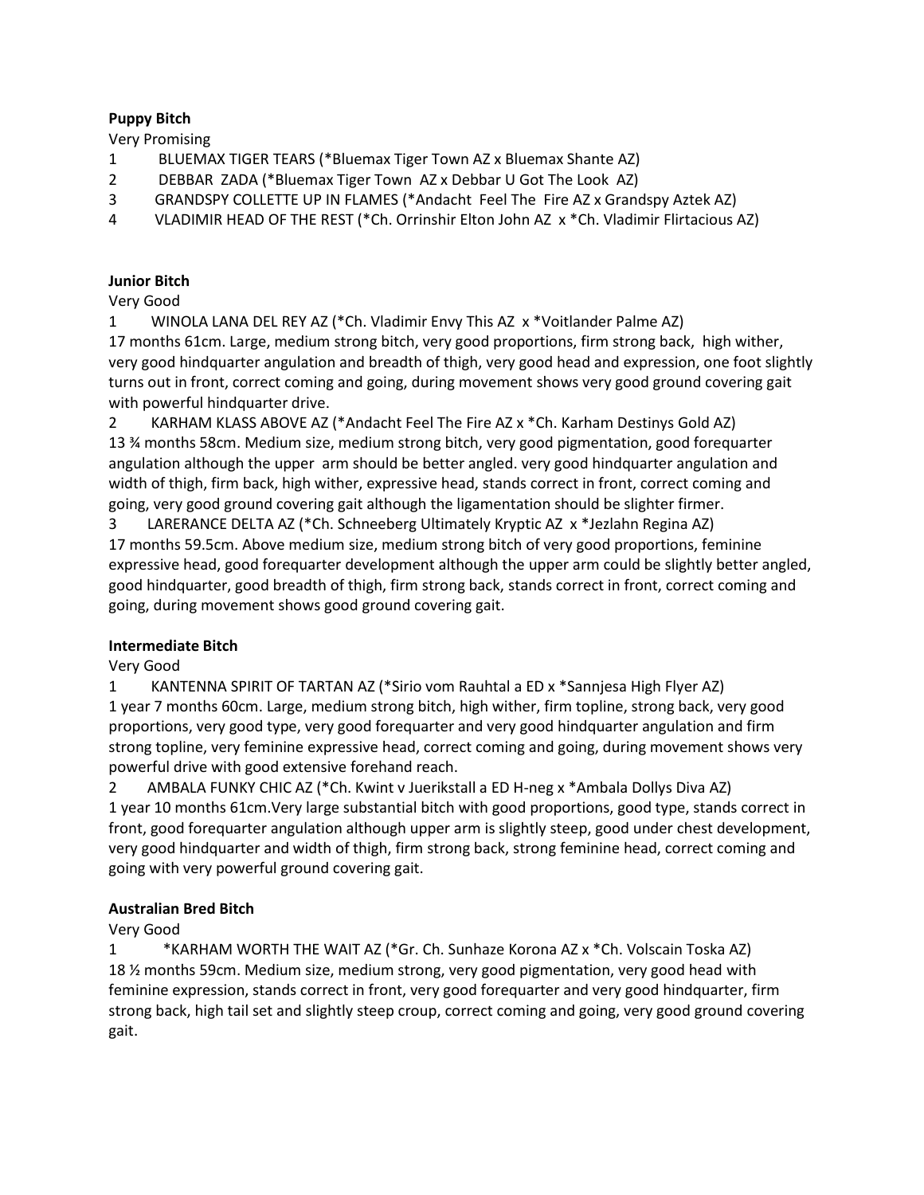**Puppy Bitch**

Very Promising

1 BLUEMAX TIGER TEARS (*Bluemax Tiger Town AZ x Bluemax Shante AZ)

2 DEBBAR ZADA (*Bluemax Tiger Town AZ x Debbar U Got The Look AZ)

3 GRANDSPY COLLETTE UP IN FLAMES (*Andacht Feel The Fire AZ x Grandspy Aztek AZ)

4 VLADIMIR HEAD OF THE REST (*Ch. Orrinshir Elton John AZ x *Ch. Vladimir Flirtacious AZ)

**Junior Bitch**

Very Good

1 WINOLA LANA DEL REY AZ (*Ch. Vladimir Envy This AZ x *Voitlander Palme AZ)
17 months 61cm. Large, medium strong bitch, very good proportions, firm strong back, high wither, very good hindquarter angulation and breadth of thigh, very good head and expression, one foot slightly turns out in front, correct coming and going, during movement shows very good ground covering gait with powerful hindquarter drive.

2 KARHAM KLASS ABOVE AZ (*Andacht Feel The Fire AZ x *Ch. Karham Destinys Gold AZ)
13 ¾ months 58cm. Medium size, medium strong bitch, very good pigmentation, good forequarter angulation although the upper arm should be better angled. very good hindquarter angulation and width of thigh, firm back, high wither, expressive head, stands correct in front, correct coming and going, very good ground covering gait although the ligamentation should be slighter firmer.

3 LARERANCE DELTA AZ (*Ch. Schneeberg Ultimately Kryptic AZ x *Jezlahn Regina AZ)
17 months 59.5cm. Above medium size, medium strong bitch of very good proportions, feminine expressive head, good forequarter development although the upper arm could be slightly better angled, good hindquarter, good breadth of thigh, firm strong back, stands correct in front, correct coming and going, during movement shows good ground covering gait.

**Intermediate Bitch**

Very Good

1 KANTENNA SPIRIT OF TARTAN AZ (*Sirio vom Rauhtal a ED x *Sannjesa High Flyer AZ)
1 year 7 months 60cm. Large, medium strong bitch, high wither, firm topline, strong back, very good proportions, very good type, very good forequarter and very good hindquarter angulation and firm strong topline, very feminine expressive head, correct coming and going, during movement shows very powerful drive with good extensive forehand reach.

2 AMBALA FUNKY CHIC AZ (*Ch. Kwint v Juerikstall a ED H-neg x *Ambala Dollys Diva AZ)
1 year 10 months 61cm.Very large substantial bitch with good proportions, good type, stands correct in front, good forequarter angulation although upper arm is slightly steep, good under chest development, very good hindquarter and width of thigh, firm strong back, strong feminine head, correct coming and going with very powerful ground covering gait.

**Australian Bred Bitch**

Very Good

1 *KARHAM WORTH THE WAIT AZ (*Gr. Ch. Sunhaze Korona AZ x *Ch. Volscain Toska AZ)
18 ½ months 59cm. Medium size, medium strong, very good pigmentation, very good head with feminine expression, stands correct in front, very good forequarter and very good hindquarter, firm strong back, high tail set and slightly steep croup, correct coming and going, very good ground covering gait.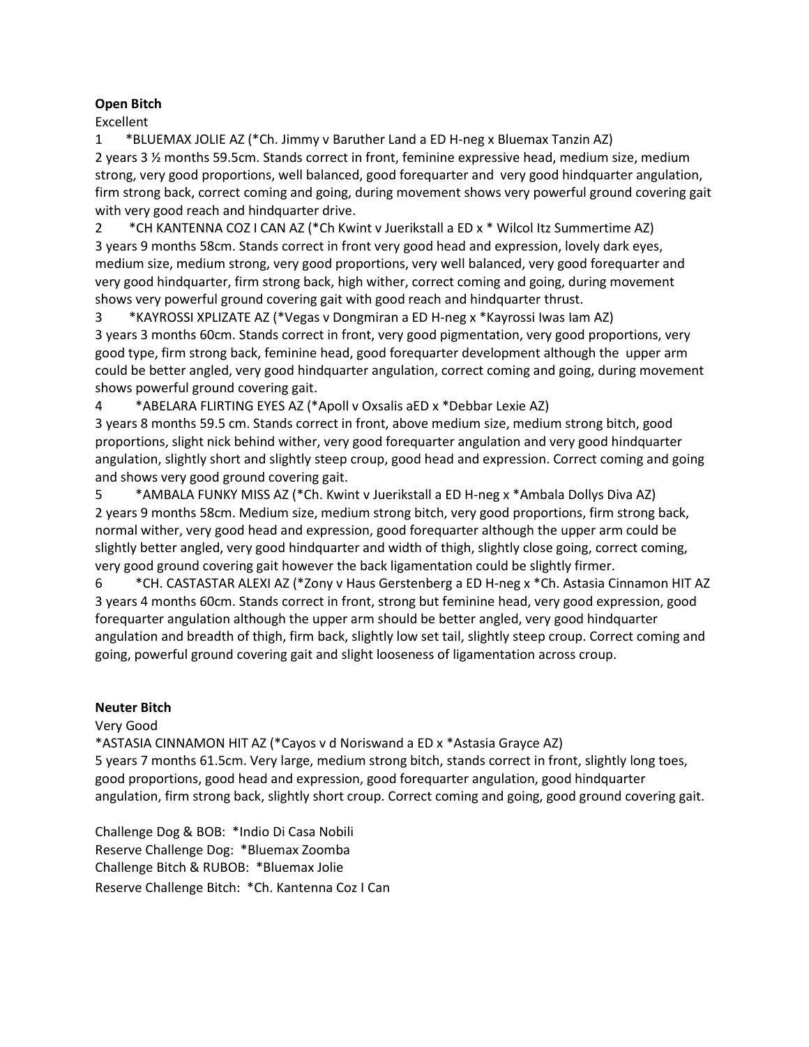**Open Bitch**

Excellent

1 *BLUEMAX JOLIE AZ (*Ch. Jimmy v Baruther Land a ED H-neg x Bluemax Tanzin AZ)
2 years 3 ½ months 59.5cm. Stands correct in front, feminine expressive head, medium size, medium strong, very good proportions, well balanced, good forequarter and very good hindquarter angulation, firm strong back, correct coming and going, during movement shows very powerful ground covering gait with very good reach and hindquarter drive.

2 *CH KANTENNA COZ I CAN AZ (*Ch Kwint v Juerikstall a ED x * Wilcol Itz Summertime AZ)
3 years 9 months 58cm. Stands correct in front very good head and expression, lovely dark eyes, medium size, medium strong, very good proportions, very well balanced, very good forequarter and very good hindquarter, firm strong back, high wither, correct coming and going, during movement shows very powerful ground covering gait with good reach and hindquarter thrust.

3 *KAYROSSI XPLIZATE AZ (*Vegas v Dongmiran a ED H-neg x *Kayrossi Iwas Iam AZ)
3 years 3 months 60cm. Stands correct in front, very good pigmentation, very good proportions, very good type, firm strong back, feminine head, good forequarter development although the upper arm could be better angled, very good hindquarter angulation, correct coming and going, during movement shows powerful ground covering gait.

4 *ABELARA FLIRTING EYES AZ (*Apoll v Oxsalis aED x *Debbar Lexie AZ)
3 years 8 months 59.5 cm. Stands correct in front, above medium size, medium strong bitch, good proportions, slight nick behind wither, very good forequarter angulation and very good hindquarter angulation, slightly short and slightly steep croup, good head and expression. Correct coming and going and shows very good ground covering gait.

5 *AMBALA FUNKY MISS AZ (*Ch. Kwint v Juerikstall a ED H-neg x *Ambala Dollys Diva AZ)
2 years 9 months 58cm. Medium size, medium strong bitch, very good proportions, firm strong back, normal wither, very good head and expression, good forequarter although the upper arm could be slightly better angled, very good hindquarter and width of thigh, slightly close going, correct coming, very good ground covering gait however the back ligamentation could be slightly firmer.

6 *CH. CASTASTAR ALEXI AZ (*Zony v Haus Gerstenberg a ED H-neg x *Ch. Astasia Cinnamon HIT AZ
3 years 4 months 60cm. Stands correct in front, strong but feminine head, very good expression, good forequarter angulation although the upper arm should be better angled, very good hindquarter angulation and breadth of thigh, firm back, slightly low set tail, slightly steep croup. Correct coming and going, powerful ground covering gait and slight looseness of ligamentation across croup.

**Neuter Bitch**

Very Good

*ASTASIA CINNAMON HIT AZ (*Cayos v d Noriswand a ED x *Astasia Grayce AZ)
5 years 7 months 61.5cm. Very large, medium strong bitch, stands correct in front, slightly long toes, good proportions, good head and expression, good forequarter angulation, good hindquarter angulation, firm strong back, slightly short croup. Correct coming and going, good ground covering gait.

Challenge Dog & BOB: *Indio Di Casa Nobili
Reserve Challenge Dog: *Bluemax Zoomba
Challenge Bitch & RUBOB: *Bluemax Jolie
Reserve Challenge Bitch: *Ch. Kantenna Coz I Can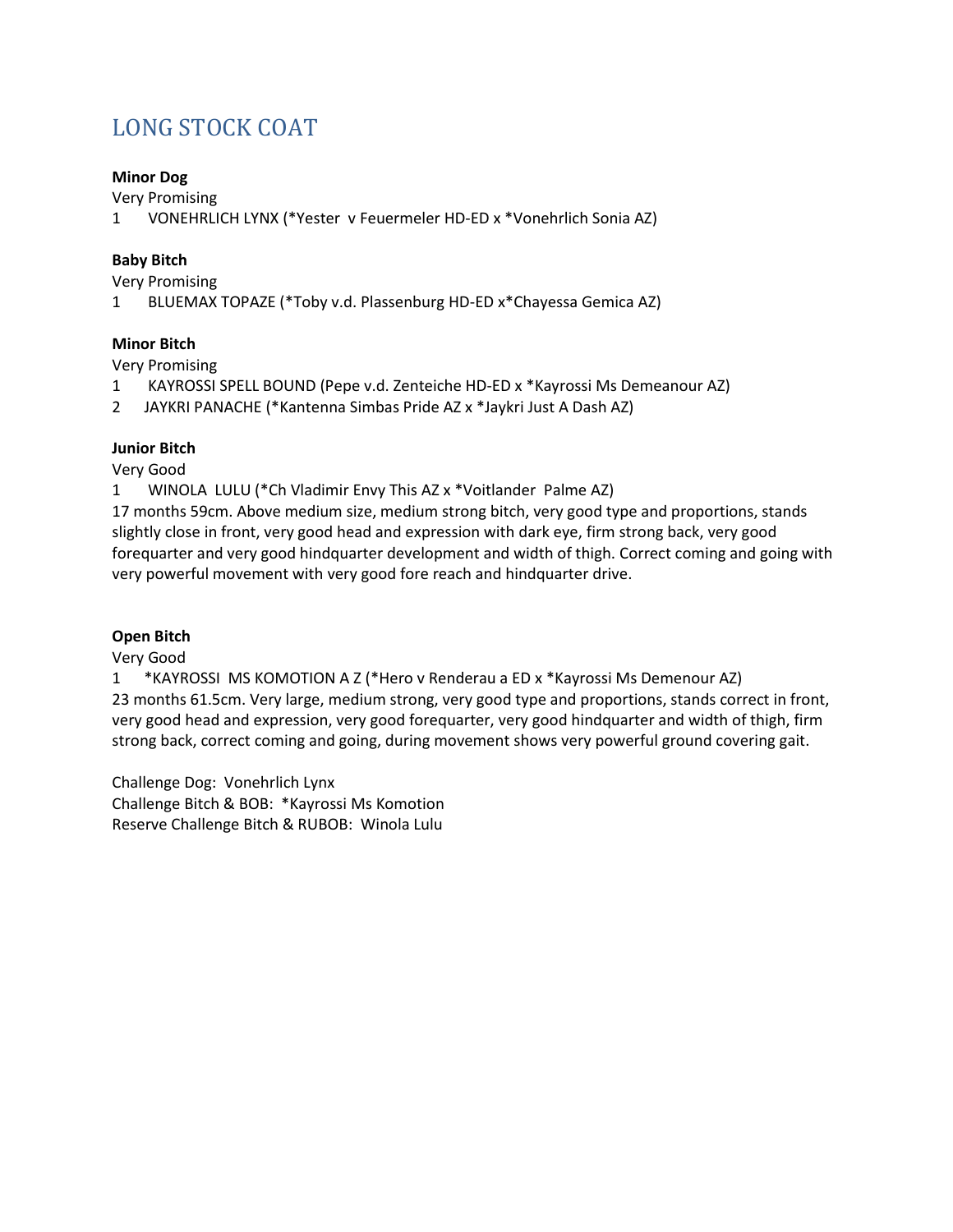## LONG STOCK COAT

**Minor Dog**

Very Promising

1 VONEHRLICH LYNX (*Yester v Feuermeler HD-ED x *Vonehrlich Sonia AZ)

**Baby Bitch**

Very Promising

1 BLUEMAX TOPAZE (*Toby v.d. Plassenburg HD-ED x*Chayessa Gemica AZ)

**Minor Bitch**

Very Promising

1 KAYROSSI SPELL BOUND (Pepe v.d. Zenteiche HD-ED x *Kayrossi Ms Demeanour AZ)

2 JAYKRI PANACHE (*Kantenna Simbas Pride AZ x *Jaykri Just A Dash AZ)

**Junior Bitch**

Very Good

1 WINOLA LULU (*Ch Vladimir Envy This AZ x *Voitlander Palme AZ)

17 months 59cm. Above medium size, medium strong bitch, very good type and proportions, stands slightly close in front, very good head and expression with dark eye, firm strong back, very good forequarter and very good hindquarter development and width of thigh. Correct coming and going with very powerful movement with very good fore reach and hindquarter drive.

**Open Bitch**

Very Good

1 *KAYROSSI MS KOMOTION A Z (*Hero v Renderau a ED x *Kayrossi Ms Demenour AZ)

23 months 61.5cm. Very large, medium strong, very good type and proportions, stands correct in front, very good head and expression, very good forequarter, very good hindquarter and width of thigh, firm strong back, correct coming and going, during movement shows very powerful ground covering gait.

Challenge Dog: Vonehrlich Lynx

Challenge Bitch & BOB: *Kayrossi Ms Komotion

Reserve Challenge Bitch & RUBOB: Winola Lulu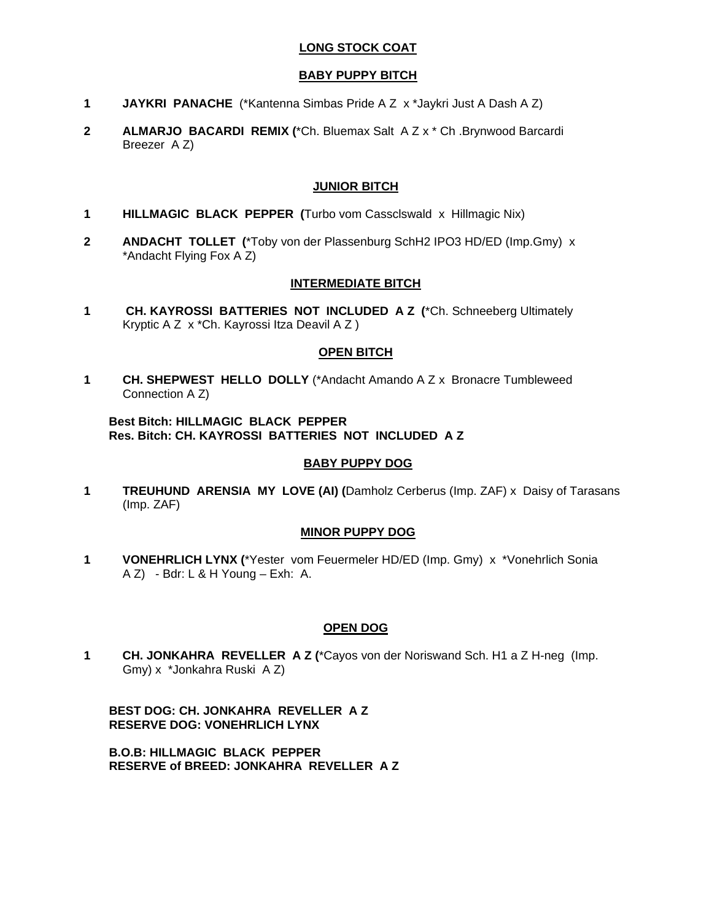## LONG STOCK COAT

### BABY PUPPY BITCH

1 **JAYKRI PANACHE** (*Kantenna Simbas Pride A Z x *Jaykri Just A Dash A Z)

2 **ALMARJO BACARDI REMIX (***Ch. Bluemax Salt A Z x * Ch .Brynwood Barcardi Breezer A Z)

### JUNIOR BITCH

1 **HILLMAGIC BLACK PEPPER (**Turbo vom Cassclswald x Hillmagic Nix)

2 **ANDACHT TOLLET (***Toby von der Plassenburg SchH2 IPO3 HD/ED (Imp.Gmy) x *Andacht Flying Fox A Z)

### INTERMEDIATE BITCH

1 **CH. KAYROSSI BATTERIES NOT INCLUDED A Z (***Ch. Schneeberg Ultimately Kryptic A Z x *Ch. Kayrossi Itza Deavil A Z )

### OPEN BITCH

1 **CH. SHEPWEST HELLO DOLLY** (*Andacht Amando A Z x Bronacre Tumbleweed Connection A Z)

**Best Bitch: HILLMAGIC BLACK PEPPER**
**Res. Bitch: CH. KAYROSSI BATTERIES NOT INCLUDED A Z**

### BABY PUPPY DOG

1 **TREUHUND ARENSIA MY LOVE (AI) (**Damholz Cerberus (Imp. ZAF) x Daisy of Tarasans (Imp. ZAF)

### MINOR PUPPY DOG

1 **VONEHRLICH LYNX (***Yester vom Feuermeler HD/ED (Imp. Gmy) x *Vonehrlich Sonia A Z) - Bdr: L & H Young – Exh: A.

### OPEN DOG

1 **CH. JONKAHRA REVELLER A Z (***Cayos von der Noriswand Sch. H1 a Z H-neg (Imp. Gmy) x *Jonkahra Ruski A Z)

**BEST DOG: CH. JONKAHRA REVELLER A Z**
**RESERVE DOG: VONEHRLICH LYNX**

**B.O.B: HILLMAGIC BLACK PEPPER**
**RESERVE of BREED: JONKAHRA REVELLER A Z**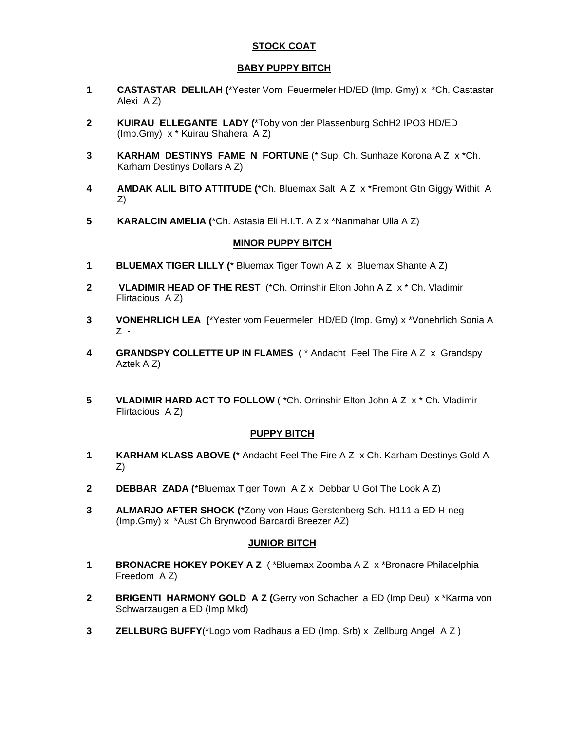## STOCK COAT

### BABY PUPPY BITCH

1 **CASTASTAR DELILAH (**\*Yester Vom Feuermeler HD/ED (Imp. Gmy) x \*Ch. Castastar Alexi A Z)

2 **KUIRAU ELLEGANTE LADY (**\*Toby von der Plassenburg SchH2 IPO3 HD/ED (Imp.Gmy) x \* Kuirau Shahera A Z)

3 **KARHAM DESTINYS FAME N FORTUNE** (\* Sup. Ch. Sunhaze Korona A Z x \*Ch. Karham Destinys Dollars A Z)

4 **AMDAK ALIL BITO ATTITUDE (**\*Ch. Bluemax Salt A Z x \*Fremont Gtn Giggy Withit A Z)

5 **KARALCIN AMELIA (**\*Ch. Astasia Eli H.I.T. A Z x \*Nanmahar Ulla A Z)

### MINOR PUPPY BITCH

1 **BLUEMAX TIGER LILLY (**\* Bluemax Tiger Town A Z x Bluemax Shante A Z)

2 **VLADIMIR HEAD OF THE REST** (\*Ch. Orrinshir Elton John A Z x \* Ch. Vladimir Flirtacious A Z)

3 **VONEHRLICH LEA (**\*Yester vom Feuermeler HD/ED (Imp. Gmy) x \*Vonehrlich Sonia A Z -

4 **GRANDSPY COLLETTE UP IN FLAMES** ( \* Andacht Feel The Fire A Z x Grandspy Aztek A Z)

5 **VLADIMIR HARD ACT TO FOLLOW** ( \*Ch. Orrinshir Elton John A Z x \* Ch. Vladimir Flirtacious A Z)

### PUPPY BITCH

1 **KARHAM KLASS ABOVE (**\* Andacht Feel The Fire A Z x Ch. Karham Destinys Gold A Z)

2 **DEBBAR ZADA (**\*Bluemax Tiger Town A Z x Debbar U Got The Look A Z)

3 **ALMARJO AFTER SHOCK (**\*Zony von Haus Gerstenberg Sch. H111 a ED H-neg (Imp.Gmy) x \*Aust Ch Brynwood Barcardi Breezer AZ)

### JUNIOR BITCH

1 **BRONACRE HOKEY POKEY A Z** ( \*Bluemax Zoomba A Z x \*Bronacre Philadelphia Freedom A Z)

2 **BRIGENTI HARMONY GOLD A Z (**Gerry von Schacher a ED (Imp Deu) x \*Karma von Schwarzaugen a ED (Imp Mkd)

3 **ZELLBURG BUFFY**(\*Logo vom Radhaus a ED (Imp. Srb) x Zellburg Angel A Z )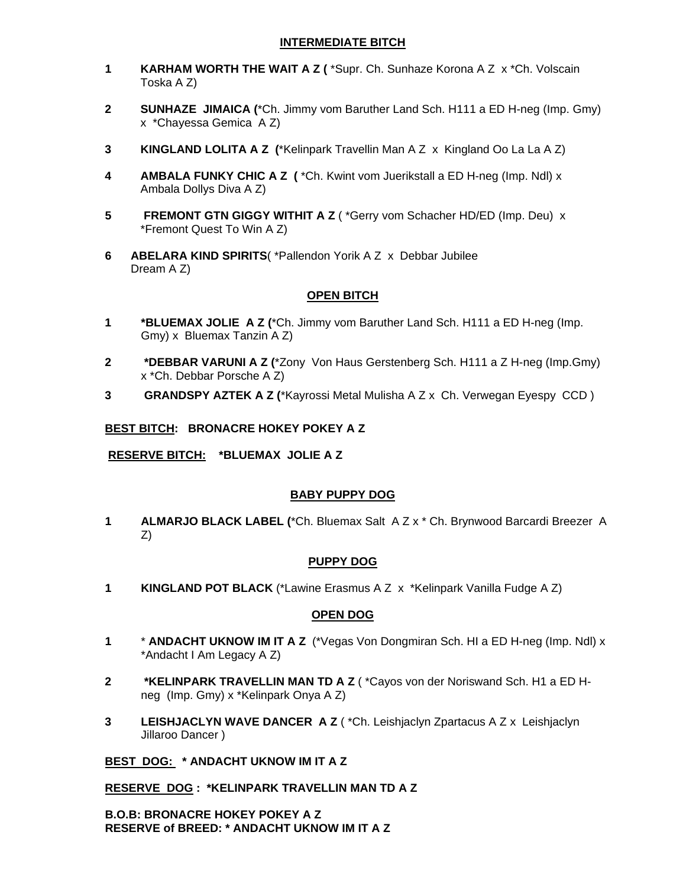### INTERMEDIATE BITCH

1 **KARHAM WORTH THE WAIT A Z (** *Supr. Ch. Sunhaze Korona A Z x *Ch. Volscain Toska A Z)

2 **SUNHAZE JIMAICA (***Ch. Jimmy vom Baruther Land Sch. H111 a ED H-neg (Imp. Gmy) x *Chayessa Gemica A Z)

3 **KINGLAND LOLITA A Z (***Kelinpark Travellin Man A Z x Kingland Oo La La A Z)

4 **AMBALA FUNKY CHIC A Z (** *Ch. Kwint vom Juerikstall a ED H-neg (Imp. Ndl) x Ambala Dollys Diva A Z)

5 **FREMONT GTN GIGGY WITHIT A Z** ( *Gerry vom Schacher HD/ED (Imp. Deu) x *Fremont Quest To Win A Z)

6 **ABELARA KIND SPIRITS**( *Pallendon Yorik A Z x Debbar Jubilee Dream A Z)

### OPEN BITCH

1 ***BLUEMAX JOLIE A Z (***Ch. Jimmy vom Baruther Land Sch. H111 a ED H-neg (Imp. Gmy) x Bluemax Tanzin A Z)

2 ***DEBBAR VARUNI A Z (***Zony Von Haus Gerstenberg Sch. H111 a Z H-neg (Imp.Gmy) x *Ch. Debbar Porsche A Z)

3 **GRANDSPY AZTEK A Z (***Kayrossi Metal Mulisha A Z x Ch. Verwegan Eyespy CCD )

**BEST BITCH: BRONACRE HOKEY POKEY A Z**

**RESERVE BITCH: *BLUEMAX JOLIE A Z**

### BABY PUPPY DOG

1 **ALMARJO BLACK LABEL (***Ch. Bluemax Salt A Z x * Ch. Brynwood Barcardi Breezer A Z)

### PUPPY DOG

1 **KINGLAND POT BLACK** (*Lawine Erasmus A Z x *Kelinpark Vanilla Fudge A Z)

### OPEN DOG

1 * **ANDACHT UKNOW IM IT A Z** (*Vegas Von Dongmiran Sch. HI a ED H-neg (Imp. Ndl) x *Andacht I Am Legacy A Z)

2 ***KELINPARK TRAVELLIN MAN TD A Z** ( *Cayos von der Noriswand Sch. H1 a ED H-neg (Imp. Gmy) x *Kelinpark Onya A Z)

3 **LEISHJACLYN WAVE DANCER A Z** ( *Ch. Leishjaclyn Zpartacus A Z x Leishjaclyn Jillaroo Dancer )

**BEST DOG: * ANDACHT UKNOW IM IT A Z**

**RESERVE DOG : *KELINPARK TRAVELLIN MAN TD A Z**

**B.O.B: BRONACRE HOKEY POKEY A Z**
**RESERVE of BREED: * ANDACHT UKNOW IM IT A Z**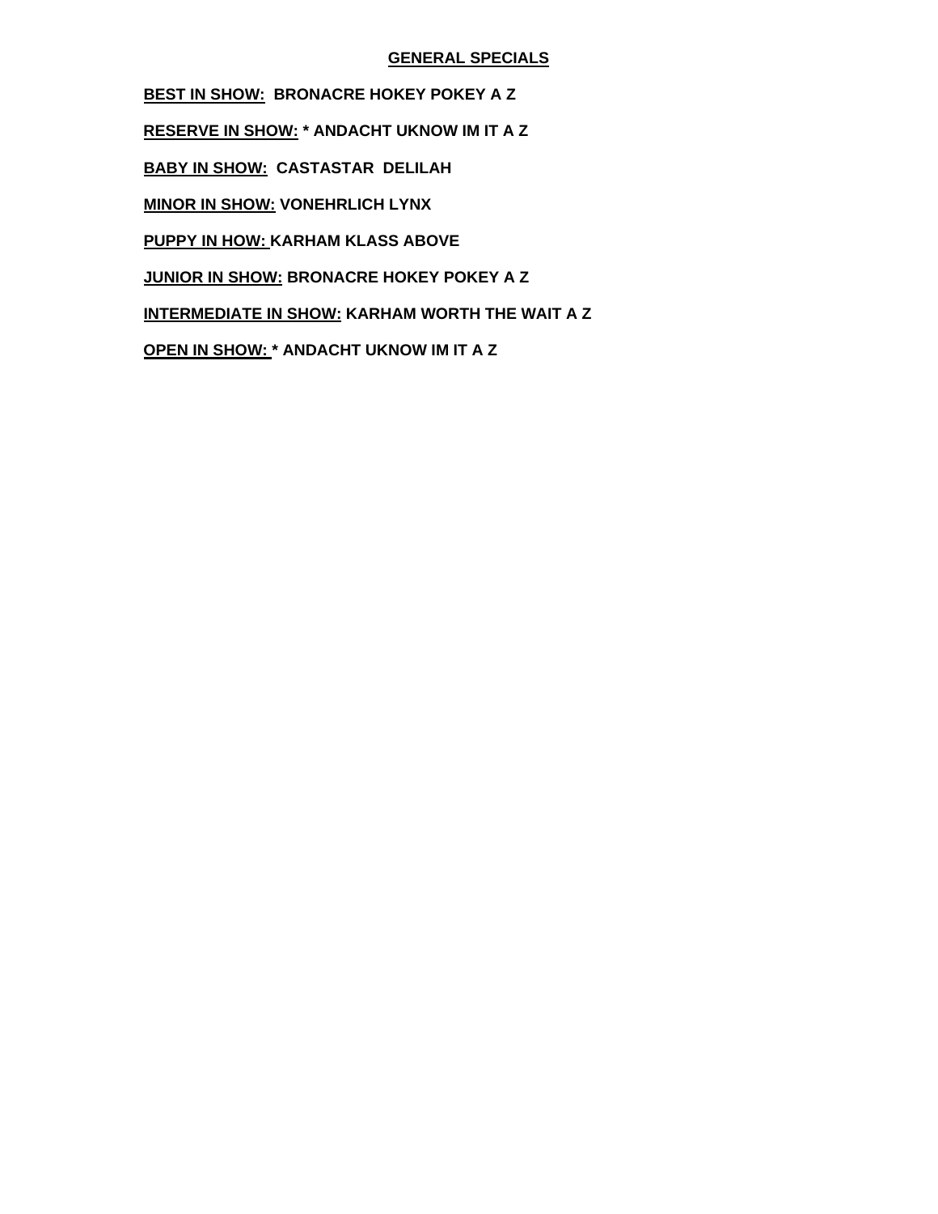## GENERAL SPECIALS

**BEST IN SHOW:** **BRONACRE HOKEY POKEY A Z**

**RESERVE IN SHOW:** **\* ANDACHT UKNOW IM IT A Z**

**BABY IN SHOW:** **CASTASTAR DELILAH**

**MINOR IN SHOW:** **VONEHRLICH LYNX**

**PUPPY IN HOW:** **KARHAM KLASS ABOVE**

**JUNIOR IN SHOW:** **BRONACRE HOKEY POKEY A Z**

**INTERMEDIATE IN SHOW:** **KARHAM WORTH THE WAIT A Z**

**OPEN IN SHOW:** **\* ANDACHT UKNOW IM IT A Z**